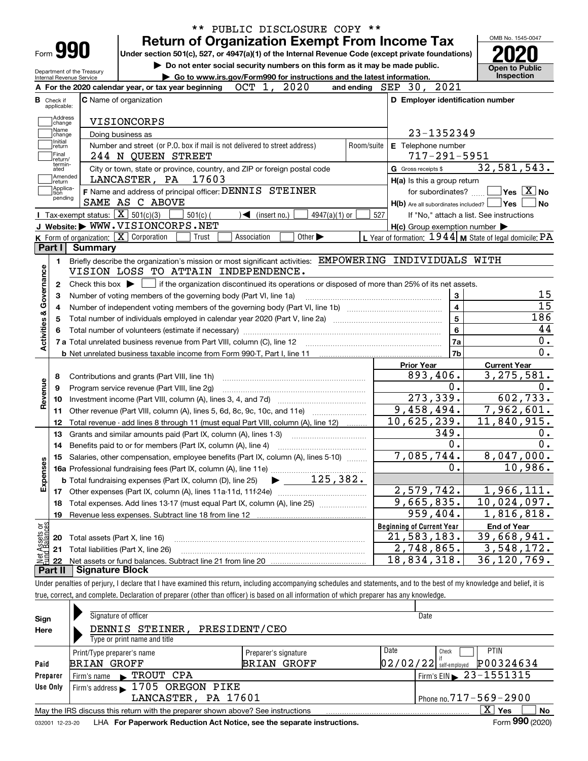** PUBLIC DISCLOSURE COPY **

# Form 990 — Return of Organization Exempt From Income Tax

Under section 501(c), 527, or 4947(a)(1) of the Internal Revenue Code (except private foundations)

▶ Do not enter social security numbers on this form as it may be made public.

▶ Go to www.irs.gov/Form990 for instructions and the latest information.

Department of the Treasury
Internal Revenue Service

OMB No. 1545-0047

**2020**

Open to Public Inspection

**A** For the 2020 calendar year, or tax year beginning OCT 1, 2020 and ending SEP 30, 2021

**B** Check if applicable: Address change, Name change, Initial return, Final return/terminated, Amended return, Application pending

**C** Name of organization: VISIONCORPS

Doing business as

Number and street (or P.O. box if mail is not delivered to street address): 244 N QUEEN STREET — Room/suite

City or town, state or province, country, and ZIP or foreign postal code: LANCASTER, PA 17603

**D** Employer identification number: 23-1352349

**E** Telephone number: 717-291-5951

**G** Gross receipts $ 32,581,543.

**F** Name and address of principal officer: DENNIS STEINER, SAME AS C ABOVE

**H(a)** Is this a group return for subordinates? ☐ Yes ☒ No

**H(b)** Are all subordinates included? ☐ Yes ☐ No — If "No," attach a list. See instructions

**H(c)** Group exemption number ▶

**I** Tax-exempt status: ☒ 501(c)(3) ☐ 501(c) ( ) ◀ (insert no.) ☐ 4947(a)(1) or ☐ 527

**J** Website: ▶ WWW.VISIONCORPS.NET

**K** Form of organization: ☒ Corporation ☐ Trust ☐ Association ☐ Other ▶

**L** Year of formation: 1944 **M** State of legal domicile: PA

## Part I Summary

**Activities & Governance**

1. Briefly describe the organization's mission or most significant activities: EMPOWERING INDIVIDUALS WITH VISION LOSS TO ATTAIN INDEPENDENCE.
2. Check this box ▶ ☐ if the organization discontinued its operations or disposed of more than 25% of its net assets.

| Line | Description | | Value |
|---|---|---|---|
| 3 | Number of voting members of the governing body (Part VI, line 1a) | 3 | 15 |
| 4 | Number of independent voting members of the governing body (Part VI, line 1b) | 4 | 15 |
| 5 | Total number of individuals employed in calendar year 2020 (Part V, line 2a) | 5 | 186 |
| 6 | Total number of volunteers (estimate if necessary) | 6 | 44 |
| 7a | Total unrelated business revenue from Part VIII, column (C), line 12 | 7a | 0. |
| 7b | Net unrelated business taxable income from Form 990-T, Part I, line 11 | 7b | 0. |

| | Line | Description | Prior Year | Current Year |
|---|---|---|---|---|
| Revenue | 8 | Contributions and grants (Part VIII, line 1h) | 893,406. | 3,275,581. |
| | 9 | Program service revenue (Part VIII, line 2g) | 0. | 0. |
| | 10 | Investment income (Part VIII, column (A), lines 3, 4, and 7d) | 273,339. | 602,733. |
| | 11 | Other revenue (Part VIII, column (A), lines 5, 6d, 8c, 9c, 10c, and 11e) | 9,458,494. | 7,962,601. |
| | 12 | Total revenue - add lines 8 through 11 (must equal Part VIII, column (A), line 12) | 10,625,239. | 11,840,915. |
| Expenses | 13 | Grants and similar amounts paid (Part IX, column (A), lines 1-3) | 349. | 0. |
| | 14 | Benefits paid to or for members (Part IX, column (A), line 4) | 0. | 0. |
| | 15 | Salaries, other compensation, employee benefits (Part IX, column (A), lines 5-10) | 7,085,744. | 8,047,000. |
| | 16a | Professional fundraising fees (Part IX, column (A), line 11e) | 0. | 10,986. |
| | b | Total fundraising expenses (Part IX, column (D), line 25) ▶ 125,382. | | |
| | 17 | Other expenses (Part IX, column (A), lines 11a-11d, 11f-24e) | 2,579,742. | 1,966,111. |
| | 18 | Total expenses. Add lines 13-17 (must equal Part IX, column (A), line 25) | 9,665,835. | 10,024,097. |
| | 19 | Revenue less expenses. Subtract line 18 from line 12 | 959,404. | 1,816,818. |

| | Line | Description | Beginning of Current Year | End of Year |
|---|---|---|---|---|
| Net Assets or Fund Balances | 20 | Total assets (Part X, line 16) | 21,583,183. | 39,668,941. |
| | 21 | Total liabilities (Part X, line 26) | 2,748,865. | 3,548,172. |
| | 22 | Net assets or fund balances. Subtract line 21 from line 20 | 18,834,318. | 36,120,769. |

## Part II Signature Block

Under penalties of perjury, I declare that I have examined this return, including accompanying schedules and statements, and to the best of my knowledge and belief, it is true, correct, and complete. Declaration of preparer (other than officer) is based on all information of which preparer has any knowledge.

**Sign Here**

Signature of officer — Date

DENNIS STEINER, PRESIDENT/CEO
Type or print name and title

**Paid Preparer Use Only**

| Print/Type preparer's name | Preparer's signature | Date | Check if self-employed | PTIN |
|---|---|---|---|---|
| BRIAN GROFF | BRIAN GROFF | 02/02/22 | ☐ | P00324634 |

Firm's name ▶ TROUT CPA — Firm's EIN ▶ 23-1551315

Firm's address ▶ 1705 OREGON PIKE, LANCASTER, PA 17601 — Phone no. 717-569-2900

May the IRS discuss this return with the preparer shown above? See instructions ☒ Yes ☐ No

032001 12-23-20 LHA For Paperwork Reduction Act Notice, see the separate instructions. Form **990** (2020)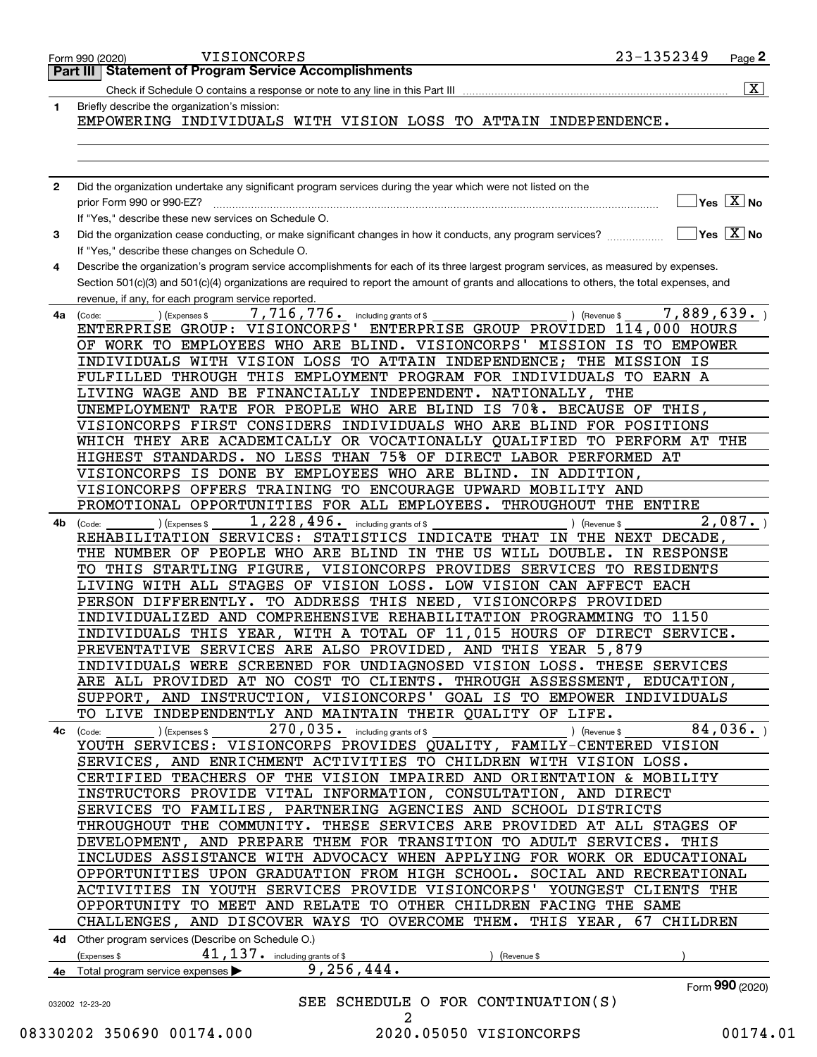Form 990 (2020) VISIONCORPS 23-1352349

## Part III Statement of Program Service Accomplishments

Check if Schedule O contains a response or note to any line in this Part III [X]

**1** Briefly describe the organization's mission:

EMPOWERING INDIVIDUALS WITH VISION LOSS TO ATTAIN INDEPENDENCE.

**2** Did the organization undertake any significant program services during the year which were not listed on the prior Form 990 or 990-EZ? [ ] Yes [X] No

If "Yes," describe these new services on Schedule O.

**3** Did the organization cease conducting, or make significant changes in how it conducts, any program services? [ ] Yes [X] No

If "Yes," describe these changes on Schedule O.

**4** Describe the organization's program service accomplishments for each of its three largest program services, as measured by expenses. Section 501(c)(3) and 501(c)(4) organizations are required to report the amount of grants and allocations to others, the total expenses, and revenue, if any, for each program service reported.

**4a** (Code: ) (Expenses $ 7,716,776. including grants of $ ) (Revenue $ 7,889,639. )

ENTERPRISE GROUP: VISIONCORPS' ENTERPRISE GROUP PROVIDED 114,000 HOURS OF WORK TO EMPLOYEES WHO ARE BLIND. VISIONCORPS' MISSION IS TO EMPOWER INDIVIDUALS WITH VISION LOSS TO ATTAIN INDEPENDENCE; THE MISSION IS FULFILLED THROUGH THIS EMPLOYMENT PROGRAM FOR INDIVIDUALS TO EARN A LIVING WAGE AND BE FINANCIALLY INDEPENDENT. NATIONALLY, THE UNEMPLOYMENT RATE FOR PEOPLE WHO ARE BLIND IS 70%. BECAUSE OF THIS, VISIONCORPS FIRST CONSIDERS INDIVIDUALS WHO ARE BLIND FOR POSITIONS WHICH THEY ARE ACADEMICALLY OR VOCATIONALLY QUALIFIED TO PERFORM AT THE HIGHEST STANDARDS. NO LESS THAN 75% OF DIRECT LABOR PERFORMED AT VISIONCORPS IS DONE BY EMPLOYEES WHO ARE BLIND. IN ADDITION, VISIONCORPS OFFERS TRAINING TO ENCOURAGE UPWARD MOBILITY AND PROMOTIONAL OPPORTUNITIES FOR ALL EMPLOYEES. THROUGHOUT THE ENTIRE

**4b** (Code: ) (Expenses $ 1,228,496. including grants of $ ) (Revenue $ 2,087. )

REHABILITATION SERVICES: STATISTICS INDICATE THAT IN THE NEXT DECADE, THE NUMBER OF PEOPLE WHO ARE BLIND IN THE US WILL DOUBLE. IN RESPONSE TO THIS STARTLING FIGURE, VISIONCORPS PROVIDES SERVICES TO RESIDENTS LIVING WITH ALL STAGES OF VISION LOSS. LOW VISION CAN AFFECT EACH PERSON DIFFERENTLY. TO ADDRESS THIS NEED, VISIONCORPS PROVIDED INDIVIDUALIZED AND COMPREHENSIVE REHABILITATION PROGRAMMING TO 1150 INDIVIDUALS THIS YEAR, WITH A TOTAL OF 11,015 HOURS OF DIRECT SERVICE. PREVENTATIVE SERVICES ARE ALSO PROVIDED, AND THIS YEAR 5,879 INDIVIDUALS WERE SCREENED FOR UNDIAGNOSED VISION LOSS. THESE SERVICES ARE ALL PROVIDED AT NO COST TO CLIENTS. THROUGH ASSESSMENT, EDUCATION, SUPPORT, AND INSTRUCTION, VISIONCORPS' GOAL IS TO EMPOWER INDIVIDUALS TO LIVE INDEPENDENTLY AND MAINTAIN THEIR QUALITY OF LIFE.

**4c** (Code: ) (Expenses $ 270,035. including grants of $ ) (Revenue $ 84,036. )

YOUTH SERVICES: VISIONCORPS PROVIDES QUALITY, FAMILY-CENTERED VISION SERVICES, AND ENRICHMENT ACTIVITIES TO CHILDREN WITH VISION LOSS. CERTIFIED TEACHERS OF THE VISION IMPAIRED AND ORIENTATION & MOBILITY INSTRUCTORS PROVIDE VITAL INFORMATION, CONSULTATION, AND DIRECT SERVICES TO FAMILIES, PARTNERING AGENCIES AND SCHOOL DISTRICTS THROUGHOUT THE COMMUNITY. THESE SERVICES ARE PROVIDED AT ALL STAGES OF DEVELOPMENT, AND PREPARE THEM FOR TRANSITION TO ADULT SERVICES. THIS INCLUDES ASSISTANCE WITH ADVOCACY WHEN APPLYING FOR WORK OR EDUCATIONAL OPPORTUNITIES UPON GRADUATION FROM HIGH SCHOOL. SOCIAL AND RECREATIONAL ACTIVITIES IN YOUTH SERVICES PROVIDE VISIONCORPS' YOUNGEST CLIENTS THE OPPORTUNITY TO MEET AND RELATE TO OTHER CHILDREN FACING THE SAME CHALLENGES, AND DISCOVER WAYS TO OVERCOME THEM. THIS YEAR, 67 CHILDREN

**4d** Other program services (Describe on Schedule O.)

(Expenses $ 41,137. including grants of $ ) (Revenue $ )

**4e** Total program service expenses ▶ 9,256,444.

Form **990** (2020)

SEE SCHEDULE O FOR CONTINUATION(S)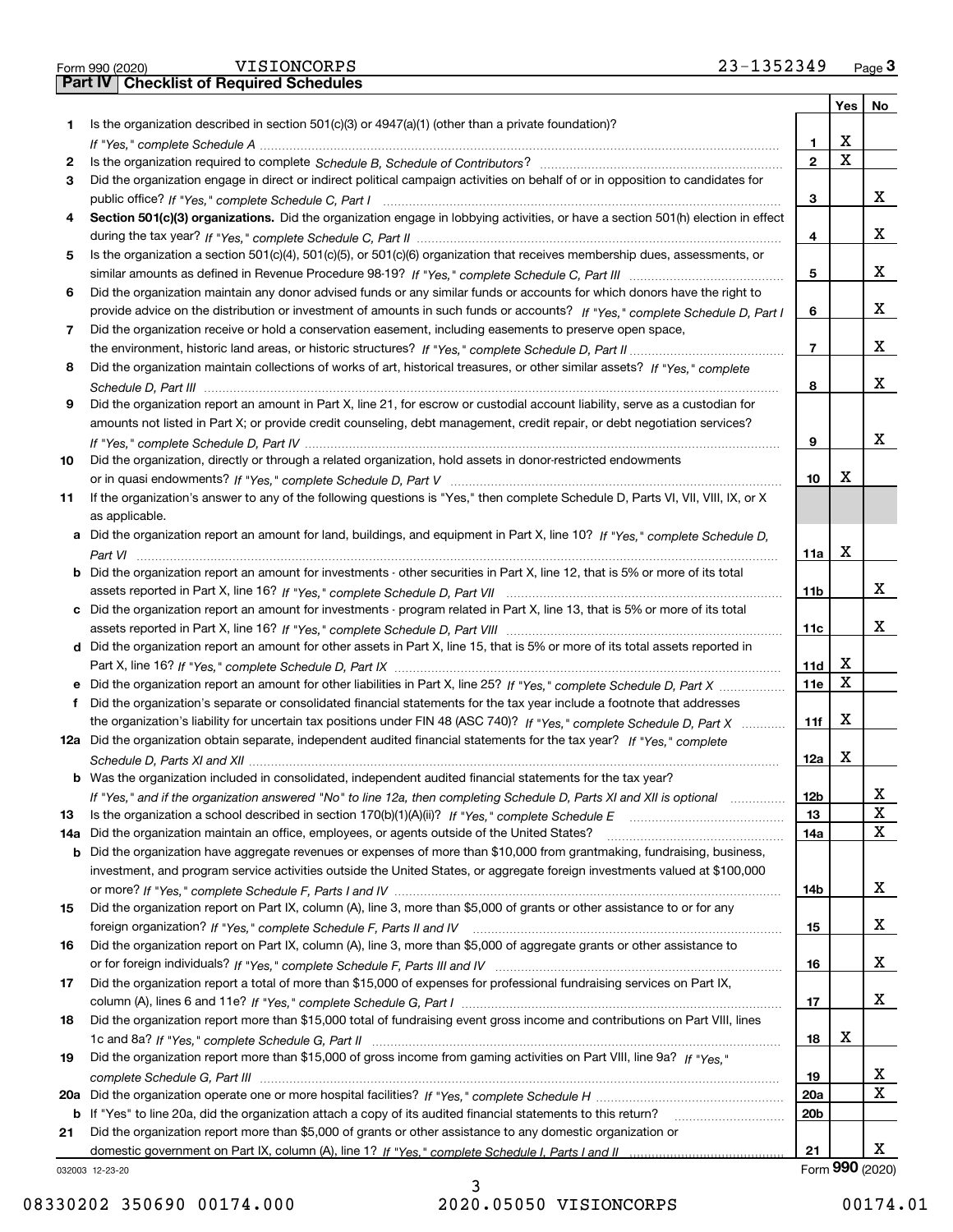Form 990 (2020) VISIONCORPS 23-1352349

## Part IV | Checklist of Required Schedules

| | | | Yes | No |
|---|---|---|---|---|
| 1 | Is the organization described in section 501(c)(3) or 4947(a)(1) (other than a private foundation)? *If "Yes," complete Schedule A* | 1 | X | |
| 2 | Is the organization required to complete *Schedule B, Schedule of Contributors*? | 2 | X | |
| 3 | Did the organization engage in direct or indirect political campaign activities on behalf of or in opposition to candidates for public office? *If "Yes," complete Schedule C, Part I* | 3 | | X |
| 4 | **Section 501(c)(3) organizations.** Did the organization engage in lobbying activities, or have a section 501(h) election in effect during the tax year? *If "Yes," complete Schedule C, Part II* | 4 | | X |
| 5 | Is the organization a section 501(c)(4), 501(c)(5), or 501(c)(6) organization that receives membership dues, assessments, or similar amounts as defined in Revenue Procedure 98-19? *If "Yes," complete Schedule C, Part III* | 5 | | X |
| 6 | Did the organization maintain any donor advised funds or any similar funds or accounts for which donors have the right to provide advice on the distribution or investment of amounts in such funds or accounts? *If "Yes," complete Schedule D, Part I* | 6 | | X |
| 7 | Did the organization receive or hold a conservation easement, including easements to preserve open space, the environment, historic land areas, or historic structures? *If "Yes," complete Schedule D, Part II* | 7 | | X |
| 8 | Did the organization maintain collections of works of art, historical treasures, or other similar assets? *If "Yes," complete Schedule D, Part III* | 8 | | X |
| 9 | Did the organization report an amount in Part X, line 21, for escrow or custodial account liability, serve as a custodian for amounts not listed in Part X; or provide credit counseling, debt management, credit repair, or debt negotiation services? *If "Yes," complete Schedule D, Part IV* | 9 | | X |
| 10 | Did the organization, directly or through a related organization, hold assets in donor-restricted endowments or in quasi endowments? *If "Yes," complete Schedule D, Part V* | 10 | X | |
| 11 | If the organization's answer to any of the following questions is "Yes," then complete Schedule D, Parts VI, VII, VIII, IX, or X as applicable. | | | |
| a | Did the organization report an amount for land, buildings, and equipment in Part X, line 10? *If "Yes," complete Schedule D, Part VI* | 11a | X | |
| b | Did the organization report an amount for investments - other securities in Part X, line 12, that is 5% or more of its total assets reported in Part X, line 16? *If "Yes," complete Schedule D, Part VII* | 11b | | X |
| c | Did the organization report an amount for investments - program related in Part X, line 13, that is 5% or more of its total assets reported in Part X, line 16? *If "Yes," complete Schedule D, Part VIII* | 11c | | X |
| d | Did the organization report an amount for other assets in Part X, line 15, that is 5% or more of its total assets reported in Part X, line 16? *If "Yes," complete Schedule D, Part IX* | 11d | X | |
| e | Did the organization report an amount for other liabilities in Part X, line 25? *If "Yes," complete Schedule D, Part X* | 11e | X | |
| f | Did the organization's separate or consolidated financial statements for the tax year include a footnote that addresses the organization's liability for uncertain tax positions under FIN 48 (ASC 740)? *If "Yes," complete Schedule D, Part X* | 11f | X | |
| 12a | Did the organization obtain separate, independent audited financial statements for the tax year? *If "Yes," complete Schedule D, Parts XI and XII* | 12a | X | |
| b | Was the organization included in consolidated, independent audited financial statements for the tax year? *If "Yes," and if the organization answered "No" to line 12a, then completing Schedule D, Parts XI and XII is optional* | 12b | | X |
| 13 | Is the organization a school described in section 170(b)(1)(A)(ii)? *If "Yes," complete Schedule E* | 13 | | X |
| 14a | Did the organization maintain an office, employees, or agents outside of the United States? | 14a | | X |
| b | Did the organization have aggregate revenues or expenses of more than $10,000 from grantmaking, fundraising, business, investment, and program service activities outside the United States, or aggregate foreign investments valued at $100,000 or more? *If "Yes," complete Schedule F, Parts I and IV* | 14b | | X |
| 15 | Did the organization report on Part IX, column (A), line 3, more than $5,000 of grants or other assistance to or for any foreign organization? *If "Yes," complete Schedule F, Parts II and IV* | 15 | | X |
| 16 | Did the organization report on Part IX, column (A), line 3, more than $5,000 of aggregate grants or other assistance to or for foreign individuals? *If "Yes," complete Schedule F, Parts III and IV* | 16 | | X |
| 17 | Did the organization report a total of more than $15,000 of expenses for professional fundraising services on Part IX, column (A), lines 6 and 11e? *If "Yes," complete Schedule G, Part I* | 17 | | X |
| 18 | Did the organization report more than $15,000 total of fundraising event gross income and contributions on Part VIII, lines 1c and 8a? *If "Yes," complete Schedule G, Part II* | 18 | X | |
| 19 | Did the organization report more than $15,000 of gross income from gaming activities on Part VIII, line 9a? *If "Yes," complete Schedule G, Part III* | 19 | | X |
| 20a | Did the organization operate one or more hospital facilities? *If "Yes," complete Schedule H* | 20a | | X |
| b | If "Yes" to line 20a, did the organization attach a copy of its audited financial statements to this return? | 20b | | |
| 21 | Did the organization report more than $5,000 of grants or other assistance to any domestic organization or domestic government on Part IX, column (A), line 1? *If "Yes," complete Schedule I, Parts I and II* | 21 | | X |

032003 12-23-20 Form **990** (2020)

08330202 350690 00174.000 2020.05050 VISIONCORPS 00174.01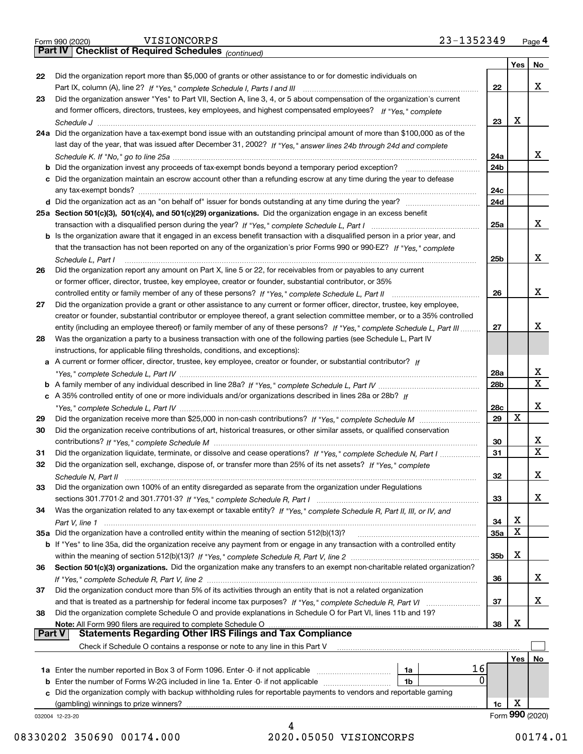Form 990 (2020) VISIONCORPS 23-1352349 Page 4

**Part IV Checklist of Required Schedules** *(continued)*

| | | | Yes | No |
|---|---|---|---|---|
| 22 | Did the organization report more than $5,000 of grants or other assistance to or for domestic individuals on Part IX, column (A), line 2? *If "Yes," complete Schedule I, Parts I and III* | 22 | | X |
| 23 | Did the organization answer "Yes" to Part VII, Section A, line 3, 4, or 5 about compensation of the organization's current and former officers, directors, trustees, key employees, and highest compensated employees? *If "Yes," complete Schedule J* | 23 | X | |
| 24a | Did the organization have a tax-exempt bond issue with an outstanding principal amount of more than $100,000 as of the last day of the year, that was issued after December 31, 2002? *If "Yes," answer lines 24b through 24d and complete Schedule K. If "No," go to line 25a* | 24a | | X |
| b | Did the organization invest any proceeds of tax-exempt bonds beyond a temporary period exception? | 24b | | |
| c | Did the organization maintain an escrow account other than a refunding escrow at any time during the year to defease any tax-exempt bonds? | 24c | | |
| d | Did the organization act as an "on behalf of" issuer for bonds outstanding at any time during the year? | 24d | | |
| 25a | **Section 501(c)(3), 501(c)(4), and 501(c)(29) organizations.** Did the organization engage in an excess benefit transaction with a disqualified person during the year? *If "Yes," complete Schedule L, Part I* | 25a | | X |
| b | Is the organization aware that it engaged in an excess benefit transaction with a disqualified person in a prior year, and that the transaction has not been reported on any of the organization's prior Forms 990 or 990-EZ? *If "Yes," complete Schedule L, Part I* | 25b | | X |
| 26 | Did the organization report any amount on Part X, line 5 or 22, for receivables from or payables to any current or former officer, director, trustee, key employee, creator or founder, substantial contributor, or 35% controlled entity or family member of any of these persons? *If "Yes," complete Schedule L, Part II* | 26 | | X |
| 27 | Did the organization provide a grant or other assistance to any current or former officer, director, trustee, key employee, creator or founder, substantial contributor or employee thereof, a grant selection committee member, or to a 35% controlled entity (including an employee thereof) or family member of any of these persons? *If "Yes," complete Schedule L, Part III* | 27 | | X |
| 28 | Was the organization a party to a business transaction with one of the following parties (see Schedule L, Part IV instructions, for applicable filing thresholds, conditions, and exceptions): | | | |
| a | A current or former officer, director, trustee, key employee, creator or founder, or substantial contributor? *If "Yes," complete Schedule L, Part IV* | 28a | | X |
| b | A family member of any individual described in line 28a? *If "Yes," complete Schedule L, Part IV* | 28b | | X |
| c | A 35% controlled entity of one or more individuals and/or organizations described in lines 28a or 28b? *If "Yes," complete Schedule L, Part IV* | 28c | | X |
| 29 | Did the organization receive more than $25,000 in non-cash contributions? *If "Yes," complete Schedule M* | 29 | X | |
| 30 | Did the organization receive contributions of art, historical treasures, or other similar assets, or qualified conservation contributions? *If "Yes," complete Schedule M* | 30 | | X |
| 31 | Did the organization liquidate, terminate, or dissolve and cease operations? *If "Yes," complete Schedule N, Part I* | 31 | | X |
| 32 | Did the organization sell, exchange, dispose of, or transfer more than 25% of its net assets? *If "Yes," complete Schedule N, Part II* | 32 | | X |
| 33 | Did the organization own 100% of an entity disregarded as separate from the organization under Regulations sections 301.7701-2 and 301.7701-3? *If "Yes," complete Schedule R, Part I* | 33 | | X |
| 34 | Was the organization related to any tax-exempt or taxable entity? *If "Yes," complete Schedule R, Part II, III, or IV, and Part V, line 1* | 34 | X | |
| 35a | Did the organization have a controlled entity within the meaning of section 512(b)(13)? | 35a | X | |
| b | If "Yes" to line 35a, did the organization receive any payment from or engage in any transaction with a controlled entity within the meaning of section 512(b)(13)? *If "Yes," complete Schedule R, Part V, line 2* | 35b | X | |
| 36 | **Section 501(c)(3) organizations.** Did the organization make any transfers to an exempt non-charitable related organization? *If "Yes," complete Schedule R, Part V, line 2* | 36 | | X |
| 37 | Did the organization conduct more than 5% of its activities through an entity that is not a related organization and that is treated as a partnership for federal income tax purposes? *If "Yes," complete Schedule R, Part VI* | 37 | | X |
| 38 | Did the organization complete Schedule O and provide explanations in Schedule O for Part VI, lines 11b and 19? **Note:** All Form 990 filers are required to complete Schedule O | 38 | X | |

**Part V Statements Regarding Other IRS Filings and Tax Compliance**

Check if Schedule O contains a response or note to any line in this Part V ☐

| | | | | | Yes | No |
|---|---|---|---|---|---|---|
| 1a | Enter the number reported in Box 3 of Form 1096. Enter -0- if not applicable | 1a | 16 | | | |
| b | Enter the number of Forms W-2G included in line 1a. Enter -0- if not applicable | 1b | 0 | | | |
| c | Did the organization comply with backup withholding rules for reportable payments to vendors and reportable gaming (gambling) winnings to prize winners? | | | 1c | X | |

032004 12-23-20 Form **990** (2020)

08330202 350690 00174.000 2020.05050 VISIONCORPS 00174.01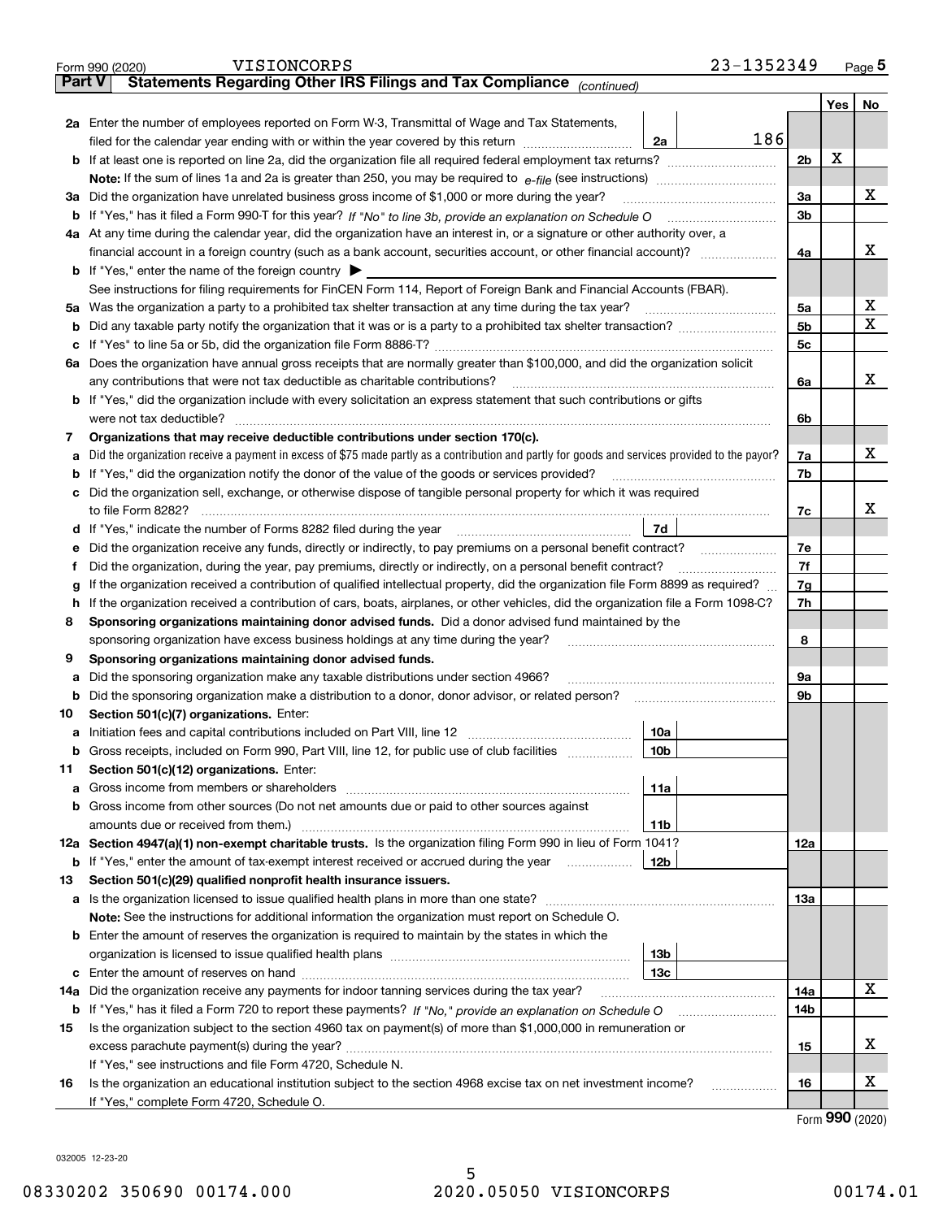Form 990 (2020) VISIONCORPS 23-1352349 Page 5

**Part V Statements Regarding Other IRS Filings and Tax Compliance** *(continued)*

| | | | | | Yes | No |
|---|---|---|---|---|---|---|
| **2a** | Enter the number of employees reported on Form W-3, Transmittal of Wage and Tax Statements, filed for the calendar year ending with or within the year covered by this return | 2a | 186 | | | |
| **b** | If at least one is reported on line 2a, did the organization file all required federal employment tax returns? | | | 2b | X | |
| | **Note:** If the sum of lines 1a and 2a is greater than 250, you may be required to *e-file* (see instructions) | | | | | |
| **3a** | Did the organization have unrelated business gross income of $1,000 or more during the year? | | | 3a | | X |
| **b** | If "Yes," has it filed a Form 990-T for this year? *If "No" to line 3b, provide an explanation on Schedule O* | | | 3b | | |
| **4a** | At any time during the calendar year, did the organization have an interest in, or a signature or other authority over, a financial account in a foreign country (such as a bank account, securities account, or other financial account)? | | | 4a | | X |
| **b** | If "Yes," enter the name of the foreign country ▶ | | | | | |
| | See instructions for filing requirements for FinCEN Form 114, Report of Foreign Bank and Financial Accounts (FBAR). | | | | | |
| **5a** | Was the organization a party to a prohibited tax shelter transaction at any time during the tax year? | | | 5a | | X |
| **b** | Did any taxable party notify the organization that it was or is a party to a prohibited tax shelter transaction? | | | 5b | | X |
| **c** | If "Yes" to line 5a or 5b, did the organization file Form 8886-T? | | | 5c | | |
| **6a** | Does the organization have annual gross receipts that are normally greater than $100,000, and did the organization solicit any contributions that were not tax deductible as charitable contributions? | | | 6a | | X |
| **b** | If "Yes," did the organization include with every solicitation an express statement that such contributions or gifts were not tax deductible? | | | 6b | | |
| **7** | **Organizations that may receive deductible contributions under section 170(c).** | | | | | |
| **a** | Did the organization receive a payment in excess of $75 made partly as a contribution and partly for goods and services provided to the payor? | | | 7a | | X |
| **b** | If "Yes," did the organization notify the donor of the value of the goods or services provided? | | | 7b | | |
| **c** | Did the organization sell, exchange, or otherwise dispose of tangible personal property for which it was required to file Form 8282? | | | 7c | | X |
| **d** | If "Yes," indicate the number of Forms 8282 filed during the year | 7d | | | | |
| **e** | Did the organization receive any funds, directly or indirectly, to pay premiums on a personal benefit contract? | | | 7e | | |
| **f** | Did the organization, during the year, pay premiums, directly or indirectly, on a personal benefit contract? | | | 7f | | |
| **g** | If the organization received a contribution of qualified intellectual property, did the organization file Form 8899 as required? | | | 7g | | |
| **h** | If the organization received a contribution of cars, boats, airplanes, or other vehicles, did the organization file a Form 1098-C? | | | 7h | | |
| **8** | **Sponsoring organizations maintaining donor advised funds.** Did a donor advised fund maintained by the sponsoring organization have excess business holdings at any time during the year? | | | 8 | | |
| **9** | **Sponsoring organizations maintaining donor advised funds.** | | | | | |
| **a** | Did the sponsoring organization make any taxable distributions under section 4966? | | | 9a | | |
| **b** | Did the sponsoring organization make a distribution to a donor, donor advisor, or related person? | | | 9b | | |
| **10** | **Section 501(c)(7) organizations.** Enter: | | | | | |
| **a** | Initiation fees and capital contributions included on Part VIII, line 12 | 10a | | | | |
| **b** | Gross receipts, included on Form 990, Part VIII, line 12, for public use of club facilities | 10b | | | | |
| **11** | **Section 501(c)(12) organizations.** Enter: | | | | | |
| **a** | Gross income from members or shareholders | 11a | | | | |
| **b** | Gross income from other sources (Do not net amounts due or paid to other sources against amounts due or received from them.) | 11b | | | | |
| **12a** | **Section 4947(a)(1) non-exempt charitable trusts.** Is the organization filing Form 990 in lieu of Form 1041? | | | 12a | | |
| **b** | If "Yes," enter the amount of tax-exempt interest received or accrued during the year | 12b | | | | |
| **13** | **Section 501(c)(29) qualified nonprofit health insurance issuers.** | | | | | |
| **a** | Is the organization licensed to issue qualified health plans in more than one state? | | | 13a | | |
| | **Note:** See the instructions for additional information the organization must report on Schedule O. | | | | | |
| **b** | Enter the amount of reserves the organization is required to maintain by the states in which the organization is licensed to issue qualified health plans | 13b | | | | |
| **c** | Enter the amount of reserves on hand | 13c | | | | |
| **14a** | Did the organization receive any payments for indoor tanning services during the tax year? | | | 14a | | X |
| **b** | If "Yes," has it filed a Form 720 to report these payments? *If "No," provide an explanation on Schedule O* | | | 14b | | |
| **15** | Is the organization subject to the section 4960 tax on payment(s) of more than $1,000,000 in remuneration or excess parachute payment(s) during the year? | | | 15 | | X |
| | If "Yes," see instructions and file Form 4720, Schedule N. | | | | | |
| **16** | Is the organization an educational institution subject to the section 4968 excise tax on net investment income? | | | 16 | | X |
| | If "Yes," complete Form 4720, Schedule O. | | | | | |

Form **990** (2020)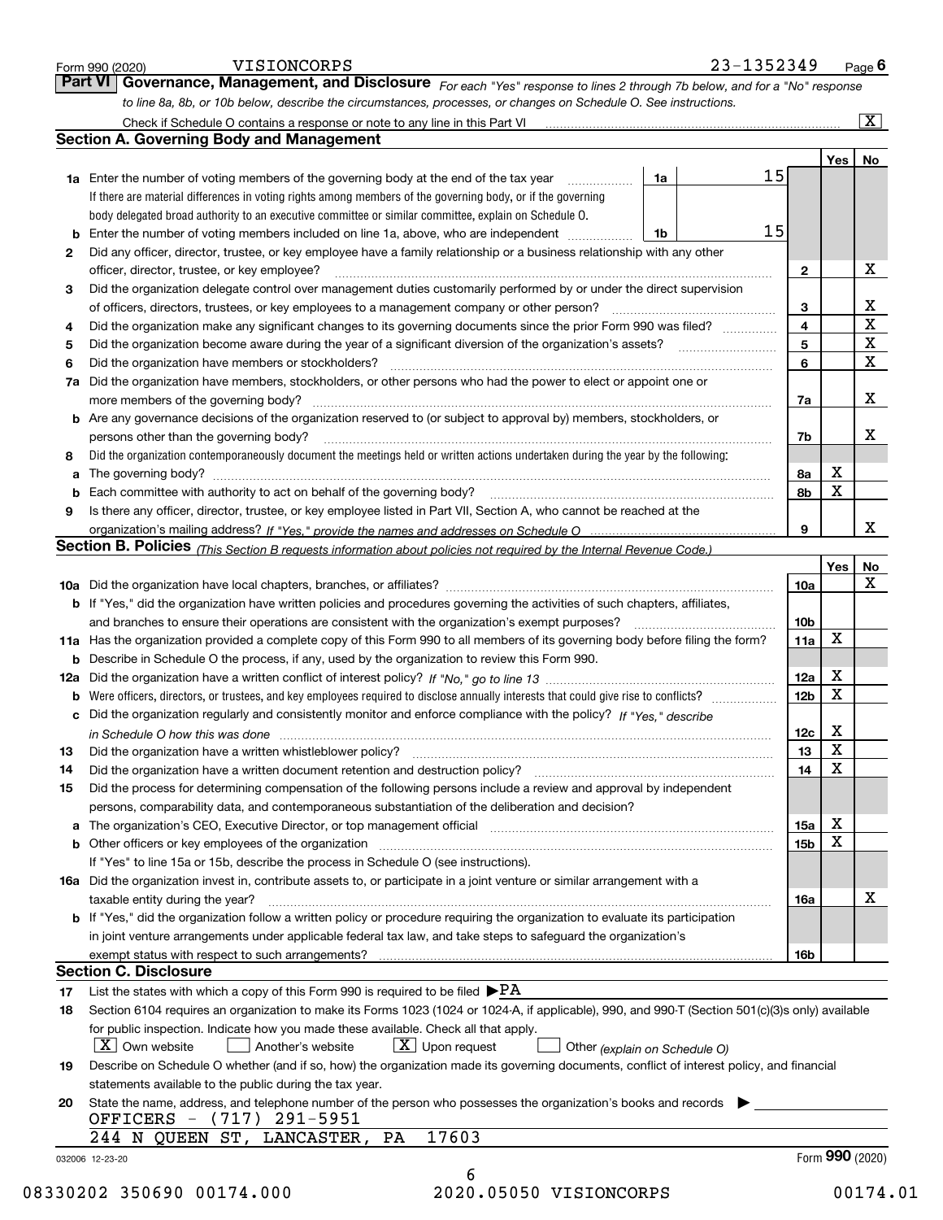Form 990 (2020) VISIONCORPS 23-1352349

## Part VI Governance, Management, and Disclosure

*For each "Yes" response to lines 2 through 7b below, and for a "No" response to line 8a, 8b, or 10b below, describe the circumstances, processes, or changes on Schedule O. See instructions.*

Check if Schedule O contains a response or note to any line in this Part VI [X]

### Section A. Governing Body and Management

| | | | | Yes | No |
|---|---|---|---|---|---|
| 1a | Enter the number of voting members of the governing body at the end of the tax year. If there are material differences in voting rights among members of the governing body, or if the governing body delegated broad authority to an executive committee or similar committee, explain on Schedule O. | 1a | 15 | | |
| b | Enter the number of voting members included on line 1a, above, who are independent | 1b | 15 | | |
| 2 | Did any officer, director, trustee, or key employee have a family relationship or a business relationship with any other officer, director, trustee, or key employee? | 2 | | | X |
| 3 | Did the organization delegate control over management duties customarily performed by or under the direct supervision of officers, directors, trustees, or key employees to a management company or other person? | 3 | | | X |
| 4 | Did the organization make any significant changes to its governing documents since the prior Form 990 was filed? | 4 | | | X |
| 5 | Did the organization become aware during the year of a significant diversion of the organization's assets? | 5 | | | X |
| 6 | Did the organization have members or stockholders? | 6 | | | X |
| 7a | Did the organization have members, stockholders, or other persons who had the power to elect or appoint one or more members of the governing body? | 7a | | | X |
| b | Are any governance decisions of the organization reserved to (or subject to approval by) members, stockholders, or persons other than the governing body? | 7b | | | X |
| 8 | Did the organization contemporaneously document the meetings held or written actions undertaken during the year by the following: | | | | |
| a | The governing body? | 8a | | X | |
| b | Each committee with authority to act on behalf of the governing body? | 8b | | X | |
| 9 | Is there any officer, director, trustee, or key employee listed in Part VII, Section A, who cannot be reached at the organization's mailing address? *If "Yes," provide the names and addresses on Schedule O* | 9 | | | X |

### Section B. Policies *(This Section B requests information about policies not required by the Internal Revenue Code.)*

| | | | Yes | No |
|---|---|---|---|---|
| 10a | Did the organization have local chapters, branches, or affiliates? | 10a | | X |
| b | If "Yes," did the organization have written policies and procedures governing the activities of such chapters, affiliates, and branches to ensure their operations are consistent with the organization's exempt purposes? | 10b | | |
| 11a | Has the organization provided a complete copy of this Form 990 to all members of its governing body before filing the form? | 11a | X | |
| b | Describe in Schedule O the process, if any, used by the organization to review this Form 990. | | | |
| 12a | Did the organization have a written conflict of interest policy? *If "No," go to line 13* | 12a | X | |
| b | Were officers, directors, or trustees, and key employees required to disclose annually interests that could give rise to conflicts? | 12b | X | |
| c | Did the organization regularly and consistently monitor and enforce compliance with the policy? *If "Yes," describe in Schedule O how this was done* | 12c | X | |
| 13 | Did the organization have a written whistleblower policy? | 13 | X | |
| 14 | Did the organization have a written document retention and destruction policy? | 14 | X | |
| 15 | Did the process for determining compensation of the following persons include a review and approval by independent persons, comparability data, and contemporaneous substantiation of the deliberation and decision? | | | |
| a | The organization's CEO, Executive Director, or top management official | 15a | X | |
| b | Other officers or key employees of the organization | 15b | X | |
| | If "Yes" to line 15a or 15b, describe the process in Schedule O (see instructions). | | | |
| 16a | Did the organization invest in, contribute assets to, or participate in a joint venture or similar arrangement with a taxable entity during the year? | 16a | | X |
| b | If "Yes," did the organization follow a written policy or procedure requiring the organization to evaluate its participation in joint venture arrangements under applicable federal tax law, and take steps to safeguard the organization's exempt status with respect to such arrangements? | 16b | | |

### Section C. Disclosure

17 List the states with which a copy of this Form 990 is required to be filed ▶PA

18 Section 6104 requires an organization to make its Forms 1023 (1024 or 1024-A, if applicable), 990, and 990-T (Section 501(c)(3)s only) available for public inspection. Indicate how you made these available. Check all that apply.

[X] Own website [ ] Another's website [X] Upon request [ ] Other *(explain on Schedule O)*

19 Describe on Schedule O whether (and if so, how) the organization made its governing documents, conflict of interest policy, and financial statements available to the public during the tax year.

20 State the name, address, and telephone number of the person who possesses the organization's books and records ▶

OFFICERS - (717) 291-5951
244 N QUEEN ST, LANCASTER, PA 17603

032006 12-23-20 Form **990** (2020)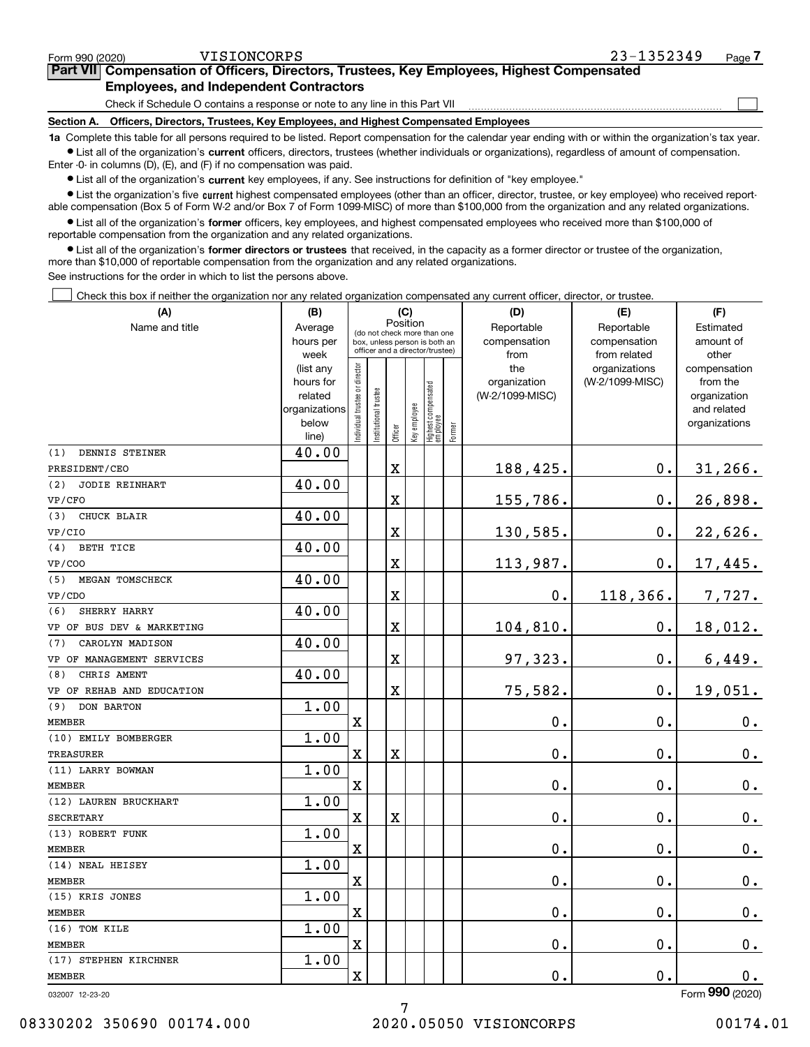Form 990 (2020) VISIONCORPS 23-1352349 Page **7**

## Part VII Compensation of Officers, Directors, Trustees, Key Employees, Highest Compensated Employees, and Independent Contractors

Check if Schedule O contains a response or note to any line in this Part VII ☐

### Section A. Officers, Directors, Trustees, Key Employees, and Highest Compensated Employees

**1a** Complete this table for all persons required to be listed. Report compensation for the calendar year ending with or within the organization's tax year.

- List all of the organization's **current** officers, directors, trustees (whether individuals or organizations), regardless of amount of compensation. Enter -0- in columns (D), (E), and (F) if no compensation was paid.
- List all of the organization's **current** key employees, if any. See instructions for definition of "key employee."
- List the organization's five **current** highest compensated employees (other than an officer, director, trustee, or key employee) who received reportable compensation (Box 5 of Form W-2 and/or Box 7 of Form 1099-MISC) of more than $100,000 from the organization and any related organizations.
- List all of the organization's **former** officers, key employees, and highest compensated employees who received more than $100,000 of reportable compensation from the organization and any related organizations.
- List all of the organization's **former directors or trustees** that received, in the capacity as a former director or trustee of the organization, more than $10,000 of reportable compensation from the organization and any related organizations.

See instructions for the order in which to list the persons above.

☐ Check this box if neither the organization nor any related organization compensated any current officer, director, or trustee.

| (A) Name and title | (B) Average hours per week (list any hours for related organizations below line) | (C) Position: Individual trustee or director | Institutional trustee | Officer | Key employee | Highest compensated employee | Former | (D) Reportable compensation from the organization (W-2/1099-MISC) | (E) Reportable compensation from related organizations (W-2/1099-MISC) | (F) Estimated amount of other compensation from the organization and related organizations |
|---|---|---|---|---|---|---|---|---|---|---|
| (1) DENNIS STEINER<br>PRESIDENT/CEO | 40.00 | | | X | | | | 188,425. | 0. | 31,266. |
| (2) JODIE REINHART<br>VP/CFO | 40.00 | | | X | | | | 155,786. | 0. | 26,898. |
| (3) CHUCK BLAIR<br>VP/CIO | 40.00 | | | X | | | | 130,585. | 0. | 22,626. |
| (4) BETH TICE<br>VP/COO | 40.00 | | | X | | | | 113,987. | 0. | 17,445. |
| (5) MEGAN TOMSCHECK<br>VP/CDO | 40.00 | | | X | | | | 0. | 118,366. | 7,727. |
| (6) SHERRY HARRY<br>VP OF BUS DEV & MARKETING | 40.00 | | | X | | | | 104,810. | 0. | 18,012. |
| (7) CAROLYN MADISON<br>VP OF MANAGEMENT SERVICES | 40.00 | | | X | | | | 97,323. | 0. | 6,449. |
| (8) CHRIS AMENT<br>VP OF REHAB AND EDUCATION | 40.00 | | | X | | | | 75,582. | 0. | 19,051. |
| (9) DON BARTON<br>MEMBER | 1.00 | X | | | | | | 0. | 0. | 0. |
| (10) EMILY BOMBERGER<br>TREASURER | 1.00 | X | | X | | | | 0. | 0. | 0. |
| (11) LARRY BOWMAN<br>MEMBER | 1.00 | X | | | | | | 0. | 0. | 0. |
| (12) LAUREN BRUCKHART<br>SECRETARY | 1.00 | X | | X | | | | 0. | 0. | 0. |
| (13) ROBERT FUNK<br>MEMBER | 1.00 | X | | | | | | 0. | 0. | 0. |
| (14) NEAL HEISEY<br>MEMBER | 1.00 | X | | | | | | 0. | 0. | 0. |
| (15) KRIS JONES<br>MEMBER | 1.00 | X | | | | | | 0. | 0. | 0. |
| (16) TOM KILE<br>MEMBER | 1.00 | X | | | | | | 0. | 0. | 0. |
| (17) STEPHEN KIRCHNER<br>MEMBER | 1.00 | X | | | | | | 0. | 0. | 0. |

032007 12-23-20 Form **990** (2020)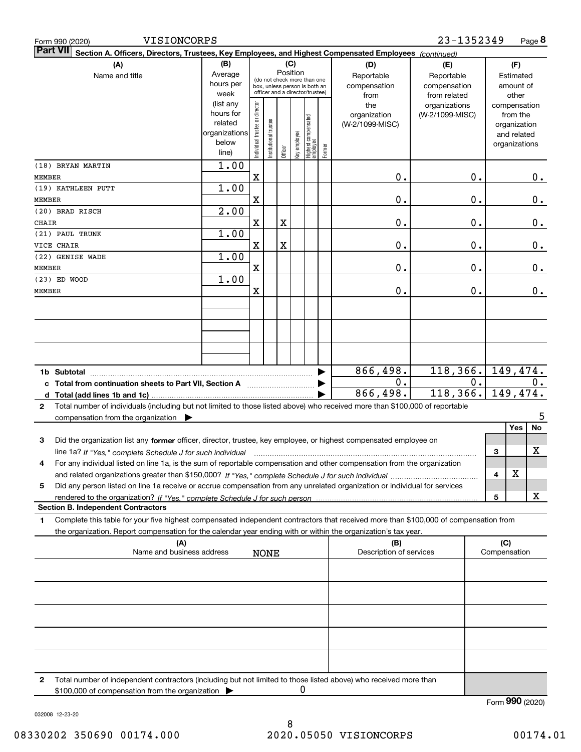Form 990 (2020) VISIONCORPS 23-1352349

**Part VII** Section A. Officers, Directors, Trustees, Key Employees, and Highest Compensated Employees *(continued)*

| (A) Name and title | (B) Average hours per week (list any hours for related organizations below line) | (C) Individual trustee or director | Institutional trustee | Officer | Key employee | Highest compensated employee | Former | (D) Reportable compensation from the organization (W-2/1099-MISC) | (E) Reportable compensation from related organizations (W-2/1099-MISC) | (F) Estimated amount of other compensation from the organization and related organizations |
|---|---|---|---|---|---|---|---|---|---|---|
| (18) BRYAN MARTIN<br>MEMBER | 1.00 | X | | | | | | 0. | 0. | 0. |
| (19) KATHLEEN PUTT<br>MEMBER | 1.00 | X | | | | | | 0. | 0. | 0. |
| (20) BRAD RISCH<br>CHAIR | 2.00 | X | | X | | | | 0. | 0. | 0. |
| (21) PAUL TRUNK<br>VICE CHAIR | 1.00 | X | | X | | | | 0. | 0. | 0. |
| (22) GENISE WADE<br>MEMBER | 1.00 | X | | | | | | 0. | 0. | 0. |
| (23) ED WOOD<br>MEMBER | 1.00 | X | | | | | | 0. | 0. | 0. |

| | (D) | (E) | (F) |
|---|---|---|---|
| **1b Subtotal** | 866,498. | 118,366. | 149,474. |
| **c Total from continuation sheets to Part VII, Section A** | 0. | 0. | 0. |
| **d Total (add lines 1b and 1c)** | 866,498. | 118,366. | 149,474. |

**2** Total number of individuals (including but not limited to those listed above) who received more than $100,000 of reportable compensation from the organization ▶ 5

| | | Yes | No |
|---|---|---|---|
| **3** Did the organization list any **former** officer, director, trustee, key employee, or highest compensated employee on line 1a? *If "Yes," complete Schedule J for such individual* | 3 | | X |
| **4** For any individual listed on line 1a, is the sum of reportable compensation and other compensation from the organization and related organizations greater than $150,000? *If "Yes," complete Schedule J for such individual* | 4 | X | |
| **5** Did any person listed on line 1a receive or accrue compensation from any unrelated organization or individual for services rendered to the organization? *If "Yes," complete Schedule J for such person* | 5 | | X |

**Section B. Independent Contractors**

**1** Complete this table for your five highest compensated independent contractors that received more than $100,000 of compensation from the organization. Report compensation for the calendar year ending with or within the organization's tax year.

| (A) Name and business address | (B) Description of services | (C) Compensation |
|---|---|---|
| NONE | | |
| | | |
| | | |
| | | |
| | | |

**2** Total number of independent contractors (including but not limited to those listed above) who received more than $100,000 of compensation from the organization ▶ 0

Form **990** (2020)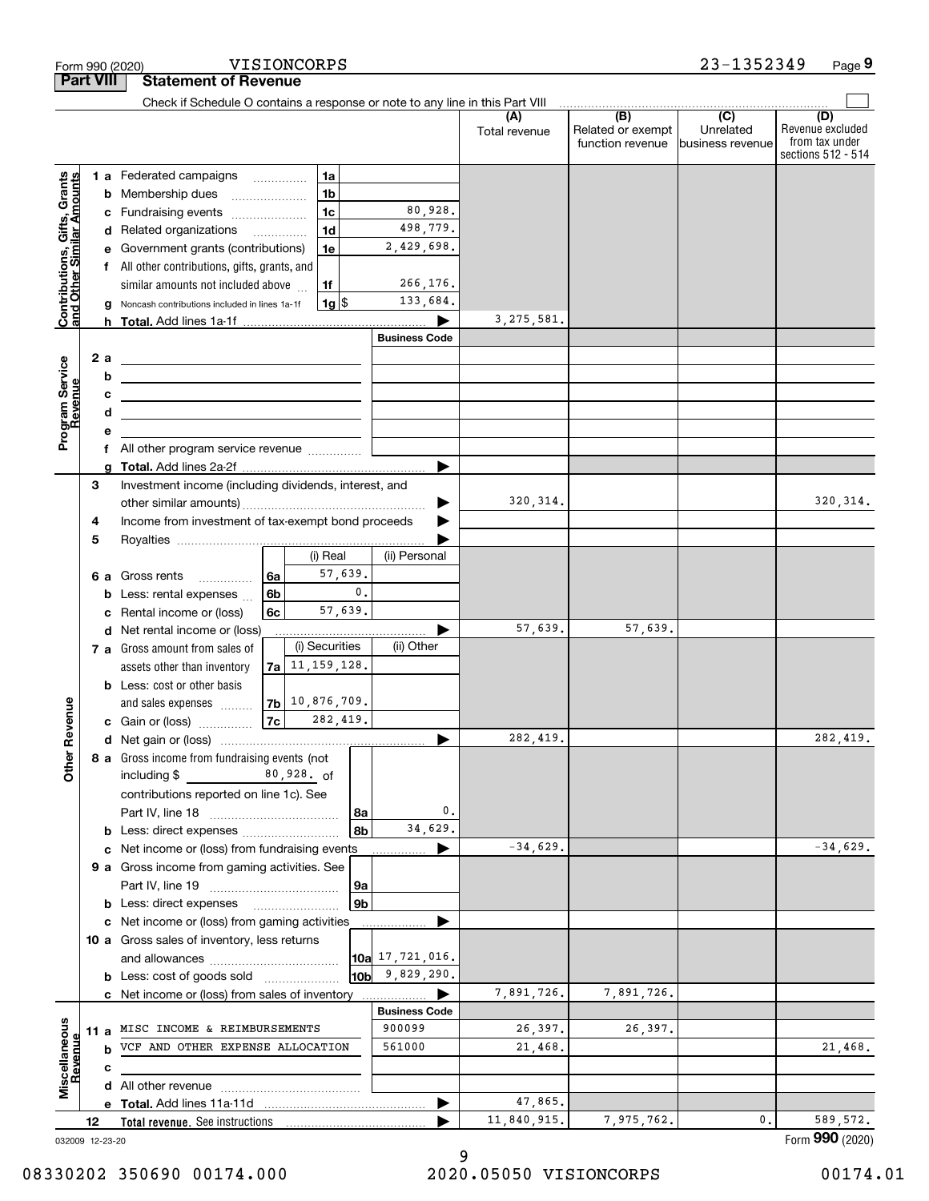Form 990 (2020) VISIONCORPS 23-1352349

## Part VIII Statement of Revenue

Check if Schedule O contains a response or note to any line in this Part VIII

| | | | (A) Total revenue | (B) Related or exempt function revenue | (C) Unrelated business revenue | (D) Revenue excluded from tax under sections 512 - 514 |
|---|---|---|---|---|---|---|
| **Contributions, Gifts, Grants and Other Similar Amounts** | 1a Federated campaigns | 1a | | | | |
| | b Membership dues | 1b | | | | |
| | c Fundraising events | 1c 80,928. | | | | |
| | d Related organizations | 1d 498,779. | | | | |
| | e Government grants (contributions) | 1e 2,429,698. | | | | |
| | f All other contributions, gifts, grants, and similar amounts not included above | 1f 266,176. | | | | |
| | g Noncash contributions included in lines 1a-1f | 1g $ 133,684. | | | | |
| | h **Total.** Add lines 1a-1f | | 3,275,581. | | | |
| **Program Service Revenue** | | Business Code | | | | |
| | 2a | | | | | |
| | b | | | | | |
| | c | | | | | |
| | d | | | | | |
| | e | | | | | |
| | f All other program service revenue | | | | | |
| | g **Total.** Add lines 2a-2f | | | | | |
| **Other Revenue** | 3 Investment income (including dividends, interest, and other similar amounts) | | 320,314. | | | 320,314. |
| | 4 Income from investment of tax-exempt bond proceeds | | | | | |
| | 5 Royalties | | | | | |
| | | (i) Real / (ii) Personal | | | | |
| | 6a Gross rents | 6a (i) 57,639. | | | | |
| | b Less: rental expenses | 6b (i) 0. | | | | |
| | c Rental income or (loss) | 6c (i) 57,639. | | | | |
| | d Net rental income or (loss) | | 57,639. | 57,639. | | |
| | | (i) Securities / (ii) Other | | | | |
| | 7a Gross amount from sales of assets other than inventory | 7a (i) 11,159,128. | | | | |
| | b Less: cost or other basis and sales expenses | 7b (i) 10,876,709. | | | | |
| | c Gain or (loss) | 7c (i) 282,419. | | | | |
| | d Net gain or (loss) | | 282,419. | | | 282,419. |
| | 8a Gross income from fundraising events (not including $ 80,928. of contributions reported on line 1c). See Part IV, line 18 | 8a 0. | | | | |
| | b Less: direct expenses | 8b 34,629. | | | | |
| | c Net income or (loss) from fundraising events | | -34,629. | | | -34,629. |
| | 9a Gross income from gaming activities. See Part IV, line 19 | 9a | | | | |
| | b Less: direct expenses | 9b | | | | |
| | c Net income or (loss) from gaming activities | | | | | |
| | 10a Gross sales of inventory, less returns and allowances | 10a 17,721,016. | | | | |
| | b Less: cost of goods sold | 10b 9,829,290. | | | | |
| | c Net income or (loss) from sales of inventory | | 7,891,726. | 7,891,726. | | |
| **Miscellaneous Revenue** | | Business Code | | | | |
| | 11a MISC INCOME & REIMBURSEMENTS | 900099 | 26,397. | 26,397. | | |
| | b VCF AND OTHER EXPENSE ALLOCATION | 561000 | 21,468. | | | 21,468. |
| | c | | | | | |
| | d All other revenue | | | | | |
| | e **Total.** Add lines 11a-11d | | 47,865. | | | |
| | 12 **Total revenue.** See instructions | | 11,840,915. | 7,975,762. | 0. | 589,572. |

032009 12-23-20 Form **990** (2020)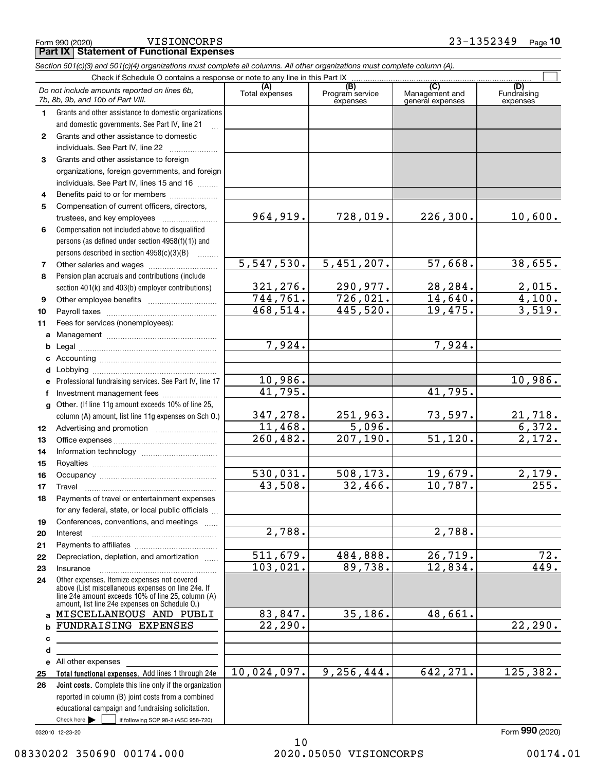Form 990 (2020) VISIONCORPS 23-1352349

## Part IX Statement of Functional Expenses

*Section 501(c)(3) and 501(c)(4) organizations must complete all columns. All other organizations must complete column (A).*

Check if Schedule O contains a response or note to any line in this Part IX

| *Do not include amounts reported on lines 6b, 7b, 8b, 9b, and 10b of Part VIII.* | (A) Total expenses | (B) Program service expenses | (C) Management and general expenses | (D) Fundraising expenses |
|---|---|---|---|---|
| 1 Grants and other assistance to domestic organizations and domestic governments. See Part IV, line 21 | | | | |
| 2 Grants and other assistance to domestic individuals. See Part IV, line 22 | | | | |
| 3 Grants and other assistance to foreign organizations, foreign governments, and foreign individuals. See Part IV, lines 15 and 16 | | | | |
| 4 Benefits paid to or for members | | | | |
| 5 Compensation of current officers, directors, trustees, and key employees | 964,919. | 728,019. | 226,300. | 10,600. |
| 6 Compensation not included above to disqualified persons (as defined under section 4958(f)(1)) and persons described in section 4958(c)(3)(B) | | | | |
| 7 Other salaries and wages | 5,547,530. | 5,451,207. | 57,668. | 38,655. |
| 8 Pension plan accruals and contributions (include section 401(k) and 403(b) employer contributions) | 321,276. | 290,977. | 28,284. | 2,015. |
| 9 Other employee benefits | 744,761. | 726,021. | 14,640. | 4,100. |
| 10 Payroll taxes | 468,514. | 445,520. | 19,475. | 3,519. |
| 11 Fees for services (nonemployees): | | | | |
| a Management | | | | |
| b Legal | 7,924. | | 7,924. | |
| c Accounting | | | | |
| d Lobbying | | | | |
| e Professional fundraising services. See Part IV, line 17 | 10,986. | | | 10,986. |
| f Investment management fees | 41,795. | | 41,795. | |
| g Other. (If line 11g amount exceeds 10% of line 25, column (A) amount, list line 11g expenses on Sch O.) | 347,278. | 251,963. | 73,597. | 21,718. |
| 12 Advertising and promotion | 11,468. | 5,096. | | 6,372. |
| 13 Office expenses | 260,482. | 207,190. | 51,120. | 2,172. |
| 14 Information technology | | | | |
| 15 Royalties | | | | |
| 16 Occupancy | 530,031. | 508,173. | 19,679. | 2,179. |
| 17 Travel | 43,508. | 32,466. | 10,787. | 255. |
| 18 Payments of travel or entertainment expenses for any federal, state, or local public officials | | | | |
| 19 Conferences, conventions, and meetings | | | | |
| 20 Interest | 2,788. | | 2,788. | |
| 21 Payments to affiliates | | | | |
| 22 Depreciation, depletion, and amortization | 511,679. | 484,888. | 26,719. | 72. |
| 23 Insurance | 103,021. | 89,738. | 12,834. | 449. |
| 24 Other expenses. Itemize expenses not covered above (List miscellaneous expenses on line 24e. If line 24e amount exceeds 10% of line 25, column (A) amount, list line 24e expenses on Schedule O.) | | | | |
| a MISCELLANEOUS AND PUBLI | 83,847. | 35,186. | 48,661. | |
| b FUNDRAISING EXPENSES | 22,290. | | | 22,290. |
| c | | | | |
| d | | | | |
| e All other expenses | | | | |
| 25 **Total functional expenses.** Add lines 1 through 24e | 10,024,097. | 9,256,444. | 642,271. | 125,382. |
| 26 **Joint costs.** Complete this line only if the organization reported in column (B) joint costs from a combined educational campaign and fundraising solicitation. Check here ☐ if following SOP 98-2 (ASC 958-720) | | | | |

032010 12-23-20

Form **990** (2020)

08330202 350690 00174.000 2020.05050 VISIONCORPS 00174.01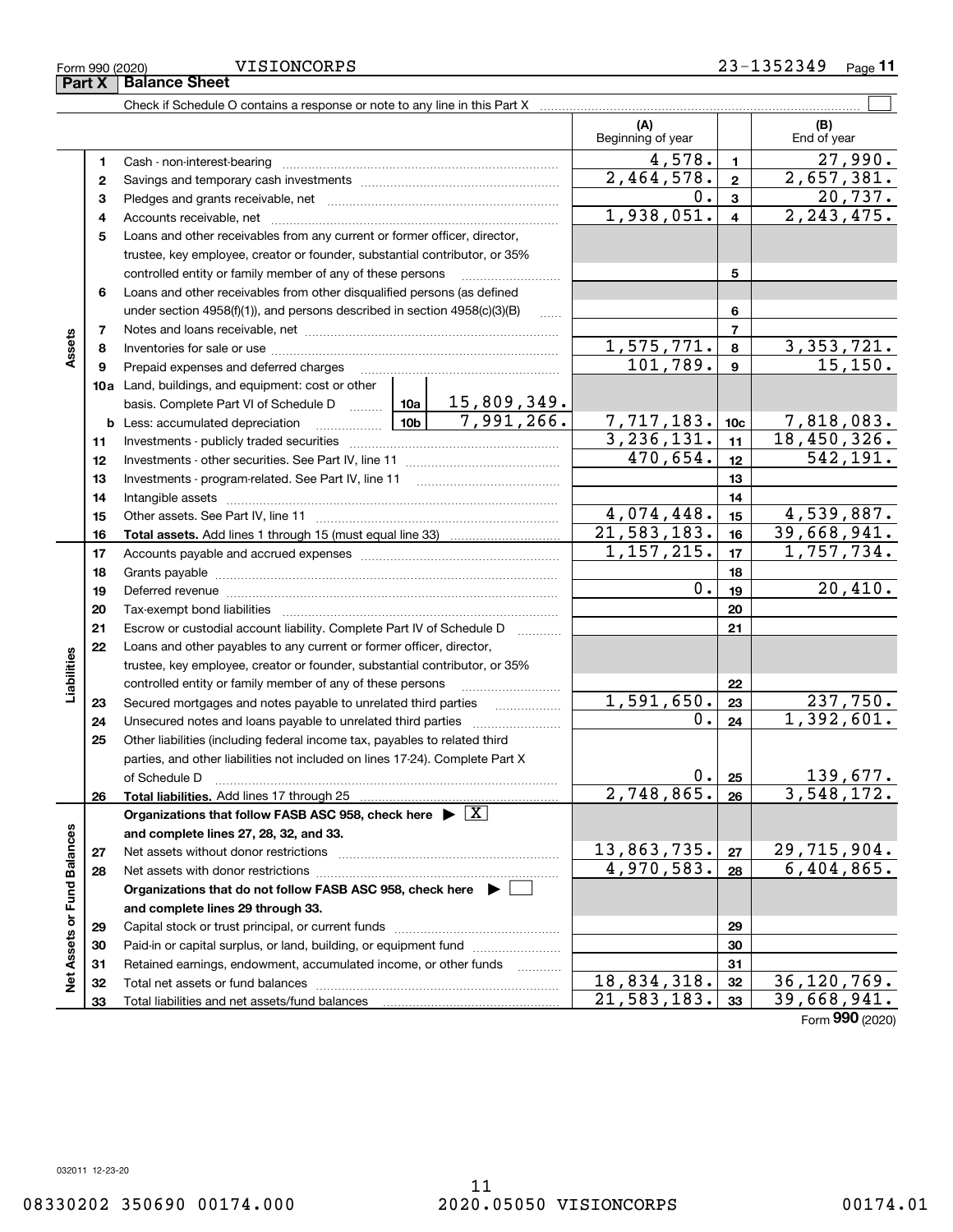Form 990 (2020) VISIONCORPS 23-1352349 Page 11

## Part X Balance Sheet

Check if Schedule O contains a response or note to any line in this Part X

| Section | Line | Description | | | (A) Beginning of year | | (B) End of year |
|---|---|---|---|---|---|---|---|
| Assets | 1 | Cash - non-interest-bearing | | | 4,578. | 1 | 27,990. |
| | 2 | Savings and temporary cash investments | | | 2,464,578. | 2 | 2,657,381. |
| | 3 | Pledges and grants receivable, net | | | 0. | 3 | 20,737. |
| | 4 | Accounts receivable, net | | | 1,938,051. | 4 | 2,243,475. |
| | 5 | Loans and other receivables from any current or former officer, director, trustee, key employee, creator or founder, substantial contributor, or 35% controlled entity or family member of any of these persons | | | | 5 | |
| | 6 | Loans and other receivables from other disqualified persons (as defined under section 4958(f)(1)), and persons described in section 4958(c)(3)(B) | | | | 6 | |
| | 7 | Notes and loans receivable, net | | | | 7 | |
| | 8 | Inventories for sale or use | | | 1,575,771. | 8 | 3,353,721. |
| | 9 | Prepaid expenses and deferred charges | | | 101,789. | 9 | 15,150. |
| | 10a | Land, buildings, and equipment: cost or other basis. Complete Part VI of Schedule D | 10a | 15,809,349. | | | |
| | b | Less: accumulated depreciation | 10b | 7,991,266. | 7,717,183. | 10c | 7,818,083. |
| | 11 | Investments - publicly traded securities | | | 3,236,131. | 11 | 18,450,326. |
| | 12 | Investments - other securities. See Part IV, line 11 | | | 470,654. | 12 | 542,191. |
| | 13 | Investments - program-related. See Part IV, line 11 | | | | 13 | |
| | 14 | Intangible assets | | | | 14 | |
| | 15 | Other assets. See Part IV, line 11 | | | 4,074,448. | 15 | 4,539,887. |
| | 16 | **Total assets.** Add lines 1 through 15 (must equal line 33) | | | 21,583,183. | 16 | 39,668,941. |
| Liabilities | 17 | Accounts payable and accrued expenses | | | 1,157,215. | 17 | 1,757,734. |
| | 18 | Grants payable | | | | 18 | |
| | 19 | Deferred revenue | | | 0. | 19 | 20,410. |
| | 20 | Tax-exempt bond liabilities | | | | 20 | |
| | 21 | Escrow or custodial account liability. Complete Part IV of Schedule D | | | | 21 | |
| | 22 | Loans and other payables to any current or former officer, director, trustee, key employee, creator or founder, substantial contributor, or 35% controlled entity or family member of any of these persons | | | | 22 | |
| | 23 | Secured mortgages and notes payable to unrelated third parties | | | 1,591,650. | 23 | 237,750. |
| | 24 | Unsecured notes and loans payable to unrelated third parties | | | 0. | 24 | 1,392,601. |
| | 25 | Other liabilities (including federal income tax, payables to related third parties, and other liabilities not included on lines 17-24). Complete Part X of Schedule D | | | 0. | 25 | 139,677. |
| | 26 | **Total liabilities.** Add lines 17 through 25 | | | 2,748,865. | 26 | 3,548,172. |
| Net Assets or Fund Balances | | **Organizations that follow FASB ASC 958, check here** [X] **and complete lines 27, 28, 32, and 33.** | | | | | |
| | 27 | Net assets without donor restrictions | | | 13,863,735. | 27 | 29,715,904. |
| | 28 | Net assets with donor restrictions | | | 4,970,583. | 28 | 6,404,865. |
| | | **Organizations that do not follow FASB ASC 958, check here** [ ] **and complete lines 29 through 33.** | | | | | |
| | 29 | Capital stock or trust principal, or current funds | | | | 29 | |
| | 30 | Paid-in or capital surplus, or land, building, or equipment fund | | | | 30 | |
| | 31 | Retained earnings, endowment, accumulated income, or other funds | | | | 31 | |
| | 32 | Total net assets or fund balances | | | 18,834,318. | 32 | 36,120,769. |
| | 33 | Total liabilities and net assets/fund balances | | | 21,583,183. | 33 | 39,668,941. |

Form **990** (2020)

032011 12-23-20

08330202 350690 00174.000 2020.05050 VISIONCORPS 00174.01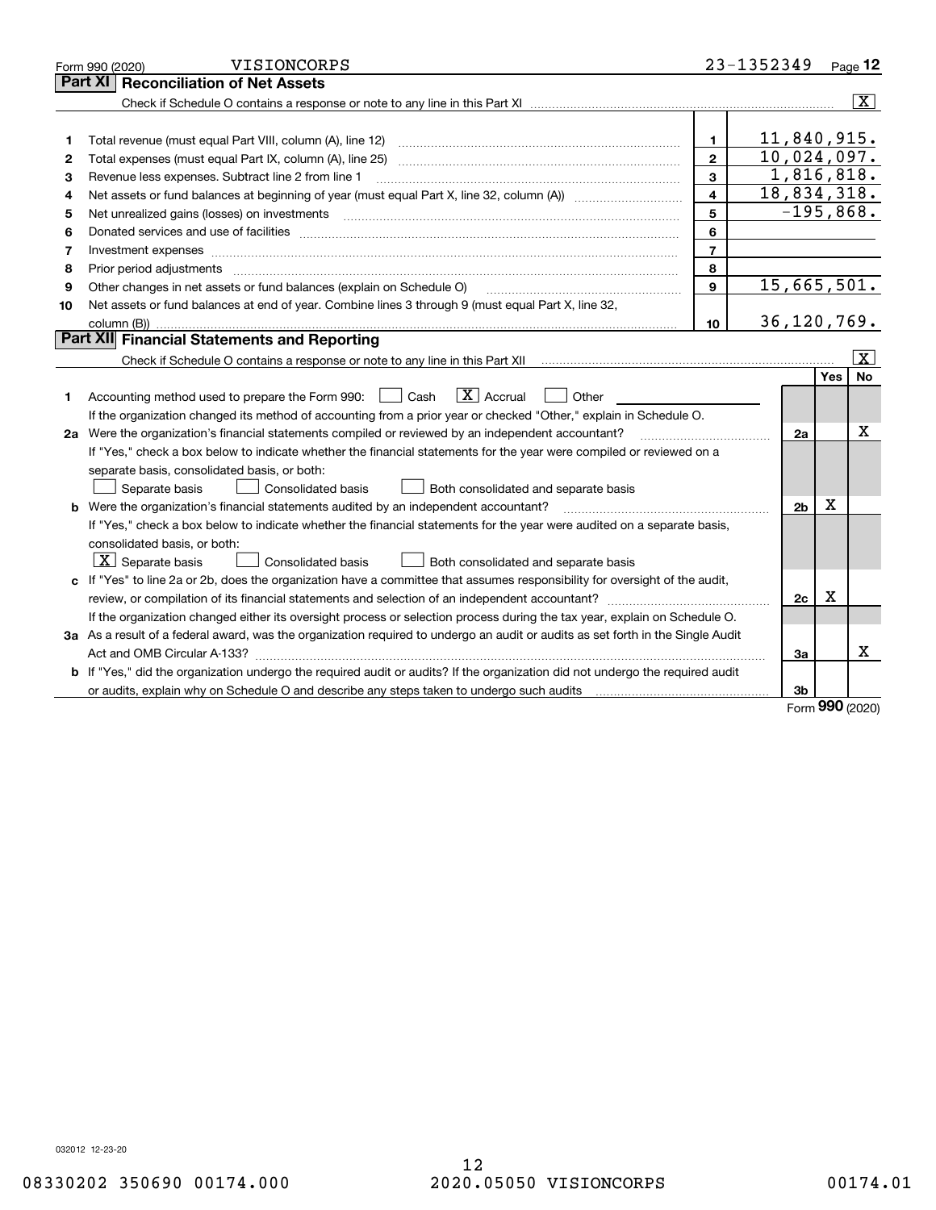Form 990 (2020) VISIONCORPS 23-1352349

## Part XI Reconciliation of Net Assets

Check if Schedule O contains a response or note to any line in this Part XI .......... [X]

| | | | |
|---|---|---|---|
| 1 | Total revenue (must equal Part VIII, column (A), line 12) | 1 | 11,840,915. |
| 2 | Total expenses (must equal Part IX, column (A), line 25) | 2 | 10,024,097. |
| 3 | Revenue less expenses. Subtract line 2 from line 1 | 3 | 1,816,818. |
| 4 | Net assets or fund balances at beginning of year (must equal Part X, line 32, column (A)) | 4 | 18,834,318. |
| 5 | Net unrealized gains (losses) on investments | 5 | -195,868. |
| 6 | Donated services and use of facilities | 6 | |
| 7 | Investment expenses | 7 | |
| 8 | Prior period adjustments | 8 | |
| 9 | Other changes in net assets or fund balances (explain on Schedule O) | 9 | 15,665,501. |
| 10 | Net assets or fund balances at end of year. Combine lines 3 through 9 (must equal Part X, line 32, column (B)) | 10 | 36,120,769. |

## Part XII Financial Statements and Reporting

Check if Schedule O contains a response or note to any line in this Part XII .......... [X]

| | | | Yes | No |
|---|---|---|---|---|
| 1 | Accounting method used to prepare the Form 990: [ ] Cash [X] Accrual [ ] Other<br>If the organization changed its method of accounting from a prior year or checked "Other," explain in Schedule O. | | | |
| 2a | Were the organization's financial statements compiled or reviewed by an independent accountant?<br>If "Yes," check a box below to indicate whether the financial statements for the year were compiled or reviewed on a separate basis, consolidated basis, or both:<br>[ ] Separate basis [ ] Consolidated basis [ ] Both consolidated and separate basis | 2a | | X |
| b | Were the organization's financial statements audited by an independent accountant?<br>If "Yes," check a box below to indicate whether the financial statements for the year were audited on a separate basis, consolidated basis, or both:<br>[X] Separate basis [ ] Consolidated basis [ ] Both consolidated and separate basis | 2b | X | |
| c | If "Yes" to line 2a or 2b, does the organization have a committee that assumes responsibility for oversight of the audit, review, or compilation of its financial statements and selection of an independent accountant?<br>If the organization changed either its oversight process or selection process during the tax year, explain on Schedule O. | 2c | X | |
| 3a | As a result of a federal award, was the organization required to undergo an audit or audits as set forth in the Single Audit Act and OMB Circular A-133? | 3a | | X |
| b | If "Yes," did the organization undergo the required audit or audits? If the organization did not undergo the required audit or audits, explain why on Schedule O and describe any steps taken to undergo such audits | 3b | | |

Form 990 (2020)

032012 12-23-20

08330202 350690 00174.000 2020.05050 VISIONCORPS 00174.01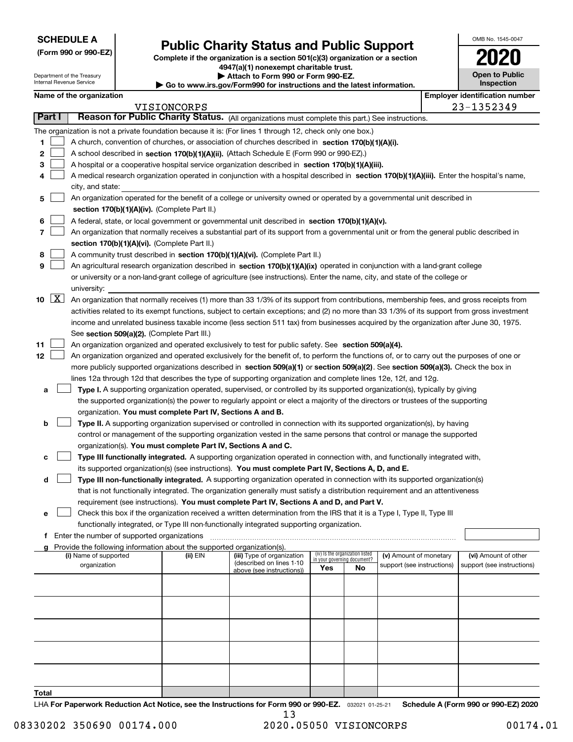**SCHEDULE A**
**(Form 990 or 990-EZ)**

Department of the Treasury
Internal Revenue Service

# Public Charity Status and Public Support

**Complete if the organization is a section 501(c)(3) organization or a section 4947(a)(1) nonexempt charitable trust.**
**▶ Attach to Form 990 or Form 990-EZ.**
**▶ Go to www.irs.gov/Form990 for instructions and the latest information.**

OMB No. 1545-0047
**2020**
**Open to Public Inspection**

**Name of the organization:** VISIONCORPS
**Employer identification number:** 23-1352349

## Part I Reason for Public Charity Status. (All organizations must complete this part.) See instructions.

The organization is not a private foundation because it is: (For lines 1 through 12, check only one box.)

1 ☐ A church, convention of churches, or association of churches described in **section 170(b)(1)(A)(i).**

2 ☐ A school described in **section 170(b)(1)(A)(ii).** (Attach Schedule E (Form 990 or 990-EZ).)

3 ☐ A hospital or a cooperative hospital service organization described in **section 170(b)(1)(A)(iii).**

4 ☐ A medical research organization operated in conjunction with a hospital described in **section 170(b)(1)(A)(iii).** Enter the hospital's name, city, and state:

5 ☐ An organization operated for the benefit of a college or university owned or operated by a governmental unit described in **section 170(b)(1)(A)(iv).** (Complete Part II.)

6 ☐ A federal, state, or local government or governmental unit described in **section 170(b)(1)(A)(v).**

7 ☐ An organization that normally receives a substantial part of its support from a governmental unit or from the general public described in **section 170(b)(1)(A)(vi).** (Complete Part II.)

8 ☐ A community trust described in **section 170(b)(1)(A)(vi).** (Complete Part II.)

9 ☐ An agricultural research organization described in **section 170(b)(1)(A)(ix)** operated in conjunction with a land-grant college or university or a non-land-grant college of agriculture (see instructions). Enter the name, city, and state of the college or university:

10 ☒ An organization that normally receives (1) more than 33 1/3% of its support from contributions, membership fees, and gross receipts from activities related to its exempt functions, subject to certain exceptions; and (2) no more than 33 1/3% of its support from gross investment income and unrelated business taxable income (less section 511 tax) from businesses acquired by the organization after June 30, 1975. See **section 509(a)(2).** (Complete Part III.)

11 ☐ An organization organized and operated exclusively to test for public safety. See **section 509(a)(4).**

12 ☐ An organization organized and operated exclusively for the benefit of, to perform the functions of, or to carry out the purposes of one or more publicly supported organizations described in **section 509(a)(1)** or **section 509(a)(2)**. See **section 509(a)(3).** Check the box in lines 12a through 12d that describes the type of supporting organization and complete lines 12e, 12f, and 12g.

a ☐ **Type I.** A supporting organization operated, supervised, or controlled by its supported organization(s), typically by giving the supported organization(s) the power to regularly appoint or elect a majority of the directors or trustees of the supporting organization. **You must complete Part IV, Sections A and B.**

b ☐ **Type II.** A supporting organization supervised or controlled in connection with its supported organization(s), by having control or management of the supporting organization vested in the same persons that control or manage the supported organization(s). **You must complete Part IV, Sections A and C.**

c ☐ **Type III functionally integrated.** A supporting organization operated in connection with, and functionally integrated with, its supported organization(s) (see instructions). **You must complete Part IV, Sections A, D, and E.**

d ☐ **Type III non-functionally integrated.** A supporting organization operated in connection with its supported organization(s) that is not functionally integrated. The organization generally must satisfy a distribution requirement and an attentiveness requirement (see instructions). **You must complete Part IV, Sections A and D, and Part V.**

e ☐ Check this box if the organization received a written determination from the IRS that it is a Type I, Type II, Type III functionally integrated, or Type III non-functionally integrated supporting organization.

f Enter the number of supported organizations

g Provide the following information about the supported organization(s).

| (i) Name of supported organization | (ii) EIN | (iii) Type of organization (described on lines 1-10 above (see instructions)) | (iv) Is the organization listed in your governing document? Yes | No | (v) Amount of monetary support (see instructions) | (vi) Amount of other support (see instructions) |
|---|---|---|---|---|---|---|
| | | | | | | |
| | | | | | | |
| | | | | | | |
| | | | | | | |
| | | | | | | |
| **Total** | | | | | | |

LHA **For Paperwork Reduction Act Notice, see the Instructions for Form 990 or 990-EZ.** 032021 01-25-21 **Schedule A (Form 990 or 990-EZ) 2020**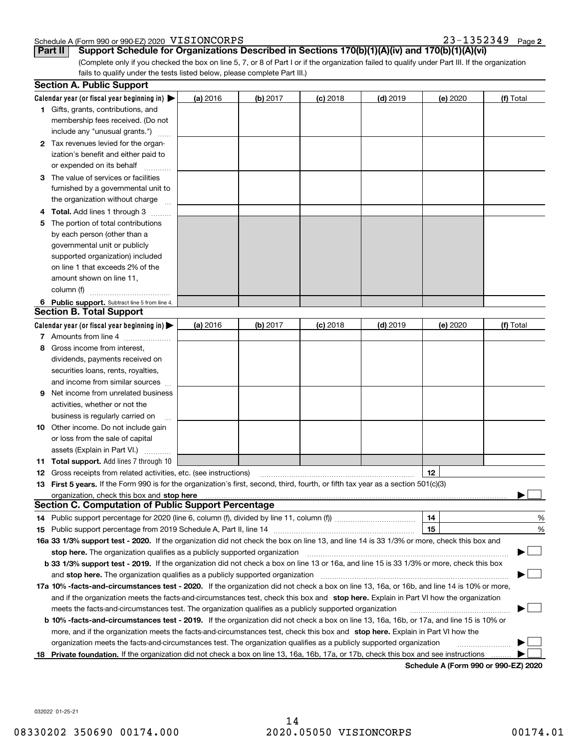Schedule A (Form 990 or 990-EZ) 2020 VISIONCORPS 23-1352349 Page 2

**Part II** **Support Schedule for Organizations Described in Sections 170(b)(1)(A)(iv) and 170(b)(1)(A)(vi)**

(Complete only if you checked the box on line 5, 7, or 8 of Part I or if the organization failed to qualify under Part III. If the organization fails to qualify under the tests listed below, please complete Part III.)

## Section A. Public Support

| Calendar year (or fiscal year beginning in) ▶ | (a) 2016 | (b) 2017 | (c) 2018 | (d) 2019 | (e) 2020 | (f) Total |
|---|---|---|---|---|---|---|
| **1** Gifts, grants, contributions, and membership fees received. (Do not include any "unusual grants.") | | | | | | |
| **2** Tax revenues levied for the organization's benefit and either paid to or expended on its behalf | | | | | | |
| **3** The value of services or facilities furnished by a governmental unit to the organization without charge | | | | | | |
| **4 Total.** Add lines 1 through 3 | | | | | | |
| **5** The portion of total contributions by each person (other than a governmental unit or publicly supported organization) included on line 1 that exceeds 2% of the amount shown on line 11, column (f) | | | | | | |
| **6 Public support.** Subtract line 5 from line 4. | | | | | | |

## Section B. Total Support

| Calendar year (or fiscal year beginning in) ▶ | (a) 2016 | (b) 2017 | (c) 2018 | (d) 2019 | (e) 2020 | (f) Total |
|---|---|---|---|---|---|---|
| **7** Amounts from line 4 | | | | | | |
| **8** Gross income from interest, dividends, payments received on securities loans, rents, royalties, and income from similar sources | | | | | | |
| **9** Net income from unrelated business activities, whether or not the business is regularly carried on | | | | | | |
| **10** Other income. Do not include gain or loss from the sale of capital assets (Explain in Part VI.) | | | | | | |
| **11 Total support.** Add lines 7 through 10 | | | | | | |

**12** Gross receipts from related activities, etc. (see instructions) **12**

**13 First 5 years.** If the Form 990 is for the organization's first, second, third, fourth, or fifth tax year as a section 501(c)(3) organization, check this box and **stop here** ▶ ☐

## Section C. Computation of Public Support Percentage

**14** Public support percentage for 2020 (line 6, column (f), divided by line 11, column (f)) **14** %

**15** Public support percentage from 2019 Schedule A, Part II, line 14 **15** %

**16a 33 1/3% support test - 2020.** If the organization did not check the box on line 13, and line 14 is 33 1/3% or more, check this box and **stop here.** The organization qualifies as a publicly supported organization ▶ ☐

**b 33 1/3% support test - 2019.** If the organization did not check a box on line 13 or 16a, and line 15 is 33 1/3% or more, check this box and **stop here.** The organization qualifies as a publicly supported organization ▶ ☐

**17a 10% -facts-and-circumstances test - 2020.** If the organization did not check a box on line 13, 16a, or 16b, and line 14 is 10% or more, and if the organization meets the facts-and-circumstances test, check this box and **stop here.** Explain in Part VI how the organization meets the facts-and-circumstances test. The organization qualifies as a publicly supported organization ▶ ☐

**b 10% -facts-and-circumstances test - 2019.** If the organization did not check a box on line 13, 16a, 16b, or 17a, and line 15 is 10% or more, and if the organization meets the facts-and-circumstances test, check this box and **stop here.** Explain in Part VI how the organization meets the facts-and-circumstances test. The organization qualifies as a publicly supported organization ▶ ☐

**18 Private foundation.** If the organization did not check a box on line 13, 16a, 16b, 17a, or 17b, check this box and see instructions ▶ ☐

**Schedule A (Form 990 or 990-EZ) 2020**

032022 01-25-21

08330202 350690 00174.000 2020.05050 VISIONCORPS 00174.01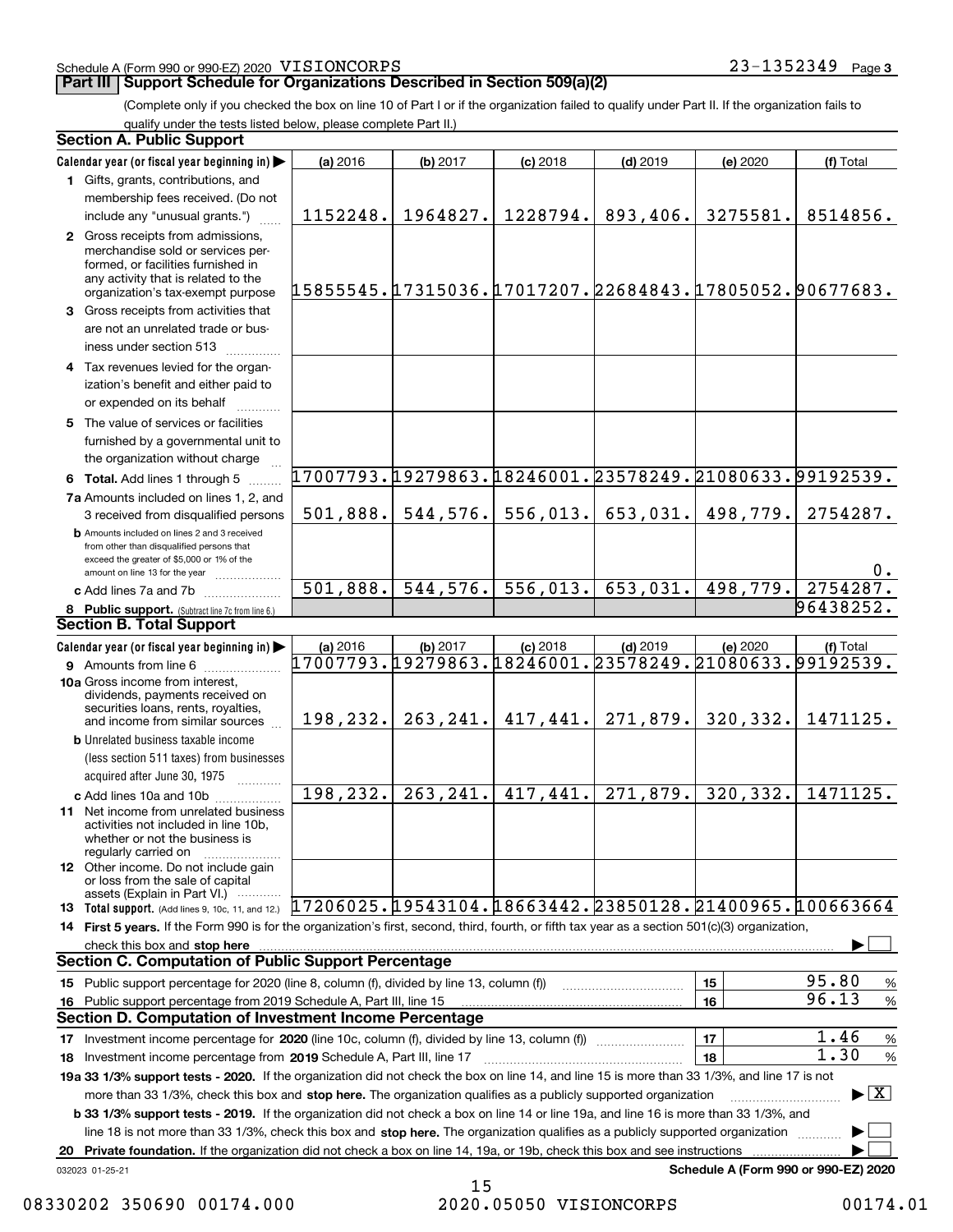Schedule A (Form 990 or 990-EZ) 2020 VISIONCORPS 23-1352349 Page 3

## Part III Support Schedule for Organizations Described in Section 509(a)(2)

(Complete only if you checked the box on line 10 of Part I or if the organization failed to qualify under Part II. If the organization fails to qualify under the tests listed below, please complete Part II.)

### Section A. Public Support

| Calendar year (or fiscal year beginning in) ▶ | (a) 2016 | (b) 2017 | (c) 2018 | (d) 2019 | (e) 2020 | (f) Total |
|---|---|---|---|---|---|---|
| **1** Gifts, grants, contributions, and membership fees received. (Do not include any "unusual grants.") | 1152248. | 1964827. | 1228794. | 893,406. | 3275581. | 8514856. |
| **2** Gross receipts from admissions, merchandise sold or services performed, or facilities furnished in any activity that is related to the organization's tax-exempt purpose | 15855545. | 17315036. | 17017207. | 22684843. | 17805052. | 90677683. |
| **3** Gross receipts from activities that are not an unrelated trade or business under section 513 | | | | | | |
| **4** Tax revenues levied for the organization's benefit and either paid to or expended on its behalf | | | | | | |
| **5** The value of services or facilities furnished by a governmental unit to the organization without charge | | | | | | |
| **6 Total.** Add lines 1 through 5 | 17007793. | 19279863. | 18246001. | 23578249. | 21080633. | 99192539. |
| **7a** Amounts included on lines 1, 2, and 3 received from disqualified persons | 501,888. | 544,576. | 556,013. | 653,031. | 498,779. | 2754287. |
| **b** Amounts included on lines 2 and 3 received from other than disqualified persons that exceed the greater of $5,000 or 1% of the amount on line 13 for the year | | | | | | 0. |
| **c** Add lines 7a and 7b | 501,888. | 544,576. | 556,013. | 653,031. | 498,779. | 2754287. |
| **8 Public support.** (Subtract line 7c from line 6.) | | | | | | 96438252. |

### Section B. Total Support

| Calendar year (or fiscal year beginning in) ▶ | (a) 2016 | (b) 2017 | (c) 2018 | (d) 2019 | (e) 2020 | (f) Total |
|---|---|---|---|---|---|---|
| **9** Amounts from line 6 | 17007793. | 19279863. | 18246001. | 23578249. | 21080633. | 99192539. |
| **10a** Gross income from interest, dividends, payments received on securities loans, rents, royalties, and income from similar sources | 198,232. | 263,241. | 417,441. | 271,879. | 320,332. | 1471125. |
| **b** Unrelated business taxable income (less section 511 taxes) from businesses acquired after June 30, 1975 | | | | | | |
| **c** Add lines 10a and 10b | 198,232. | 263,241. | 417,441. | 271,879. | 320,332. | 1471125. |
| **11** Net income from unrelated business activities not included in line 10b, whether or not the business is regularly carried on | | | | | | |
| **12** Other income. Do not include gain or loss from the sale of capital assets (Explain in Part VI.) | | | | | | |
| **13 Total support.** (Add lines 9, 10c, 11, and 12.) | 17206025. | 19543104. | 18663442. | 23850128. | 21400965. | 100663664 |

**14 First 5 years.** If the Form 990 is for the organization's first, second, third, fourth, or fifth tax year as a section 501(c)(3) organization, check this box and **stop here** ▶ ☐

### Section C. Computation of Public Support Percentage

| | | |
|---|---|---|
| **15** Public support percentage for 2020 (line 8, column (f), divided by line 13, column (f)) | 15 | 95.80 % |
| **16** Public support percentage from 2019 Schedule A, Part III, line 15 | 16 | 96.13 % |

### Section D. Computation of Investment Income Percentage

| | | |
|---|---|---|
| **17** Investment income percentage for **2020** (line 10c, column (f), divided by line 13, column (f)) | 17 | 1.46 % |
| **18** Investment income percentage from **2019** Schedule A, Part III, line 17 | 18 | 1.30 % |

**19a 33 1/3% support tests - 2020.** If the organization did not check the box on line 14, and line 15 is more than 33 1/3%, and line 17 is not more than 33 1/3%, check this box and **stop here.** The organization qualifies as a publicly supported organization ▶ ☒

**b 33 1/3% support tests - 2019.** If the organization did not check a box on line 14 or line 19a, and line 16 is more than 33 1/3%, and line 18 is not more than 33 1/3%, check this box and **stop here.** The organization qualifies as a publicly supported organization ▶ ☐

**20 Private foundation.** If the organization did not check a box on line 14, 19a, or 19b, check this box and see instructions ▶ ☐

032023 01-25-21 **Schedule A (Form 990 or 990-EZ) 2020**

08330202 350690 00174.000 2020.05050 VISIONCORPS 00174.01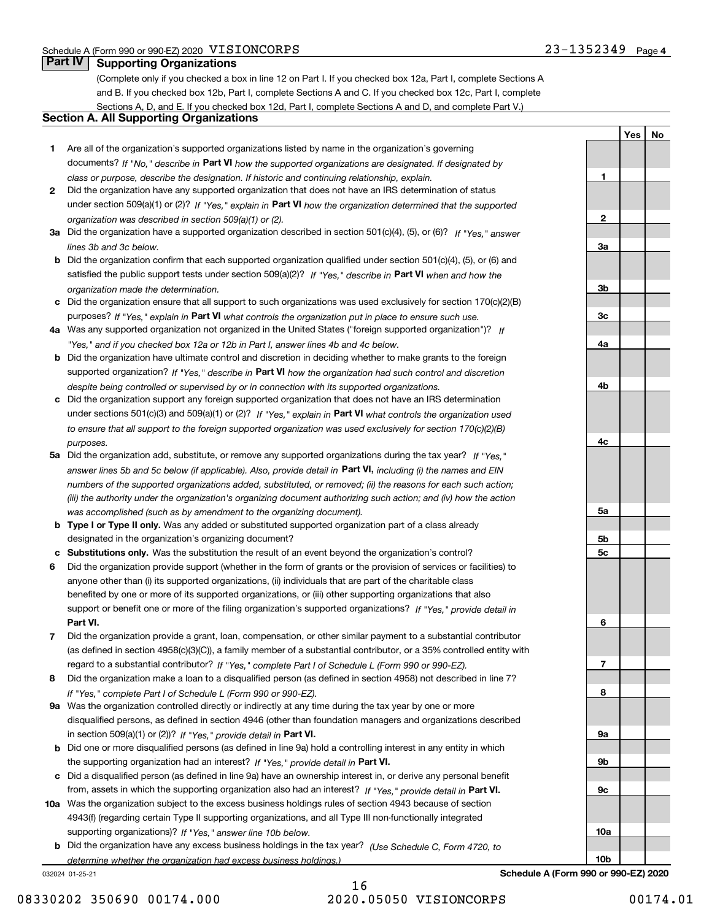Schedule A (Form 990 or 990-EZ) 2020 VISIONCORPS 23-1352349 Page 4

## Part IV Supporting Organizations

(Complete only if you checked a box in line 12 on Part I. If you checked box 12a, Part I, complete Sections A and B. If you checked box 12b, Part I, complete Sections A and C. If you checked box 12c, Part I, complete Sections A, D, and E. If you checked box 12d, Part I, complete Sections A and D, and complete Part V.)

### Section A. All Supporting Organizations

| | | Line | Yes | No |
|---|---|---|---|---|
| **1** | Are all of the organization's supported organizations listed by name in the organization's governing documents? *If "No," describe in* **Part VI** *how the supported organizations are designated. If designated by class or purpose, describe the designation. If historic and continuing relationship, explain.* | 1 | | |
| **2** | Did the organization have any supported organization that does not have an IRS determination of status under section 509(a)(1) or (2)? *If "Yes," explain in* **Part VI** *how the organization determined that the supported organization was described in section 509(a)(1) or (2).* | 2 | | |
| **3a** | Did the organization have a supported organization described in section 501(c)(4), (5), or (6)? *If "Yes," answer lines 3b and 3c below.* | 3a | | |
| **b** | Did the organization confirm that each supported organization qualified under section 501(c)(4), (5), or (6) and satisfied the public support tests under section 509(a)(2)? *If "Yes," describe in* **Part VI** *when and how the organization made the determination.* | 3b | | |
| **c** | Did the organization ensure that all support to such organizations was used exclusively for section 170(c)(2)(B) purposes? *If "Yes," explain in* **Part VI** *what controls the organization put in place to ensure such use.* | 3c | | |
| **4a** | Was any supported organization not organized in the United States ("foreign supported organization")? *If "Yes," and if you checked box 12a or 12b in Part I, answer lines 4b and 4c below.* | 4a | | |
| **b** | Did the organization have ultimate control and discretion in deciding whether to make grants to the foreign supported organization? *If "Yes," describe in* **Part VI** *how the organization had such control and discretion despite being controlled or supervised by or in connection with its supported organizations.* | 4b | | |
| **c** | Did the organization support any foreign supported organization that does not have an IRS determination under sections 501(c)(3) and 509(a)(1) or (2)? *If "Yes," explain in* **Part VI** *what controls the organization used to ensure that all support to the foreign supported organization was used exclusively for section 170(c)(2)(B) purposes.* | 4c | | |
| **5a** | Did the organization add, substitute, or remove any supported organizations during the tax year? *If "Yes," answer lines 5b and 5c below (if applicable). Also, provide detail in* **Part VI,** *including (i) the names and EIN numbers of the supported organizations added, substituted, or removed; (ii) the reasons for each such action; (iii) the authority under the organization's organizing document authorizing such action; and (iv) how the action was accomplished (such as by amendment to the organizing document).* | 5a | | |
| **b** | **Type I or Type II only.** Was any added or substituted supported organization part of a class already designated in the organization's organizing document? | 5b | | |
| **c** | **Substitutions only.** Was the substitution the result of an event beyond the organization's control? | 5c | | |
| **6** | Did the organization provide support (whether in the form of grants or the provision of services or facilities) to anyone other than (i) its supported organizations, (ii) individuals that are part of the charitable class benefited by one or more of its supported organizations, or (iii) other supporting organizations that also support or benefit one or more of the filing organization's supported organizations? *If "Yes," provide detail in* **Part VI.** | 6 | | |
| **7** | Did the organization provide a grant, loan, compensation, or other similar payment to a substantial contributor (as defined in section 4958(c)(3)(C)), a family member of a substantial contributor, or a 35% controlled entity with regard to a substantial contributor? *If "Yes," complete Part I of Schedule L (Form 990 or 990-EZ).* | 7 | | |
| **8** | Did the organization make a loan to a disqualified person (as defined in section 4958) not described in line 7? *If "Yes," complete Part I of Schedule L (Form 990 or 990-EZ).* | 8 | | |
| **9a** | Was the organization controlled directly or indirectly at any time during the tax year by one or more disqualified persons, as defined in section 4946 (other than foundation managers and organizations described in section 509(a)(1) or (2))? *If "Yes," provide detail in* **Part VI.** | 9a | | |
| **b** | Did one or more disqualified persons (as defined in line 9a) hold a controlling interest in any entity in which the supporting organization had an interest? *If "Yes," provide detail in* **Part VI.** | 9b | | |
| **c** | Did a disqualified person (as defined in line 9a) have an ownership interest in, or derive any personal benefit from, assets in which the supporting organization also had an interest? *If "Yes," provide detail in* **Part VI.** | 9c | | |
| **10a** | Was the organization subject to the excess business holdings rules of section 4943 because of section 4943(f) (regarding certain Type II supporting organizations, and all Type III non-functionally integrated supporting organizations)? *If "Yes," answer line 10b below.* | 10a | | |
| **b** | Did the organization have any excess business holdings in the tax year? *(Use Schedule C, Form 4720, to determine whether the organization had excess business holdings.)* | 10b | | |

032024 01-25-21 **Schedule A (Form 990 or 990-EZ) 2020**

08330202 350690 00174.000 2020.05050 VISIONCORPS 00174.01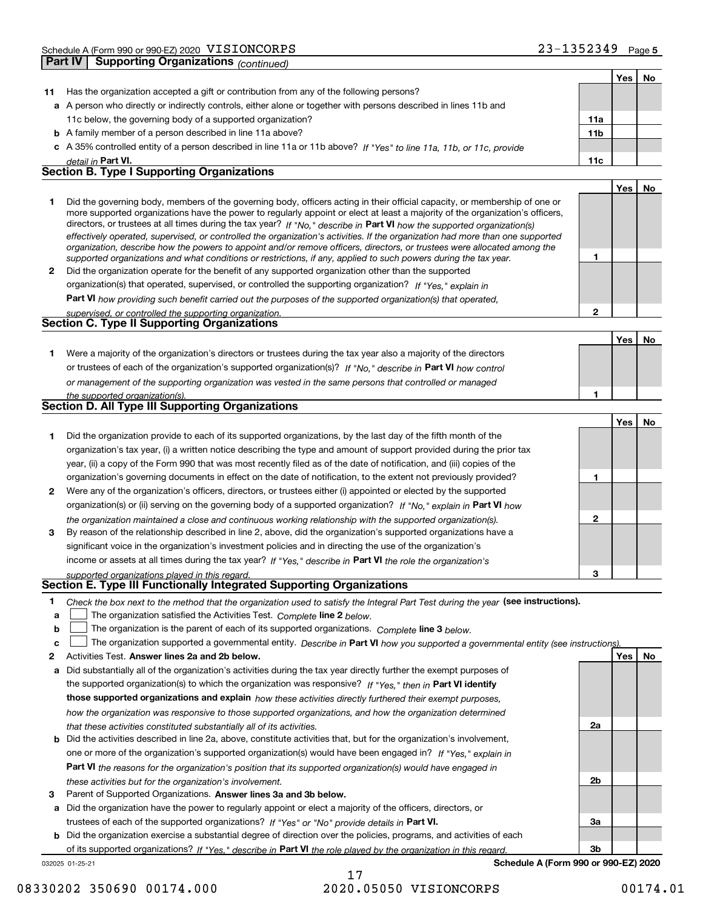Schedule A (Form 990 or 990-EZ) 2020 VISIONCORPS 23-1352349 Page 5

**Part IV | Supporting Organizations** *(continued)*

| | | | Yes | No |
|---|---|---|---|---|
| **11** | Has the organization accepted a gift or contribution from any of the following persons? | | | |
| **a** | A person who directly or indirectly controls, either alone or together with persons described in lines 11b and 11c below, the governing body of a supported organization? | **11a** | | |
| **b** | A family member of a person described in line 11a above? | **11b** | | |
| **c** | A 35% controlled entity of a person described in line 11a or 11b above? *If "Yes" to line 11a, 11b, or 11c, provide detail in* **Part VI.** | **11c** | | |

### Section B. Type I Supporting Organizations

| | | | Yes | No |
|---|---|---|---|---|
| **1** | Did the governing body, members of the governing body, officers acting in their official capacity, or membership of one or more supported organizations have the power to regularly appoint or elect at least a majority of the organization's officers, directors, or trustees at all times during the tax year? *If "No," describe in* **Part VI** *how the supported organization(s) effectively operated, supervised, or controlled the organization's activities. If the organization had more than one supported organization, describe how the powers to appoint and/or remove officers, directors, or trustees were allocated among the supported organizations and what conditions or restrictions, if any, applied to such powers during the tax year.* | **1** | | |
| **2** | Did the organization operate for the benefit of any supported organization other than the supported organization(s) that operated, supervised, or controlled the supporting organization? *If "Yes," explain in* **Part VI** *how providing such benefit carried out the purposes of the supported organization(s) that operated, supervised, or controlled the supporting organization.* | **2** | | |

### Section C. Type II Supporting Organizations

| | | | Yes | No |
|---|---|---|---|---|
| **1** | Were a majority of the organization's directors or trustees during the tax year also a majority of the directors or trustees of each of the organization's supported organization(s)? *If "No," describe in* **Part VI** *how control or management of the supporting organization was vested in the same persons that controlled or managed the supported organization(s).* | **1** | | |

### Section D. All Type III Supporting Organizations

| | | | Yes | No |
|---|---|---|---|---|
| **1** | Did the organization provide to each of its supported organizations, by the last day of the fifth month of the organization's tax year, (i) a written notice describing the type and amount of support provided during the prior tax year, (ii) a copy of the Form 990 that was most recently filed as of the date of notification, and (iii) copies of the organization's governing documents in effect on the date of notification, to the extent not previously provided? | **1** | | |
| **2** | Were any of the organization's officers, directors, or trustees either (i) appointed or elected by the supported organization(s) or (ii) serving on the governing body of a supported organization? *If "No," explain in* **Part VI** *how the organization maintained a close and continuous working relationship with the supported organization(s).* | **2** | | |
| **3** | By reason of the relationship described in line 2, above, did the organization's supported organizations have a significant voice in the organization's investment policies and in directing the use of the organization's income or assets at all times during the tax year? *If "Yes," describe in* **Part VI** *the role the organization's supported organizations played in this regard.* | **3** | | |

### Section E. Type III Functionally Integrated Supporting Organizations

**1** *Check the box next to the method that the organization used to satisfy the Integral Part Test during the year* **(see instructions).**

- **a** ☐ The organization satisfied the Activities Test. *Complete* **line 2** *below.*
- **b** ☐ The organization is the parent of each of its supported organizations. *Complete* **line 3** *below.*
- **c** ☐ The organization supported a governmental entity. *Describe in* **Part VI** *how you supported a governmental entity (see instructions).*

| | | | Yes | No |
|---|---|---|---|---|
| **2** | Activities Test. **Answer lines 2a and 2b below.** | | | |
| **a** | Did substantially all of the organization's activities during the tax year directly further the exempt purposes of the supported organization(s) to which the organization was responsive? *If "Yes," then in* **Part VI identify those supported organizations and explain** *how these activities directly furthered their exempt purposes, how the organization was responsive to those supported organizations, and how the organization determined that these activities constituted substantially all of its activities.* | **2a** | | |
| **b** | Did the activities described in line 2a, above, constitute activities that, but for the organization's involvement, one or more of the organization's supported organization(s) would have been engaged in? *If "Yes," explain in* **Part VI** *the reasons for the organization's position that its supported organization(s) would have engaged in these activities but for the organization's involvement.* | **2b** | | |
| **3** | Parent of Supported Organizations. **Answer lines 3a and 3b below.** | | | |
| **a** | Did the organization have the power to regularly appoint or elect a majority of the officers, directors, or trustees of each of the supported organizations? *If "Yes" or "No" provide details in* **Part VI.** | **3a** | | |
| **b** | Did the organization exercise a substantial degree of direction over the policies, programs, and activities of each of its supported organizations? *If "Yes," describe in* **Part VI** *the role played by the organization in this regard.* | **3b** | | |

032025 01-25-21 **Schedule A (Form 990 or 990-EZ) 2020**

08330202 350690 00174.000 2020.05050 VISIONCORPS 00174.01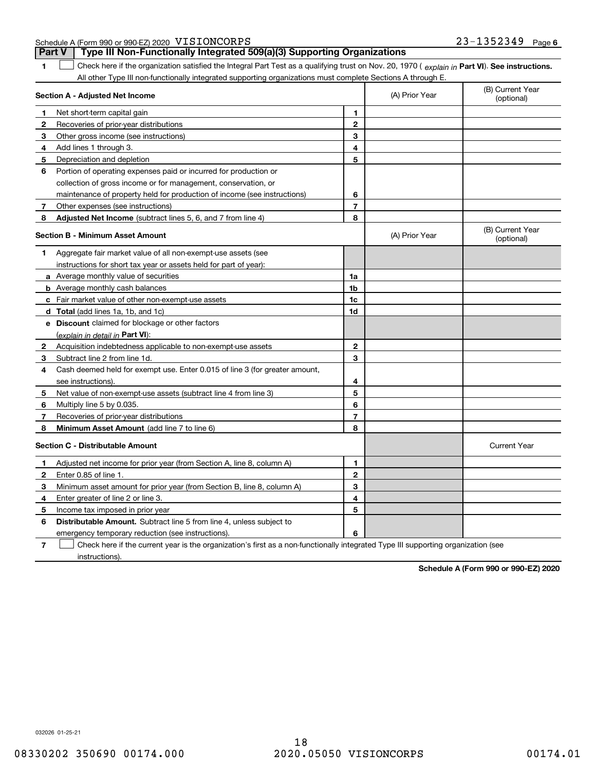Schedule A (Form 990 or 990-EZ) 2020 VISIONCORPS 23-1352349 Page 6

## Part V | Type III Non-Functionally Integrated 509(a)(3) Supporting Organizations

**1** ☐ Check here if the organization satisfied the Integral Part Test as a qualifying trust on Nov. 20, 1970 ( *explain in* **Part VI**). **See instructions.** All other Type III non-functionally integrated supporting organizations must complete Sections A through E.

| **Section A - Adjusted Net Income** | | (A) Prior Year | (B) Current Year (optional) |
|---|---|---|---|
| **1** Net short-term capital gain | 1 | | |
| **2** Recoveries of prior-year distributions | 2 | | |
| **3** Other gross income (see instructions) | 3 | | |
| **4** Add lines 1 through 3. | 4 | | |
| **5** Depreciation and depletion | 5 | | |
| **6** Portion of operating expenses paid or incurred for production or collection of gross income or for management, conservation, or maintenance of property held for production of income (see instructions) | 6 | | |
| **7** Other expenses (see instructions) | 7 | | |
| **8** **Adjusted Net Income** (subtract lines 5, 6, and 7 from line 4) | 8 | | |

| **Section B - Minimum Asset Amount** | | (A) Prior Year | (B) Current Year (optional) |
|---|---|---|---|
| **1** Aggregate fair market value of all non-exempt-use assets (see instructions for short tax year or assets held for part of year): | | | |
| **a** Average monthly value of securities | 1a | | |
| **b** Average monthly cash balances | 1b | | |
| **c** Fair market value of other non-exempt-use assets | 1c | | |
| **d** **Total** (add lines 1a, 1b, and 1c) | 1d | | |
| **e** **Discount** claimed for blockage or other factors (*explain in detail in* **Part VI**): | | | |
| **2** Acquisition indebtedness applicable to non-exempt-use assets | 2 | | |
| **3** Subtract line 2 from line 1d. | 3 | | |
| **4** Cash deemed held for exempt use. Enter 0.015 of line 3 (for greater amount, see instructions). | 4 | | |
| **5** Net value of non-exempt-use assets (subtract line 4 from line 3) | 5 | | |
| **6** Multiply line 5 by 0.035. | 6 | | |
| **7** Recoveries of prior-year distributions | 7 | | |
| **8** **Minimum Asset Amount** (add line 7 to line 6) | 8 | | |

| **Section C - Distributable Amount** | | | Current Year |
|---|---|---|---|
| **1** Adjusted net income for prior year (from Section A, line 8, column A) | 1 | | |
| **2** Enter 0.85 of line 1. | 2 | | |
| **3** Minimum asset amount for prior year (from Section B, line 8, column A) | 3 | | |
| **4** Enter greater of line 2 or line 3. | 4 | | |
| **5** Income tax imposed in prior year | 5 | | |
| **6** **Distributable Amount.** Subtract line 5 from line 4, unless subject to emergency temporary reduction (see instructions). | 6 | | |

**7** ☐ Check here if the current year is the organization's first as a non-functionally integrated Type III supporting organization (see instructions).

**Schedule A (Form 990 or 990-EZ) 2020**

032026 01-25-21

08330202 350690 00174.000 2020.05050 VISIONCORPS 00174.01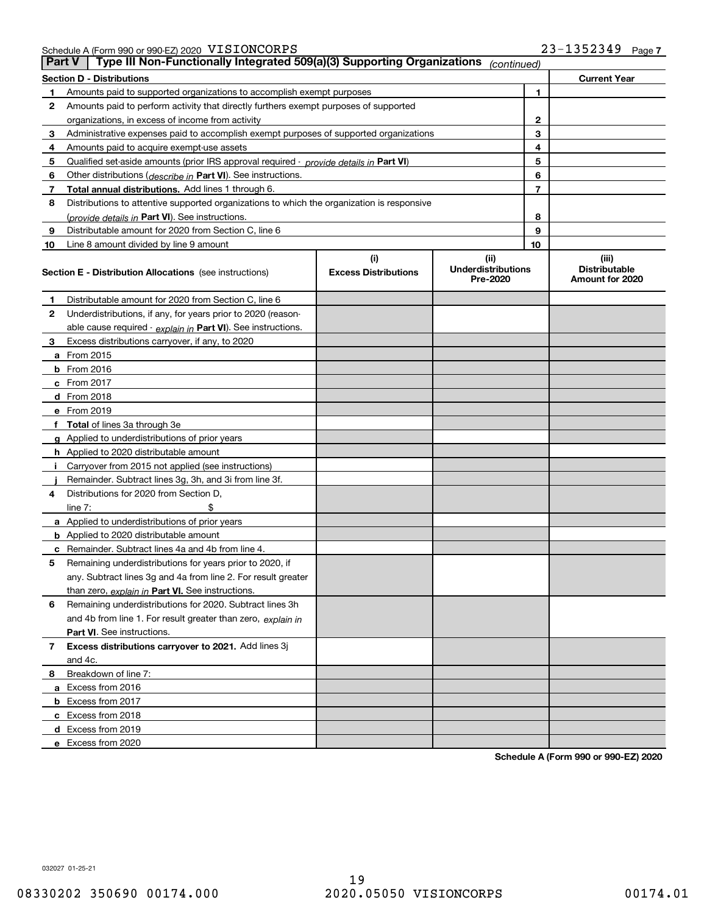Schedule A (Form 990 or 990-EZ) 2020 VISIONCORPS 23-1352349 Page 7

## Part V Type III Non-Functionally Integrated 509(a)(3) Supporting Organizations *(continued)*

| **Section D - Distributions** | | | **Current Year** |
|---|---|---|---|
| 1 | Amounts paid to supported organizations to accomplish exempt purposes | 1 | |
| 2 | Amounts paid to perform activity that directly furthers exempt purposes of supported organizations, in excess of income from activity | 2 | |
| 3 | Administrative expenses paid to accomplish exempt purposes of supported organizations | 3 | |
| 4 | Amounts paid to acquire exempt-use assets | 4 | |
| 5 | Qualified set-aside amounts (prior IRS approval required - *provide details in* **Part VI**) | 5 | |
| 6 | Other distributions (*describe in* **Part VI**). See instructions. | 6 | |
| 7 | **Total annual distributions.** Add lines 1 through 6. | 7 | |
| 8 | Distributions to attentive supported organizations to which the organization is responsive (*provide details in* **Part VI**). See instructions. | 8 | |
| 9 | Distributable amount for 2020 from Section C, line 6 | 9 | |
| 10 | Line 8 amount divided by line 9 amount | 10 | |

| **Section E - Distribution Allocations** (see instructions) | (i) Excess Distributions | (ii) Underdistributions Pre-2020 | (iii) Distributable Amount for 2020 |
|---|---|---|---|
| **1** Distributable amount for 2020 from Section C, line 6 | | | |
| **2** Underdistributions, if any, for years prior to 2020 (reasonable cause required - *explain in* **Part VI**). See instructions. | | | |
| **3** Excess distributions carryover, if any, to 2020 | | | |
| **a** From 2015 | | | |
| **b** From 2016 | | | |
| **c** From 2017 | | | |
| **d** From 2018 | | | |
| **e** From 2019 | | | |
| **f Total** of lines 3a through 3e | | | |
| **g** Applied to underdistributions of prior years | | | |
| **h** Applied to 2020 distributable amount | | | |
| **i** Carryover from 2015 not applied (see instructions) | | | |
| **j** Remainder. Subtract lines 3g, 3h, and 3i from line 3f. | | | |
| **4** Distributions for 2020 from Section D, line 7: $ | | | |
| **a** Applied to underdistributions of prior years | | | |
| **b** Applied to 2020 distributable amount | | | |
| **c** Remainder. Subtract lines 4a and 4b from line 4. | | | |
| **5** Remaining underdistributions for years prior to 2020, if any. Subtract lines 3g and 4a from line 2. For result greater than zero, *explain in* **Part VI.** See instructions. | | | |
| **6** Remaining underdistributions for 2020. Subtract lines 3h and 4b from line 1. For result greater than zero, *explain in* **Part VI**. See instructions. | | | |
| **7 Excess distributions carryover to 2021.** Add lines 3j and 4c. | | | |
| **8** Breakdown of line 7: | | | |
| **a** Excess from 2016 | | | |
| **b** Excess from 2017 | | | |
| **c** Excess from 2018 | | | |
| **d** Excess from 2019 | | | |
| **e** Excess from 2020 | | | |

**Schedule A (Form 990 or 990-EZ) 2020**

032027 01-25-21

08330202 350690 00174.000 2020.05050 VISIONCORPS 00174.01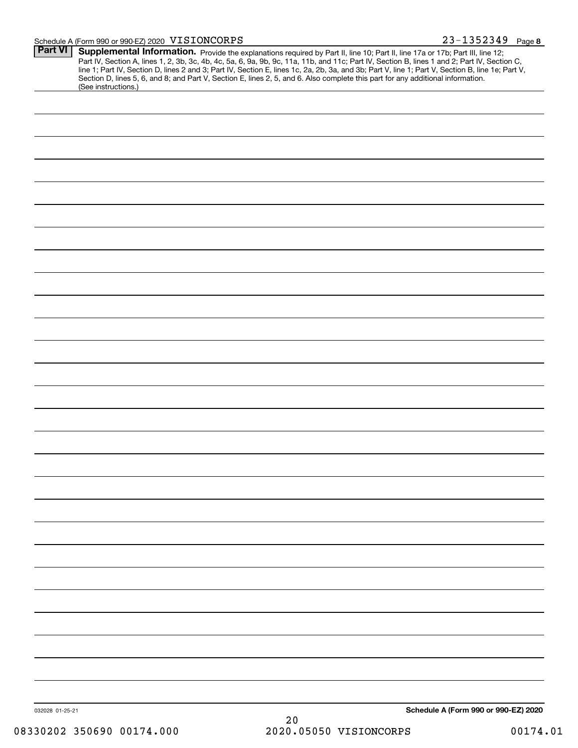Schedule A (Form 990 or 990-EZ) 2020 VISIONCORPS 23-1352349 Page 8

## Part VI Supplemental Information.

Provide the explanations required by Part II, line 10; Part II, line 17a or 17b; Part III, line 12; Part IV, Section A, lines 1, 2, 3b, 3c, 4b, 4c, 5a, 6, 9a, 9b, 9c, 11a, 11b, and 11c; Part IV, Section B, lines 1 and 2; Part IV, Section C, line 1; Part IV, Section D, lines 2 and 3; Part IV, Section E, lines 1c, 2a, 2b, 3a, and 3b; Part V, line 1; Part V, Section B, line 1e; Part V, Section D, lines 5, 6, and 8; and Part V, Section E, lines 2, 5, and 6. Also complete this part for any additional information. (See instructions.)

032028 01-25-21

**Schedule A (Form 990 or 990-EZ) 2020**

08330202 350690 00174.000 2020.05050 VISIONCORPS 00174.01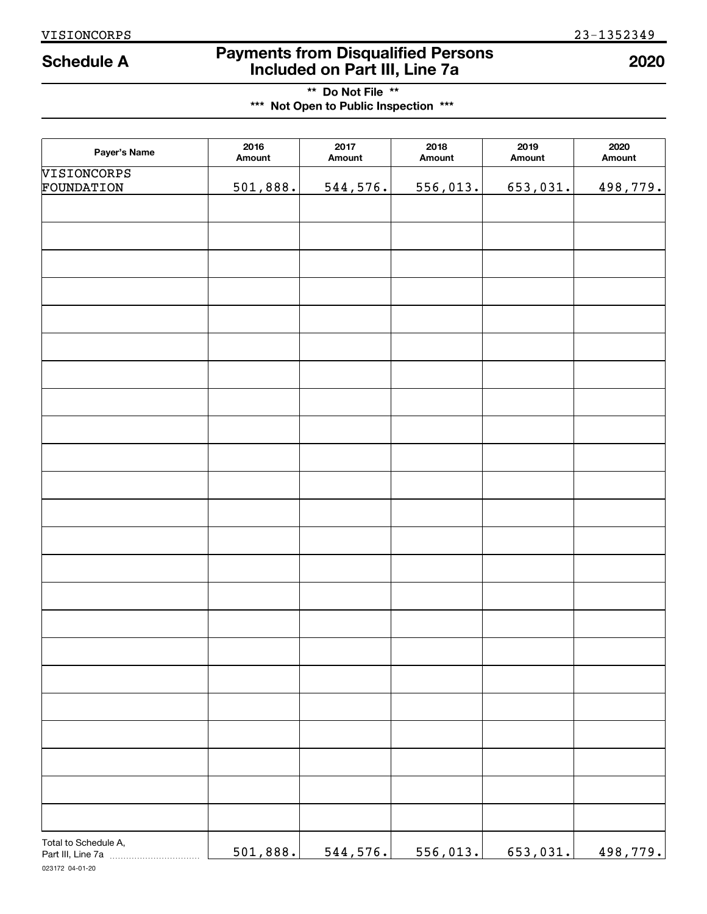VISIONCORPS 23-1352349

# Schedule A

## Payments from Disqualified Persons Included on Part III, Line 7a

**2020**

**\*\* Do Not File \*\***

**\*\*\* Not Open to Public Inspection \*\*\***

| Payer's Name | 2016 Amount | 2017 Amount | 2018 Amount | 2019 Amount | 2020 Amount |
|---|---|---|---|---|---|
| VISIONCORPS FOUNDATION | 501,888. | 544,576. | 556,013. | 653,031. | 498,779. |
| | | | | | |
| | | | | | |
| | | | | | |
| | | | | | |
| | | | | | |
| | | | | | |
| | | | | | |
| | | | | | |
| | | | | | |
| | | | | | |
| | | | | | |
| | | | | | |
| | | | | | |
| | | | | | |
| | | | | | |
| | | | | | |
| | | | | | |
| | | | | | |
| | | | | | |
| | | | | | |
| | | | | | |
| | | | | | |
| | | | | | |
| Total to Schedule A, Part III, Line 7a | 501,888. | 544,576. | 556,013. | 653,031. | 498,779. |

023172 04-01-20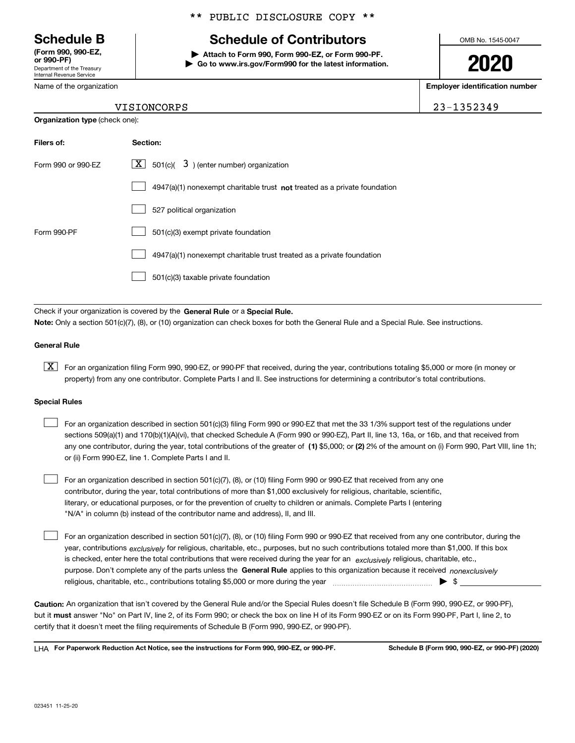** PUBLIC DISCLOSURE COPY **

# Schedule B

**(Form 990, 990-EZ, or 990-PF)**
Department of the Treasury
Internal Revenue Service

## Schedule of Contributors

▶ **Attach to Form 990, Form 990-EZ, or Form 990-PF.**
▶ **Go to www.irs.gov/Form990 for the latest information.**

OMB No. 1545-0047

**2020**

Name of the organization: VISIONCORPS

**Employer identification number**: 23-1352349

**Organization type** (check one):

| Filers of: | Section: |
|---|---|
| Form 990 or 990-EZ | [X] 501(c)( 3 ) (enter number) organization |
| | [ ] 4947(a)(1) nonexempt charitable trust **not** treated as a private foundation |
| | [ ] 527 political organization |
| Form 990-PF | [ ] 501(c)(3) exempt private foundation |
| | [ ] 4947(a)(1) nonexempt charitable trust treated as a private foundation |
| | [ ] 501(c)(3) taxable private foundation |

Check if your organization is covered by the **General Rule** or a **Special Rule.**

**Note:** Only a section 501(c)(7), (8), or (10) organization can check boxes for both the General Rule and a Special Rule. See instructions.

**General Rule**

[X] For an organization filing Form 990, 990-EZ, or 990-PF that received, during the year, contributions totaling $5,000 or more (in money or property) from any one contributor. Complete Parts I and II. See instructions for determining a contributor's total contributions.

**Special Rules**

[ ] For an organization described in section 501(c)(3) filing Form 990 or 990-EZ that met the 33 1/3% support test of the regulations under sections 509(a)(1) and 170(b)(1)(A)(vi), that checked Schedule A (Form 990 or 990-EZ), Part II, line 13, 16a, or 16b, and that received from any one contributor, during the year, total contributions of the greater of **(1)** $5,000; or **(2)** 2% of the amount on (i) Form 990, Part VIII, line 1h; or (ii) Form 990-EZ, line 1. Complete Parts I and II.

[ ] For an organization described in section 501(c)(7), (8), or (10) filing Form 990 or 990-EZ that received from any one contributor, during the year, total contributions of more than $1,000 exclusively for religious, charitable, scientific, literary, or educational purposes, or for the prevention of cruelty to children or animals. Complete Parts I (entering "N/A" in column (b) instead of the contributor name and address), II, and III.

[ ] For an organization described in section 501(c)(7), (8), or (10) filing Form 990 or 990-EZ that received from any one contributor, during the year, contributions *exclusively* for religious, charitable, etc., purposes, but no such contributions totaled more than $1,000. If this box is checked, enter here the total contributions that were received during the year for an *exclusively* religious, charitable, etc., purpose. Don't complete any of the parts unless the **General Rule** applies to this organization because it received *nonexclusively* religious, charitable, etc., contributions totaling $5,000 or more during the year ▶ $

**Caution:** An organization that isn't covered by the General Rule and/or the Special Rules doesn't file Schedule B (Form 990, 990-EZ, or 990-PF), but it **must** answer "No" on Part IV, line 2, of its Form 990; or check the box on line H of its Form 990-EZ or on its Form 990-PF, Part I, line 2, to certify that it doesn't meet the filing requirements of Schedule B (Form 990, 990-EZ, or 990-PF).

LHA **For Paperwork Reduction Act Notice, see the instructions for Form 990, 990-EZ, or 990-PF.** **Schedule B (Form 990, 990-EZ, or 990-PF) (2020)**

023451 11-25-20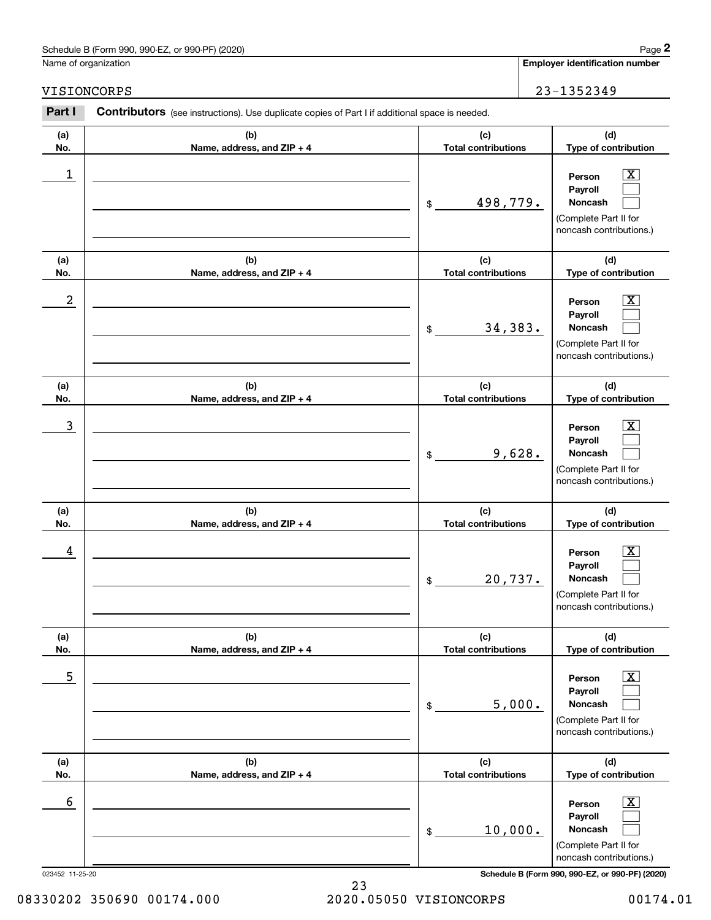Schedule B (Form 990, 990-EZ, or 990-PF) (2020)

Name of organization: VISIONCORPS

**Employer identification number**: 23-1352349

**Part I** **Contributors** (see instructions). Use duplicate copies of Part I if additional space is needed.

| (a) No. | (b) Name, address, and ZIP + 4 | (c) Total contributions | (d) Type of contribution |
|---|---|---|---|
| 1 | | $ 498,779. | Person [X] Payroll [ ] Noncash [ ] (Complete Part II for noncash contributions.) |
| 2 | | $ 34,383. | Person [X] Payroll [ ] Noncash [ ] (Complete Part II for noncash contributions.) |
| 3 | | $ 9,628. | Person [X] Payroll [ ] Noncash [ ] (Complete Part II for noncash contributions.) |
| 4 | | $ 20,737. | Person [X] Payroll [ ] Noncash [ ] (Complete Part II for noncash contributions.) |
| 5 | | $ 5,000. | Person [X] Payroll [ ] Noncash [ ] (Complete Part II for noncash contributions.) |
| 6 | | $ 10,000. | Person [X] Payroll [ ] Noncash [ ] (Complete Part II for noncash contributions.) |

023452 11-25-20

**Schedule B (Form 990, 990-EZ, or 990-PF) (2020)**

08330202 350690 00174.000 2020.05050 VISIONCORPS 00174.01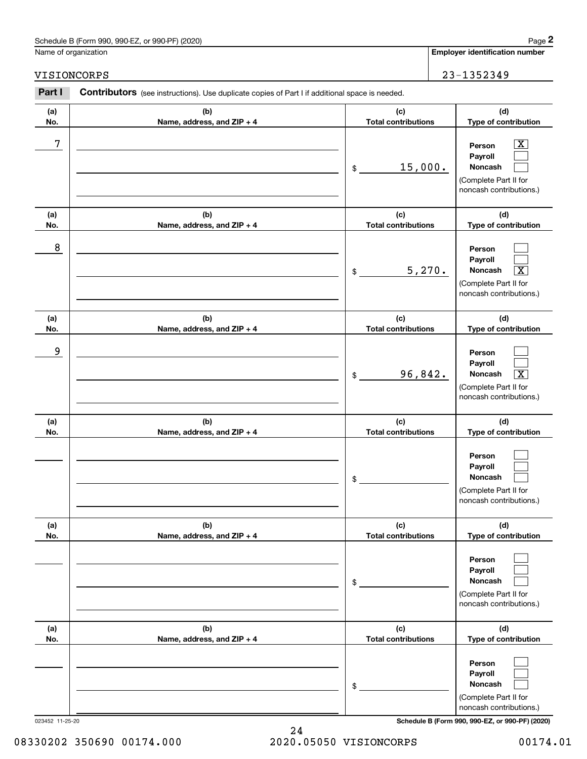Schedule B (Form 990, 990-EZ, or 990-PF) (2020)

Name of organization: VISIONCORPS

Employer identification number: 23-1352349

**Part I** **Contributors** (see instructions). Use duplicate copies of Part I if additional space is needed.

| (a) No. | (b) Name, address, and ZIP + 4 | (c) Total contributions | (d) Type of contribution |
|---|---|---|---|
| 7 | | $ 15,000. | Person [X] Payroll [ ] Noncash [ ] (Complete Part II for noncash contributions.) |
| 8 | | $ 5,270. | Person [ ] Payroll [ ] Noncash [X] (Complete Part II for noncash contributions.) |
| 9 | | $ 96,842. | Person [ ] Payroll [ ] Noncash [X] (Complete Part II for noncash contributions.) |
| | | $ | Person [ ] Payroll [ ] Noncash [ ] (Complete Part II for noncash contributions.) |
| | | $ | Person [ ] Payroll [ ] Noncash [ ] (Complete Part II for noncash contributions.) |
| | | $ | Person [ ] Payroll [ ] Noncash [ ] (Complete Part II for noncash contributions.) |

023452 11-25-20 Schedule B (Form 990, 990-EZ, or 990-PF) (2020)

08330202 350690 00174.000 2020.05050 VISIONCORPS 00174.01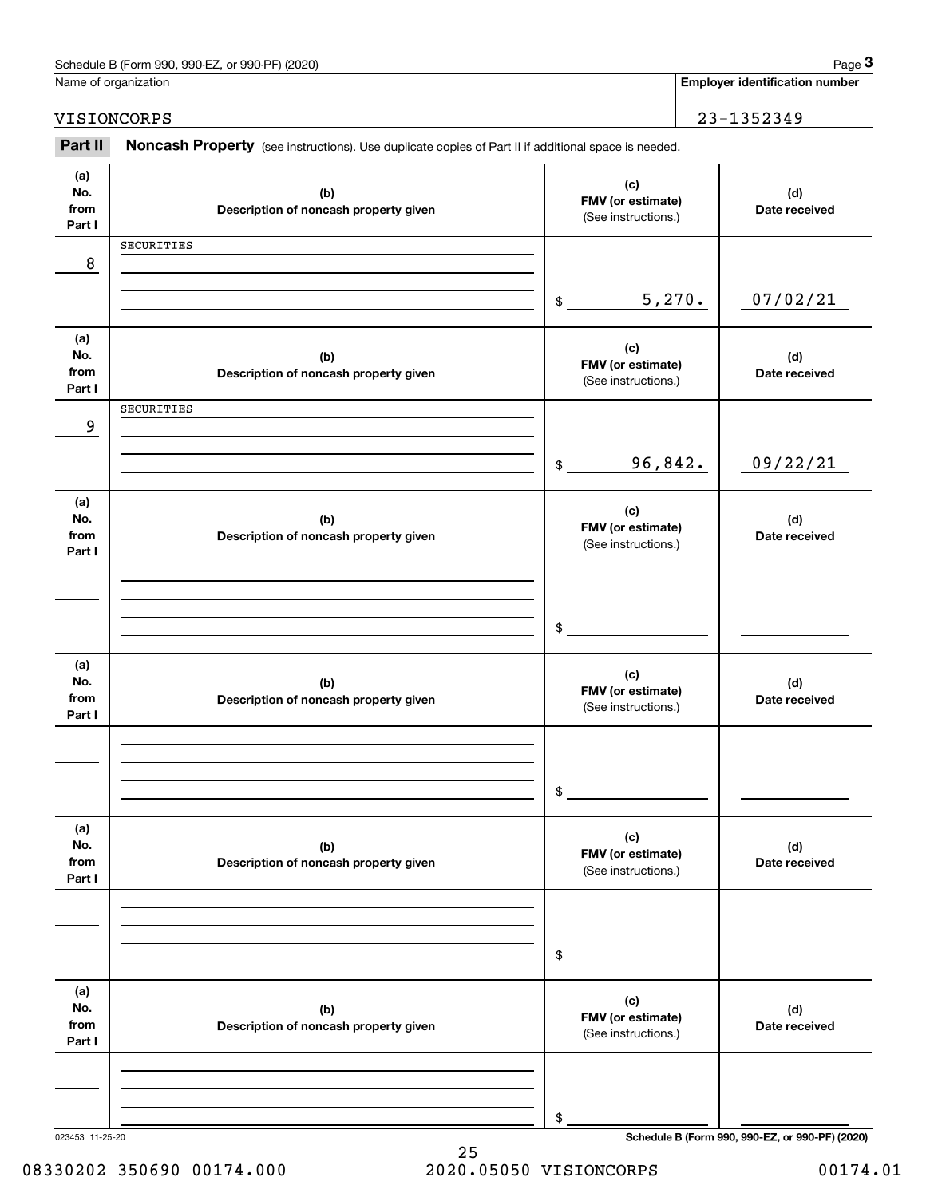Schedule B (Form 990, 990-EZ, or 990-PF) (2020) Page **3**

Name of organization: VISIONCORPS

**Employer identification number:** 23-1352349

## Part II Noncash Property

(see instructions). Use duplicate copies of Part II if additional space is needed.

| (a) No. from Part I | (b) Description of noncash property given | (c) FMV (or estimate) (See instructions.) | (d) Date received |
|---|---|---|---|
| 8 | SECURITIES | $ 5,270. | 07/02/21 |
| 9 | SECURITIES | $ 96,842. | 09/22/21 |
| | | $ | |
| | | $ | |
| | | $ | |
| | | $ | |

023453 11-25-20 **Schedule B (Form 990, 990-EZ, or 990-PF) (2020)**

08330202 350690 00174.000 2020.05050 VISIONCORPS 00174.01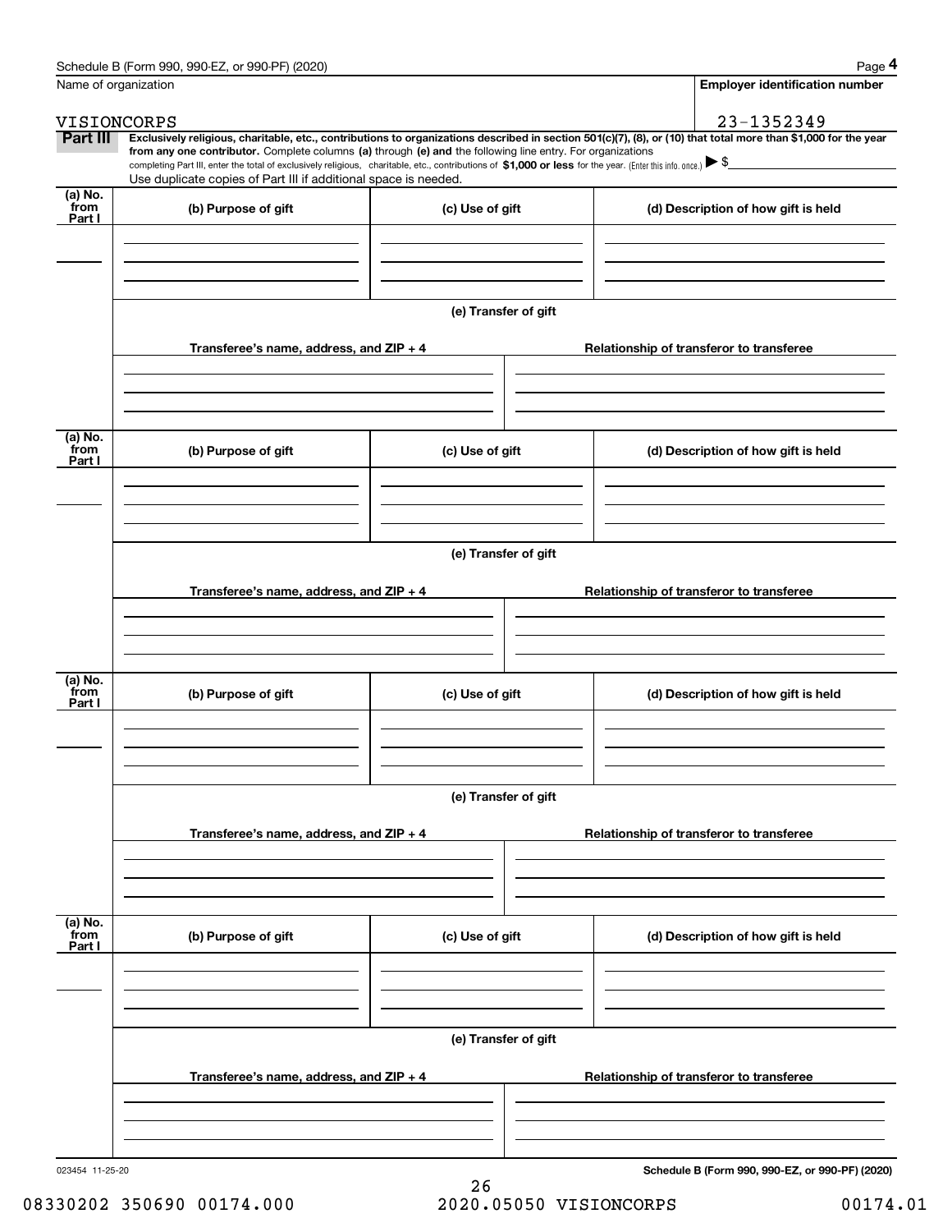Schedule B (Form 990, 990-EZ, or 990-PF) (2020) **Page 4**

Name of organization: VISIONCORPS

**Employer identification number**: 23-1352349

**Part III** **Exclusively religious, charitable, etc., contributions to organizations described in section 501(c)(7), (8), or (10) that total more than $1,000 for the year from any one contributor.** Complete columns **(a)** through **(e) and** the following line entry. For organizations completing Part III, enter the total of exclusively religious, charitable, etc., contributions of **$1,000 or less** for the year. (Enter this info. once.) ▶ $

Use duplicate copies of Part III if additional space is needed.

| (a) No. from Part I | (b) Purpose of gift | (c) Use of gift | (d) Description of how gift is held |
|---|---|---|---|
| | | | |

**(e) Transfer of gift**

| Transferee's name, address, and ZIP + 4 | Relationship of transferor to transferee |
|---|---|
| | |

| (a) No. from Part I | (b) Purpose of gift | (c) Use of gift | (d) Description of how gift is held |
|---|---|---|---|
| | | | |

**(e) Transfer of gift**

| Transferee's name, address, and ZIP + 4 | Relationship of transferor to transferee |
|---|---|
| | |

| (a) No. from Part I | (b) Purpose of gift | (c) Use of gift | (d) Description of how gift is held |
|---|---|---|---|
| | | | |

**(e) Transfer of gift**

| Transferee's name, address, and ZIP + 4 | Relationship of transferor to transferee |
|---|---|
| | |

| (a) No. from Part I | (b) Purpose of gift | (c) Use of gift | (d) Description of how gift is held |
|---|---|---|---|
| | | | |

**(e) Transfer of gift**

| Transferee's name, address, and ZIP + 4 | Relationship of transferor to transferee |
|---|---|
| | |

023454 11-25-20 **Schedule B (Form 990, 990-EZ, or 990-PF) (2020)**

08330202 350690 00174.000 2020.05050 VISIONCORPS 00174.01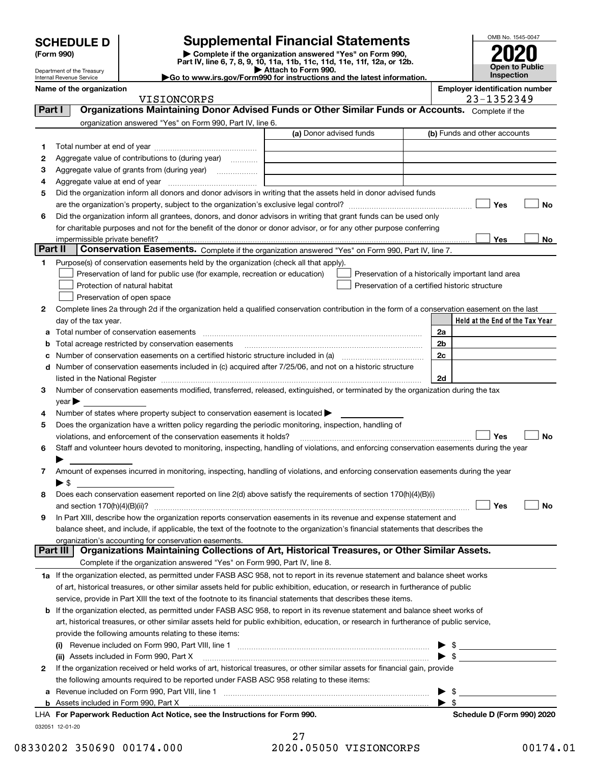# SCHEDULE D (Form 990)

Department of the Treasury
Internal Revenue Service

## Supplemental Financial Statements

▶ Complete if the organization answered "Yes" on Form 990, Part IV, line 6, 7, 8, 9, 10, 11a, 11b, 11c, 11d, 11e, 11f, 12a, or 12b.
▶ Attach to Form 990.
▶Go to www.irs.gov/Form990 for instructions and the latest information.

OMB No. 1545-0047

**2020**

**Open to Public Inspection**

**Name of the organization:** VISIONCORPS

**Employer identification number:** 23-1352349

### Part I — Organizations Maintaining Donor Advised Funds or Other Similar Funds or Accounts. Complete if the organization answered "Yes" on Form 990, Part IV, line 6.

| | | (a) Donor advised funds | (b) Funds and other accounts |
|---|---|---|---|
| 1 | Total number at end of year | | |
| 2 | Aggregate value of contributions to (during year) | | |
| 3 | Aggregate value of grants from (during year) | | |
| 4 | Aggregate value at end of year | | |

5 Did the organization inform all donors and donor advisors in writing that the assets held in donor advised funds are the organization's property, subject to the organization's exclusive legal control? ☐ Yes ☐ No

6 Did the organization inform all grantees, donors, and donor advisors in writing that grant funds can be used only for charitable purposes and not for the benefit of the donor or donor advisor, or for any other purpose conferring impermissible private benefit? ☐ Yes ☐ No

### Part II — Conservation Easements. Complete if the organization answered "Yes" on Form 990, Part IV, line 7.

1 Purpose(s) of conservation easements held by the organization (check all that apply).

- ☐ Preservation of land for public use (for example, recreation or education)
- ☐ Preservation of a historically important land area
- ☐ Protection of natural habitat
- ☐ Preservation of a certified historic structure
- ☐ Preservation of open space

2 Complete lines 2a through 2d if the organization held a qualified conservation contribution in the form of a conservation easement on the last day of the tax year.

| | | | Held at the End of the Tax Year |
|---|---|---|---|
| a | Total number of conservation easements | 2a | |
| b | Total acreage restricted by conservation easements | 2b | |
| c | Number of conservation easements on a certified historic structure included in (a) | 2c | |
| d | Number of conservation easements included in (c) acquired after 7/25/06, and not on a historic structure listed in the National Register | 2d | |

3 Number of conservation easements modified, transferred, released, extinguished, or terminated by the organization during the tax year ▶

4 Number of states where property subject to conservation easement is located ▶

5 Does the organization have a written policy regarding the periodic monitoring, inspection, handling of violations, and enforcement of the conservation easements it holds? ☐ Yes ☐ No

6 Staff and volunteer hours devoted to monitoring, inspecting, handling of violations, and enforcing conservation easements during the year ▶

7 Amount of expenses incurred in monitoring, inspecting, handling of violations, and enforcing conservation easements during the year ▶ $

8 Does each conservation easement reported on line 2(d) above satisfy the requirements of section 170(h)(4)(B)(i) and section 170(h)(4)(B)(ii)? ☐ Yes ☐ No

9 In Part XIII, describe how the organization reports conservation easements in its revenue and expense statement and balance sheet, and include, if applicable, the text of the footnote to the organization's financial statements that describes the organization's accounting for conservation easements.

### Part III — Organizations Maintaining Collections of Art, Historical Treasures, or Other Similar Assets. Complete if the organization answered "Yes" on Form 990, Part IV, line 8.

1a If the organization elected, as permitted under FASB ASC 958, not to report in its revenue statement and balance sheet works of art, historical treasures, or other similar assets held for public exhibition, education, or research in furtherance of public service, provide in Part XIII the text of the footnote to its financial statements that describes these items.

b If the organization elected, as permitted under FASB ASC 958, to report in its revenue statement and balance sheet works of art, historical treasures, or other similar assets held for public exhibition, education, or research in furtherance of public service, provide the following amounts relating to these items:

(i) Revenue included on Form 990, Part VIII, line 1 ▶ $

(ii) Assets included in Form 990, Part X ▶ $

2 If the organization received or held works of art, historical treasures, or other similar assets for financial gain, provide the following amounts required to be reported under FASB ASC 958 relating to these items:

a Revenue included on Form 990, Part VIII, line 1 ▶ $

b Assets included in Form 990, Part X ▶ $

LHA For Paperwork Reduction Act Notice, see the Instructions for Form 990. Schedule D (Form 990) 2020

032051 12-01-20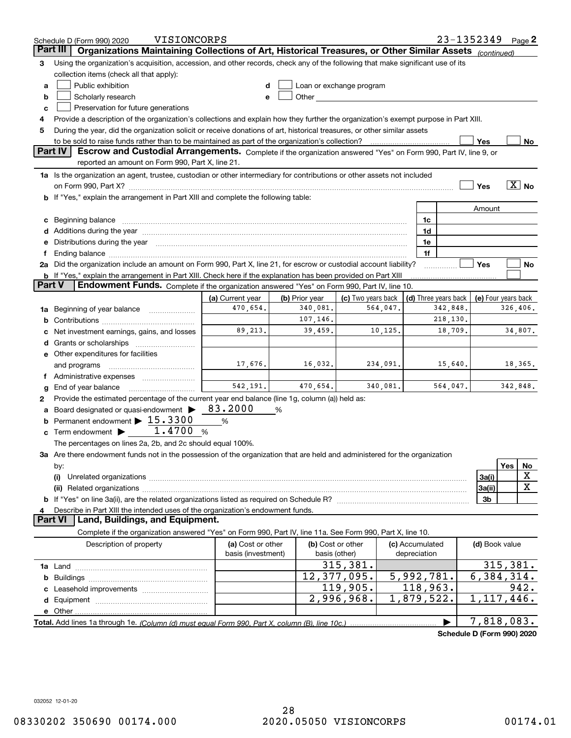Schedule D (Form 990) 2020 VISIONCORPS 23-1352349 Page 2

## Part III Organizations Maintaining Collections of Art, Historical Treasures, or Other Similar Assets *(continued)*

**3** Using the organization's acquisition, accession, and other records, check any of the following that make significant use of its collection items (check all that apply):

- a ☐ Public exhibition
- b ☐ Scholarly research
- c ☐ Preservation for future generations
- d ☐ Loan or exchange program
- e ☐ Other

**4** Provide a description of the organization's collections and explain how they further the organization's exempt purpose in Part XIII.

**5** During the year, did the organization solicit or receive donations of art, historical treasures, or other similar assets to be sold to raise funds rather than to be maintained as part of the organization's collection? ☐ Yes ☐ No

## Part IV Escrow and Custodial Arrangements.

Complete if the organization answered "Yes" on Form 990, Part IV, line 9, or reported an amount on Form 990, Part X, line 21.

**1a** Is the organization an agent, trustee, custodian or other intermediary for contributions or other assets not included on Form 990, Part X? ☐ Yes ☒ No

**b** If "Yes," explain the arrangement in Part XIII and complete the following table:

| | | Amount |
|---|---|---|
| c Beginning balance | 1c | |
| d Additions during the year | 1d | |
| e Distributions during the year | 1e | |
| f Ending balance | 1f | |

**2a** Did the organization include an amount on Form 990, Part X, line 21, for escrow or custodial account liability? ☐ Yes ☐ No

**b** If "Yes," explain the arrangement in Part XIII. Check here if the explanation has been provided on Part XIII ☐

## Part V Endowment Funds.

Complete if the organization answered "Yes" on Form 990, Part IV, line 10.

| | (a) Current year | (b) Prior year | (c) Two years back | (d) Three years back | (e) Four years back |
|---|---|---|---|---|---|
| 1a Beginning of year balance | 470,654. | 340,081. | 564,047. | 342,848. | 326,406. |
| b Contributions | | 107,146. | | 218,130. | |
| c Net investment earnings, gains, and losses | 89,213. | 39,459. | 10,125. | 18,709. | 34,807. |
| d Grants or scholarships | | | | | |
| e Other expenditures for facilities and programs | 17,676. | 16,032. | 234,091. | 15,640. | 18,365. |
| f Administrative expenses | | | | | |
| g End of year balance | 542,191. | 470,654. | 340,081. | 564,047. | 342,848. |

**2** Provide the estimated percentage of the current year end balance (line 1g, column (a)) held as:

- a Board designated or quasi-endowment ▶ 83.2000 %
- b Permanent endowment ▶ 15.3300 %
- c Term endowment ▶ 1.4700 %

The percentages on lines 2a, 2b, and 2c should equal 100%.

**3a** Are there endowment funds not in the possession of the organization that are held and administered for the organization by:

| | | Yes | No |
|---|---|---|---|
| (i) Unrelated organizations | 3a(i) | | X |
| (ii) Related organizations | 3a(ii) | | X |
| b If "Yes" on line 3a(ii), are the related organizations listed as required on Schedule R? | 3b | | |

**4** Describe in Part XIII the intended uses of the organization's endowment funds.

## Part VI Land, Buildings, and Equipment.

Complete if the organization answered "Yes" on Form 990, Part IV, line 11a. See Form 990, Part X, line 10.

| Description of property | (a) Cost or other basis (investment) | (b) Cost or other basis (other) | (c) Accumulated depreciation | (d) Book value |
|---|---|---|---|---|
| 1a Land | | 315,381. | | 315,381. |
| b Buildings | | 12,377,095. | 5,992,781. | 6,384,314. |
| c Leasehold improvements | | 119,905. | 118,963. | 942. |
| d Equipment | | 2,996,968. | 1,879,522. | 1,117,446. |
| e Other | | | | |
| **Total.** Add lines 1a through 1e. *(Column (d) must equal Form 990, Part X, column (B), line 10c.)* | | | ▶ | 7,818,083. |

**Schedule D (Form 990) 2020**

032052 12-01-20

08330202 350690 00174.000 2020.05050 VISIONCORPS 00174.01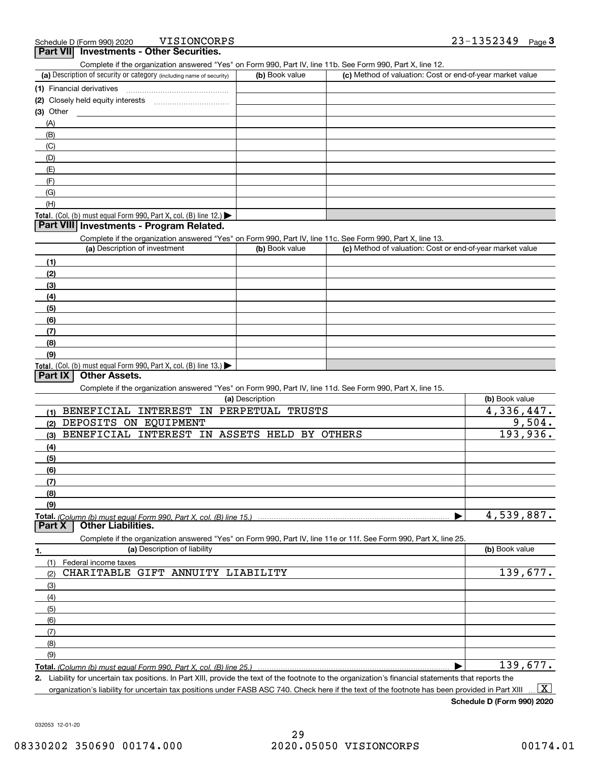Schedule D (Form 990) 2020 VISIONCORPS 23-1352349

## Part VII Investments - Other Securities.

Complete if the organization answered "Yes" on Form 990, Part IV, line 11b. See Form 990, Part X, line 12.

| (a) Description of security or category (including name of security) | (b) Book value | (c) Method of valuation: Cost or end-of-year market value |
|---|---|---|
| (1) Financial derivatives | | |
| (2) Closely held equity interests | | |
| (3) Other | | |
| (A) | | |
| (B) | | |
| (C) | | |
| (D) | | |
| (E) | | |
| (F) | | |
| (G) | | |
| (H) | | |
| **Total.** (Col. (b) must equal Form 990, Part X, col. (B) line 12.) | | |

## Part VIII Investments - Program Related.

Complete if the organization answered "Yes" on Form 990, Part IV, line 11c. See Form 990, Part X, line 13.

| (a) Description of investment | (b) Book value | (c) Method of valuation: Cost or end-of-year market value |
|---|---|---|
| (1) | | |
| (2) | | |
| (3) | | |
| (4) | | |
| (5) | | |
| (6) | | |
| (7) | | |
| (8) | | |
| (9) | | |
| **Total.** (Col. (b) must equal Form 990, Part X, col. (B) line 13.) | | |

## Part IX Other Assets.

Complete if the organization answered "Yes" on Form 990, Part IV, line 11d. See Form 990, Part X, line 15.

| (a) Description | (b) Book value |
|---|---|
| (1) BENEFICIAL INTEREST IN PERPETUAL TRUSTS | 4,336,447. |
| (2) DEPOSITS ON EQUIPMENT | 9,504. |
| (3) BENEFICIAL INTEREST IN ASSETS HELD BY OTHERS | 193,936. |
| (4) | |
| (5) | |
| (6) | |
| (7) | |
| (8) | |
| (9) | |
| **Total.** *(Column (b) must equal Form 990, Part X, col. (B) line 15.)* | 4,539,887. |

## Part X Other Liabilities.

Complete if the organization answered "Yes" on Form 990, Part IV, line 11e or 11f. See Form 990, Part X, line 25.

| 1. (a) Description of liability | (b) Book value |
|---|---|
| (1) Federal income taxes | |
| (2) CHARITABLE GIFT ANNUITY LIABILITY | 139,677. |
| (3) | |
| (4) | |
| (5) | |
| (6) | |
| (7) | |
| (8) | |
| (9) | |
| **Total.** *(Column (b) must equal Form 990, Part X, col. (B) line 25.)* | 139,677. |

**2.** Liability for uncertain tax positions. In Part XIII, provide the text of the footnote to the organization's financial statements that reports the organization's liability for uncertain tax positions under FASB ASC 740. Check here if the text of the footnote has been provided in Part XIII ... [X]

**Schedule D (Form 990) 2020**

032053 12-01-20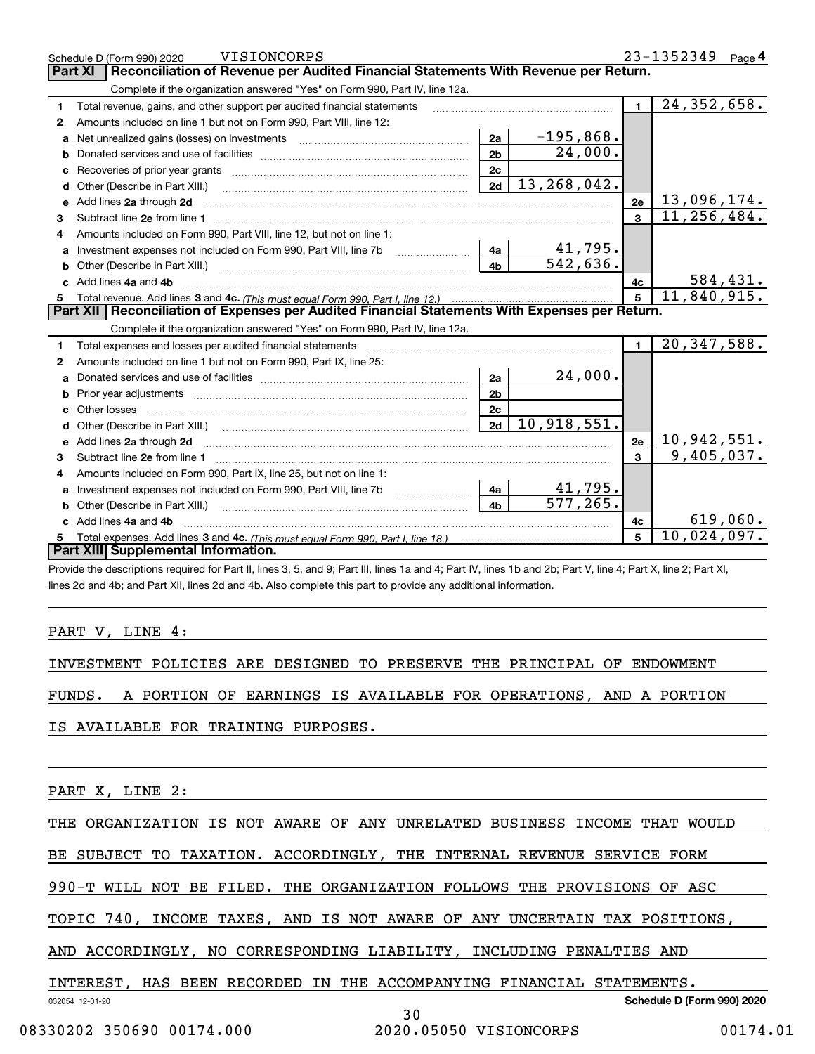Schedule D (Form 990) 2020 VISIONCORPS 23-1352349 Page 4

## Part XI Reconciliation of Revenue per Audited Financial Statements With Revenue per Return.

Complete if the organization answered "Yes" on Form 990, Part IV, line 12a.

| | | | | | |
|---|---|---|---|---|---|
| 1 | Total revenue, gains, and other support per audited financial statements | | | 1 | 24,352,658. |
| 2 | Amounts included on line 1 but not on Form 990, Part VIII, line 12: | | | | |
| a | Net unrealized gains (losses) on investments | 2a | -195,868. | | |
| b | Donated services and use of facilities | 2b | 24,000. | | |
| c | Recoveries of prior year grants | 2c | | | |
| d | Other (Describe in Part XIII.) | 2d | 13,268,042. | | |
| e | Add lines 2a through 2d | | | 2e | 13,096,174. |
| 3 | Subtract line 2e from line 1 | | | 3 | 11,256,484. |
| 4 | Amounts included on Form 990, Part VIII, line 12, but not on line 1: | | | | |
| a | Investment expenses not included on Form 990, Part VIII, line 7b | 4a | 41,795. | | |
| b | Other (Describe in Part XIII.) | 4b | 542,636. | | |
| c | Add lines 4a and 4b | | | 4c | 584,431. |
| 5 | Total revenue. Add lines 3 and 4c. *(This must equal Form 990, Part I, line 12.)* | | | 5 | 11,840,915. |

## Part XII Reconciliation of Expenses per Audited Financial Statements With Expenses per Return.

Complete if the organization answered "Yes" on Form 990, Part IV, line 12a.

| | | | | | |
|---|---|---|---|---|---|
| 1 | Total expenses and losses per audited financial statements | | | 1 | 20,347,588. |
| 2 | Amounts included on line 1 but not on Form 990, Part IX, line 25: | | | | |
| a | Donated services and use of facilities | 2a | 24,000. | | |
| b | Prior year adjustments | 2b | | | |
| c | Other losses | 2c | | | |
| d | Other (Describe in Part XIII.) | 2d | 10,918,551. | | |
| e | Add lines 2a through 2d | | | 2e | 10,942,551. |
| 3 | Subtract line 2e from line 1 | | | 3 | 9,405,037. |
| 4 | Amounts included on Form 990, Part IX, line 25, but not on line 1: | | | | |
| a | Investment expenses not included on Form 990, Part VIII, line 7b | 4a | 41,795. | | |
| b | Other (Describe in Part XIII.) | 4b | 577,265. | | |
| c | Add lines 4a and 4b | | | 4c | 619,060. |
| 5 | Total expenses. Add lines 3 and 4c. *(This must equal Form 990, Part I, line 18.)* | | | 5 | 10,024,097. |

## Part XIII Supplemental Information.

Provide the descriptions required for Part II, lines 3, 5, and 9; Part III, lines 1a and 4; Part IV, lines 1b and 2b; Part V, line 4; Part X, line 2; Part XI, lines 2d and 4b; and Part XII, lines 2d and 4b. Also complete this part to provide any additional information.

PART V, LINE 4:

INVESTMENT POLICIES ARE DESIGNED TO PRESERVE THE PRINCIPAL OF ENDOWMENT FUNDS. A PORTION OF EARNINGS IS AVAILABLE FOR OPERATIONS, AND A PORTION IS AVAILABLE FOR TRAINING PURPOSES.

PART X, LINE 2:

THE ORGANIZATION IS NOT AWARE OF ANY UNRELATED BUSINESS INCOME THAT WOULD BE SUBJECT TO TAXATION. ACCORDINGLY, THE INTERNAL REVENUE SERVICE FORM 990-T WILL NOT BE FILED. THE ORGANIZATION FOLLOWS THE PROVISIONS OF ASC TOPIC 740, INCOME TAXES, AND IS NOT AWARE OF ANY UNCERTAIN TAX POSITIONS, AND ACCORDINGLY, NO CORRESPONDING LIABILITY, INCLUDING PENALTIES AND INTEREST, HAS BEEN RECORDED IN THE ACCOMPANYING FINANCIAL STATEMENTS.

032054 12-01-20 Schedule D (Form 990) 2020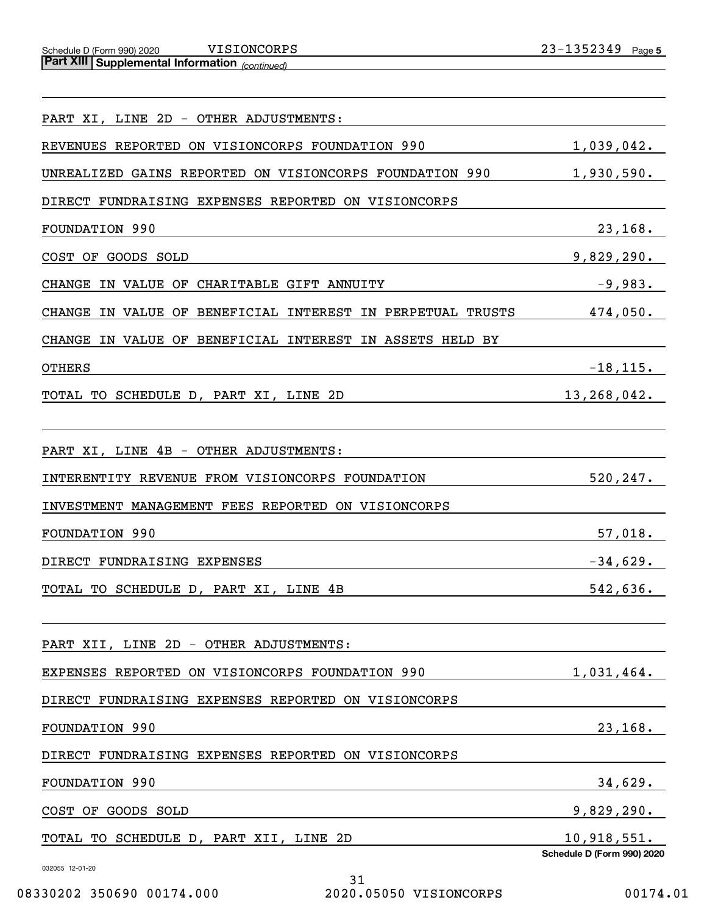**Part XIII | Supplemental Information** *(continued)*

PART XI, LINE 2D - OTHER ADJUSTMENTS:

| | |
|---|---|
| REVENUES REPORTED ON VISIONCORPS FOUNDATION 990 | 1,039,042. |
| UNREALIZED GAINS REPORTED ON VISIONCORPS FOUNDATION 990 | 1,930,590. |
| DIRECT FUNDRAISING EXPENSES REPORTED ON VISIONCORPS FOUNDATION 990 | 23,168. |
| COST OF GOODS SOLD | 9,829,290. |
| CHANGE IN VALUE OF CHARITABLE GIFT ANNUITY | -9,983. |
| CHANGE IN VALUE OF BENEFICIAL INTEREST IN PERPETUAL TRUSTS | 474,050. |
| CHANGE IN VALUE OF BENEFICIAL INTEREST IN ASSETS HELD BY OTHERS | -18,115. |
| TOTAL TO SCHEDULE D, PART XI, LINE 2D | 13,268,042. |

PART XI, LINE 4B - OTHER ADJUSTMENTS:

| | |
|---|---|
| INTERENTITY REVENUE FROM VISIONCORPS FOUNDATION | 520,247. |
| INVESTMENT MANAGEMENT FEES REPORTED ON VISIONCORPS FOUNDATION 990 | 57,018. |
| DIRECT FUNDRAISING EXPENSES | -34,629. |
| TOTAL TO SCHEDULE D, PART XI, LINE 4B | 542,636. |

PART XII, LINE 2D - OTHER ADJUSTMENTS:

| | |
|---|---|
| EXPENSES REPORTED ON VISIONCORPS FOUNDATION 990 | 1,031,464. |
| DIRECT FUNDRAISING EXPENSES REPORTED ON VISIONCORPS FOUNDATION 990 | 23,168. |
| DIRECT FUNDRAISING EXPENSES REPORTED ON VISIONCORPS FOUNDATION 990 | 34,629. |
| COST OF GOODS SOLD | 9,829,290. |
| TOTAL TO SCHEDULE D, PART XII, LINE 2D | 10,918,551. |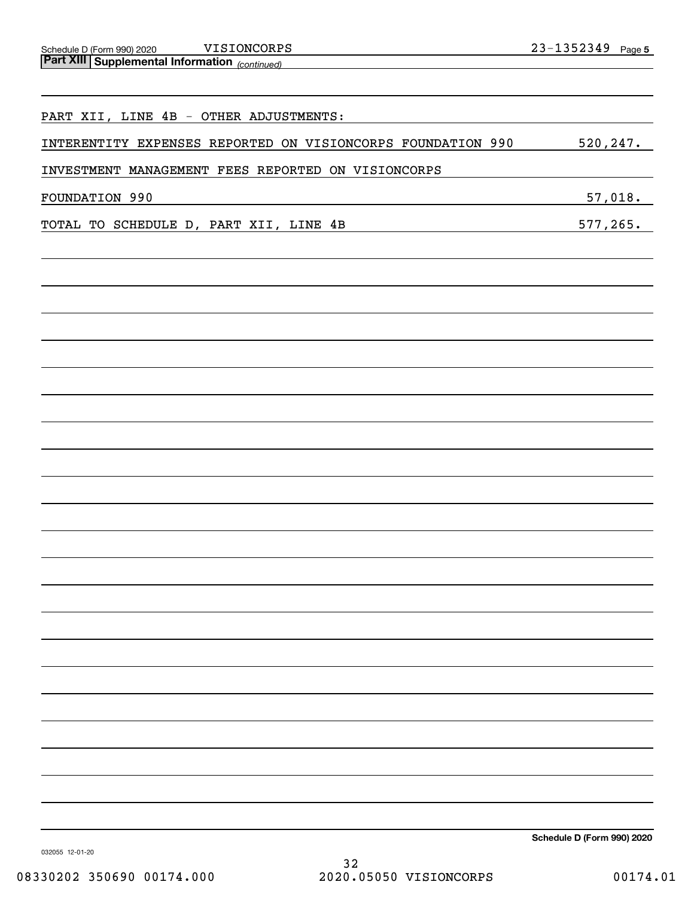Schedule D (Form 990) 2020 VISIONCORPS 23-1352349 Page 5

**Part XIII Supplemental Information** *(continued)*

PART XII, LINE 4B - OTHER ADJUSTMENTS:

| | |
|---|---|
| INTERENTITY EXPENSES REPORTED ON VISIONCORPS FOUNDATION 990 | 520,247. |
| INVESTMENT MANAGEMENT FEES REPORTED ON VISIONCORPS FOUNDATION 990 | 57,018. |
| TOTAL TO SCHEDULE D, PART XII, LINE 4B | 577,265. |

**Schedule D (Form 990) 2020**

032055 12-01-20

08330202 350690 00174.000 2020.05050 VISIONCORPS 00174.01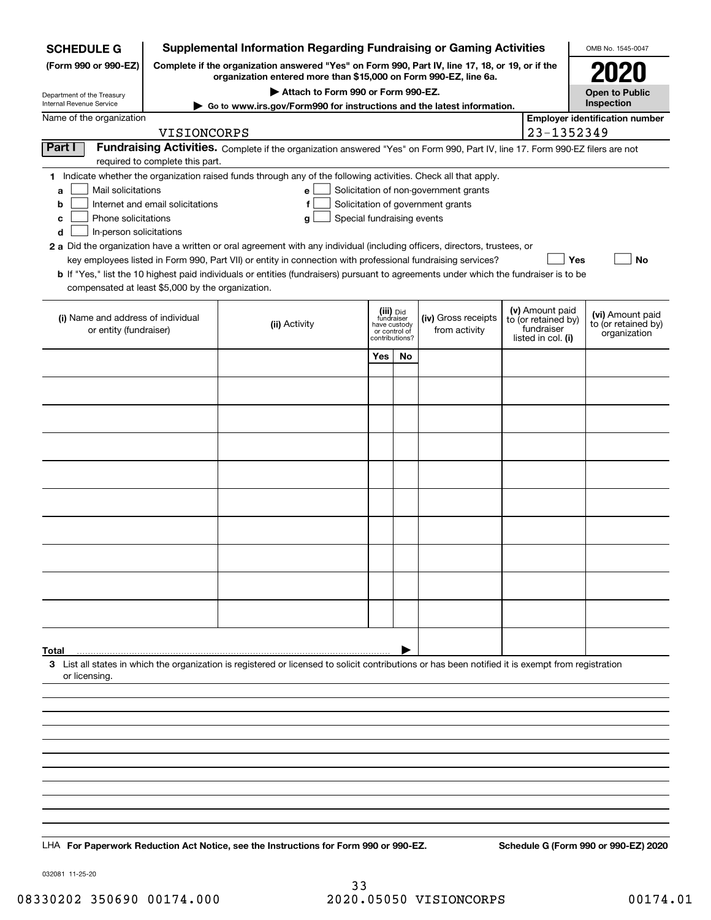**SCHEDULE G**
**(Form 990 or 990-EZ)**

Department of the Treasury
Internal Revenue Service

# Supplemental Information Regarding Fundraising or Gaming Activities

**Complete if the organization answered "Yes" on Form 990, Part IV, line 17, 18, or 19, or if the organization entered more than $15,000 on Form 990-EZ, line 6a.**

**▶ Attach to Form 990 or Form 990-EZ.**

**▶ Go to www.irs.gov/Form990 for instructions and the latest information.**

OMB No. 1545-0047

**2020**

**Open to Public Inspection**

Name of the organization: VISIONCORPS

Employer identification number: 23-1352349

## Part I Fundraising Activities.

Complete if the organization answered "Yes" on Form 990, Part IV, line 17. Form 990-EZ filers are not required to complete this part.

**1** Indicate whether the organization raised funds through any of the following activities. Check all that apply.

- **a** ☐ Mail solicitations
- **b** ☐ Internet and email solicitations
- **c** ☐ Phone solicitations
- **d** ☐ In-person solicitations
- **e** ☐ Solicitation of non-government grants
- **f** ☐ Solicitation of government grants
- **g** ☐ Special fundraising events

**2 a** Did the organization have a written or oral agreement with any individual (including officers, directors, trustees, or key employees listed in Form 990, Part VII) or entity in connection with professional fundraising services? ☐ **Yes** ☐ **No**

**b** If "Yes," list the 10 highest paid individuals or entities (fundraisers) pursuant to agreements under which the fundraiser is to be compensated at least $5,000 by the organization.

| (i) Name and address of individual or entity (fundraiser) | (ii) Activity | (iii) Did fundraiser have custody or control of contributions? | | (iv) Gross receipts from activity | (v) Amount paid to (or retained by) fundraiser listed in col. (i) | (vi) Amount paid to (or retained by) organization |
|---|---|---|---|---|---|---|
| | | Yes | No | | | |
| | | | | | | |
| | | | | | | |
| | | | | | | |
| | | | | | | |
| | | | | | | |
| | | | | | | |
| | | | | | | |
| | | | | | | |
| | | | | | | |
| | | | | | | |
| **Total** | | | ▶ | | | |

**3** List all states in which the organization is registered or licensed to solicit contributions or has been notified it is exempt from registration or licensing.

LHA **For Paperwork Reduction Act Notice, see the Instructions for Form 990 or 990-EZ.** **Schedule G (Form 990 or 990-EZ) 2020**

032081 11-25-20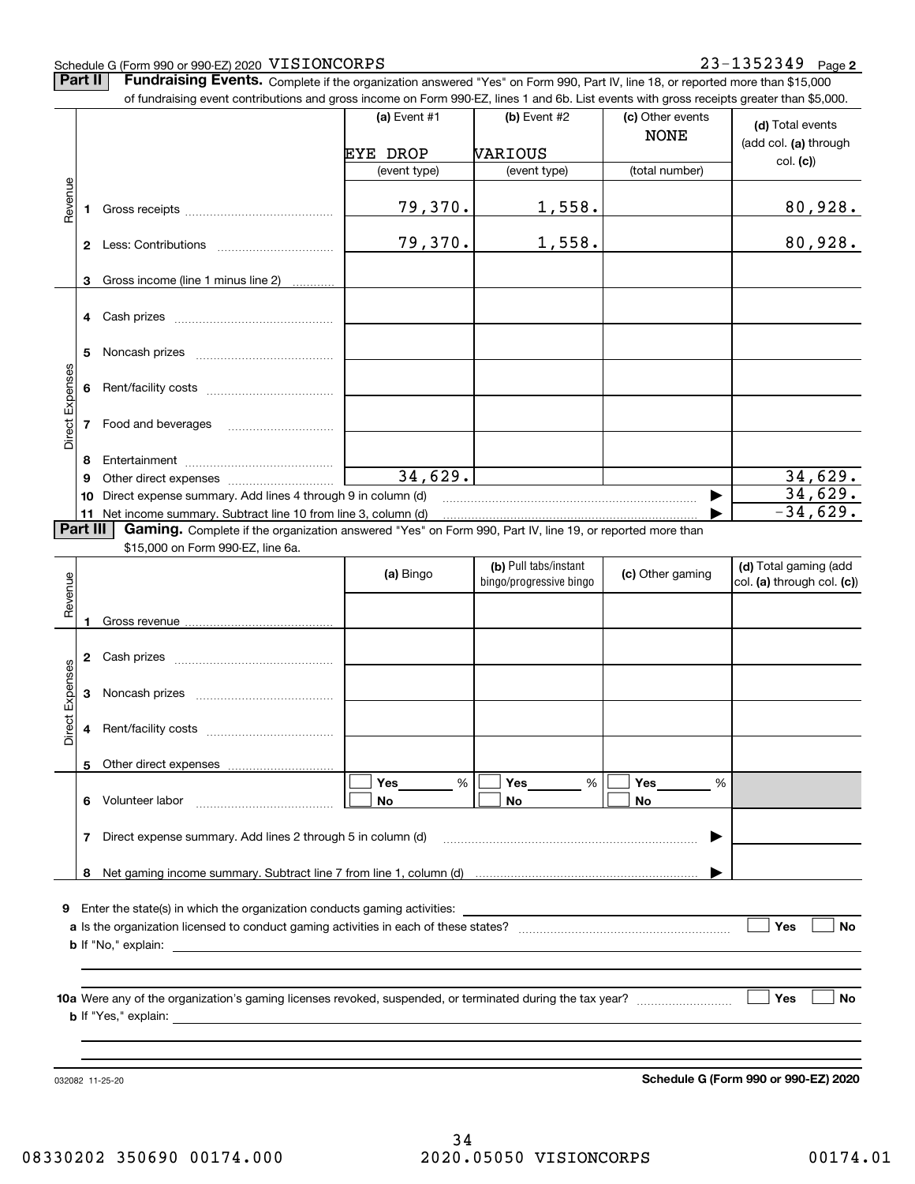Schedule G (Form 990 or 990-EZ) 2020 VISIONCORPS 23-1352349 Page **2**

**Part II** **Fundraising Events.** Complete if the organization answered "Yes" on Form 990, Part IV, line 18, or reported more than $15,000 of fundraising event contributions and gross income on Form 990-EZ, lines 1 and 6b. List events with gross receipts greater than $5,000.

| | | (a) Event #1 | (b) Event #2 | (c) Other events | (d) Total events (add col. (a) through col. (c)) |
|---|---|---|---|---|---|
| | | EYE DROP | VARIOUS | NONE | |
| | | (event type) | (event type) | (total number) | |
| Revenue | 1 Gross receipts | 79,370. | 1,558. | | 80,928. |
| | 2 Less: Contributions | 79,370. | 1,558. | | 80,928. |
| | 3 Gross income (line 1 minus line 2) | | | | |
| Direct Expenses | 4 Cash prizes | | | | |
| | 5 Noncash prizes | | | | |
| | 6 Rent/facility costs | | | | |
| | 7 Food and beverages | | | | |
| | 8 Entertainment | | | | |
| | 9 Other direct expenses | 34,629. | | | 34,629. |
| | 10 Direct expense summary. Add lines 4 through 9 in column (d) | | | ▶ | 34,629. |
| | 11 Net income summary. Subtract line 10 from line 3, column (d) | | | ▶ | -34,629. |

**Part III** **Gaming.** Complete if the organization answered "Yes" on Form 990, Part IV, line 19, or reported more than $15,000 on Form 990-EZ, line 6a.

| | | (a) Bingo | (b) Pull tabs/instant bingo/progressive bingo | (c) Other gaming | (d) Total gaming (add col. (a) through col. (c)) |
|---|---|---|---|---|---|
| Revenue | 1 Gross revenue | | | | |
| Direct Expenses | 2 Cash prizes | | | | |
| | 3 Noncash prizes | | | | |
| | 4 Rent/facility costs | | | | |
| | 5 Other direct expenses | | | | |
| | 6 Volunteer labor | ☐ Yes ____ % ☐ No | ☐ Yes ____ % ☐ No | ☐ Yes ____ % ☐ No | |
| | 7 Direct expense summary. Add lines 2 through 5 in column (d) | | | ▶ | |
| | 8 Net gaming income summary. Subtract line 7 from line 1, column (d) | | | ▶ | |

**9** Enter the state(s) in which the organization conducts gaming activities: ____________________

**a** Is the organization licensed to conduct gaming activities in each of these states? ☐ Yes ☐ No

**b** If "No," explain: ____________________

**10a** Were any of the organization's gaming licenses revoked, suspended, or terminated during the tax year? ☐ Yes ☐ No

**b** If "Yes," explain: ____________________

032082 11-25-20 **Schedule G (Form 990 or 990-EZ) 2020**

08330202 350690 00174.000 2020.05050 VISIONCORPS 00174.01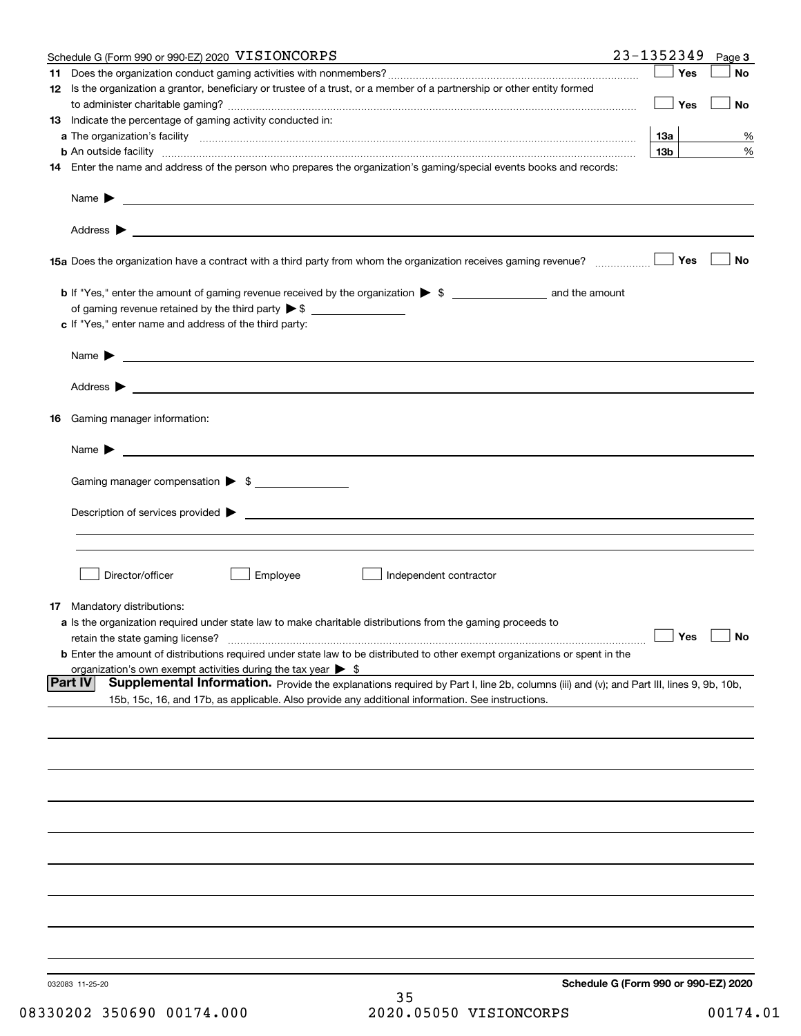Schedule G (Form 990 or 990-EZ) 2020 VISIONCORPS 23-1352349 Page 3

**11** Does the organization conduct gaming activities with nonmembers? ☐ Yes ☐ No

**12** Is the organization a grantor, beneficiary or trustee of a trust, or a member of a partnership or other entity formed to administer charitable gaming? ☐ Yes ☐ No

**13** Indicate the percentage of gaming activity conducted in:

**a** The organization's facility **13a** %

**b** An outside facility **13b** %

**14** Enter the name and address of the person who prepares the organization's gaming/special events books and records:

Name ▶

Address ▶

**15a** Does the organization have a contract with a third party from whom the organization receives gaming revenue? ☐ Yes ☐ No

**b** If "Yes," enter the amount of gaming revenue received by the organization ▶ $ ________ and the amount of gaming revenue retained by the third party ▶ $ ________

**c** If "Yes," enter name and address of the third party:

Name ▶

Address ▶

**16** Gaming manager information:

Name ▶

Gaming manager compensation ▶ $

Description of services provided ▶

☐ Director/officer ☐ Employee ☐ Independent contractor

**17** Mandatory distributions:

**a** Is the organization required under state law to make charitable distributions from the gaming proceeds to retain the state gaming license? ☐ Yes ☐ No

**b** Enter the amount of distributions required under state law to be distributed to other exempt organizations or spent in the organization's own exempt activities during the tax year ▶ $

**Part IV** **Supplemental Information.** Provide the explanations required by Part I, line 2b, columns (iii) and (v); and Part III, lines 9, 9b, 10b, 15b, 15c, 16, and 17b, as applicable. Also provide any additional information. See instructions.

032083 11-25-20 **Schedule G (Form 990 or 990-EZ) 2020**

08330202 350690 00174.000 2020.05050 VISIONCORPS 00174.01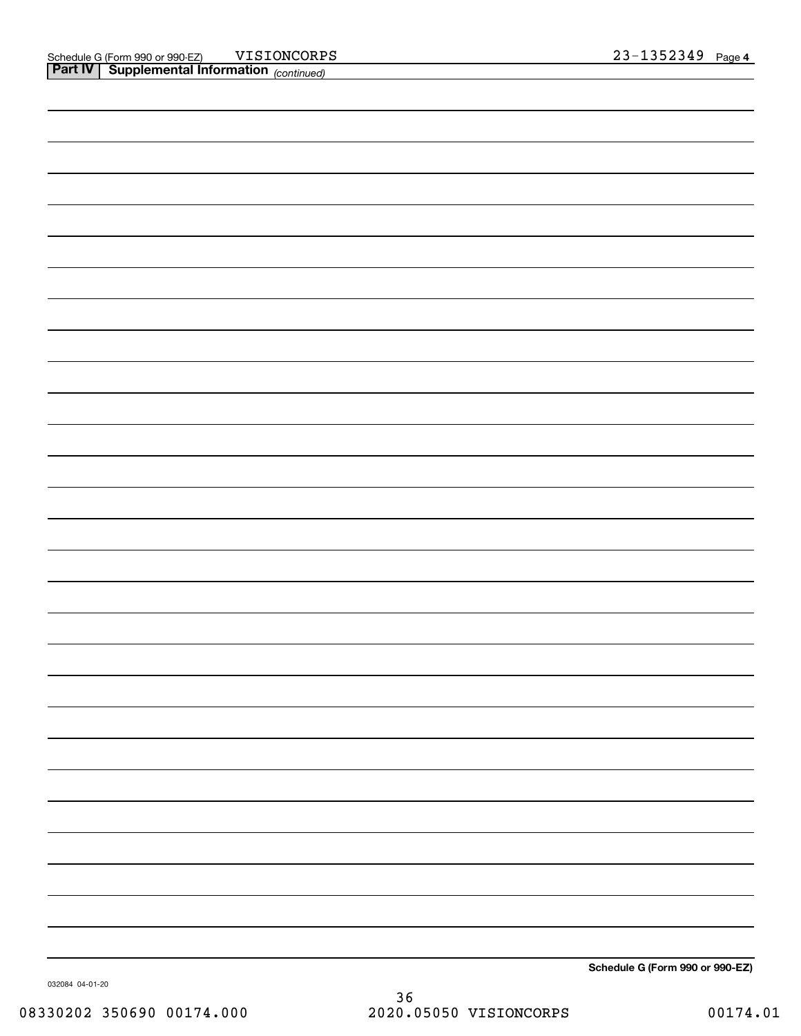Schedule G (Form 990 or 990-EZ) VISIONCORPS 23-1352349 Page 4

**Part IV | Supplemental Information** *(continued)*

**Schedule G (Form 990 or 990-EZ)**

032084 04-01-20

08330202 350690 00174.000 2020.05050 VISIONCORPS 00174.01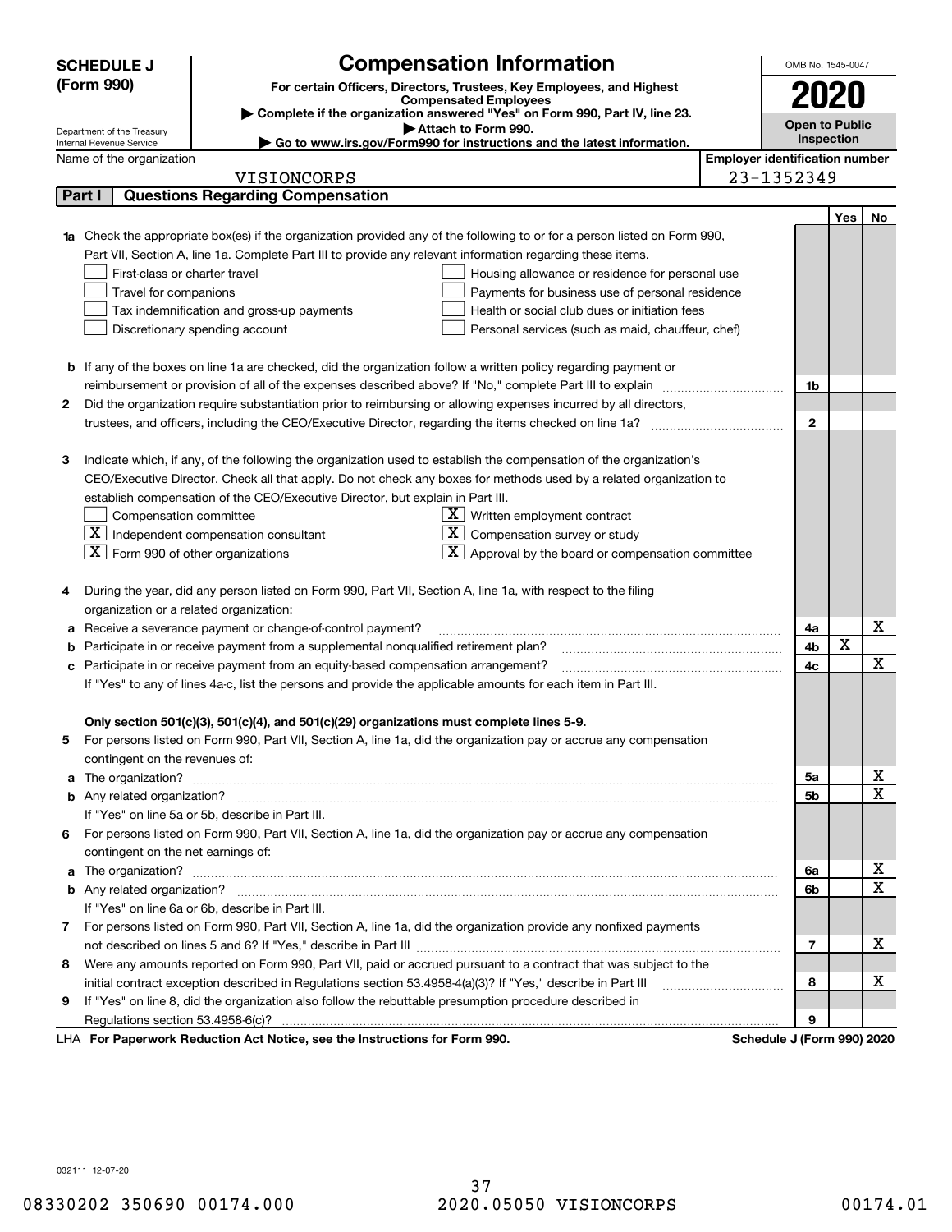**SCHEDULE J (Form 990)**

Department of the Treasury
Internal Revenue Service

# Compensation Information

**For certain Officers, Directors, Trustees, Key Employees, and Highest Compensated Employees**

▶ Complete if the organization answered "Yes" on Form 990, Part IV, line 23.

▶ Attach to Form 990.

▶ Go to www.irs.gov/Form990 for instructions and the latest information.

OMB No. 1545-0047

**2020**

**Open to Public Inspection**

Name of the organization: VISIONCORPS

Employer identification number: 23-1352349

**Part I — Questions Regarding Compensation**

| | | | Yes | No |
|---|---|---|---|---|
| **1a** | Check the appropriate box(es) if the organization provided any of the following to or for a person listed on Form 990, Part VII, Section A, line 1a. Complete Part III to provide any relevant information regarding these items.<br>☐ First-class or charter travel ☐ Housing allowance or residence for personal use<br>☐ Travel for companions ☐ Payments for business use of personal residence<br>☐ Tax indemnification and gross-up payments ☐ Health or social club dues or initiation fees<br>☐ Discretionary spending account ☐ Personal services (such as maid, chauffeur, chef) | | | |
| **b** | If any of the boxes on line 1a are checked, did the organization follow a written policy regarding payment or reimbursement or provision of all of the expenses described above? If "No," complete Part III to explain | 1b | | |
| **2** | Did the organization require substantiation prior to reimbursing or allowing expenses incurred by all directors, trustees, and officers, including the CEO/Executive Director, regarding the items checked on line 1a? | 2 | | |
| **3** | Indicate which, if any, of the following the organization used to establish the compensation of the organization's CEO/Executive Director. Check all that apply. Do not check any boxes for methods used by a related organization to establish compensation of the CEO/Executive Director, but explain in Part III.<br>☐ Compensation committee ☒ Written employment contract<br>☒ Independent compensation consultant ☒ Compensation survey or study<br>☒ Form 990 of other organizations ☒ Approval by the board or compensation committee | | | |
| **4** | During the year, did any person listed on Form 990, Part VII, Section A, line 1a, with respect to the filing organization or a related organization: | | | |
| **a** | Receive a severance payment or change-of-control payment? | 4a | | X |
| **b** | Participate in or receive payment from a supplemental nonqualified retirement plan? | 4b | X | |
| **c** | Participate in or receive payment from an equity-based compensation arrangement? | 4c | | X |
| | If "Yes" to any of lines 4a-c, list the persons and provide the applicable amounts for each item in Part III. | | | |
| | **Only section 501(c)(3), 501(c)(4), and 501(c)(29) organizations must complete lines 5-9.** | | | |
| **5** | For persons listed on Form 990, Part VII, Section A, line 1a, did the organization pay or accrue any compensation contingent on the revenues of: | | | |
| **a** | The organization? | 5a | | X |
| **b** | Any related organization? | 5b | | X |
| | If "Yes" on line 5a or 5b, describe in Part III. | | | |
| **6** | For persons listed on Form 990, Part VII, Section A, line 1a, did the organization pay or accrue any compensation contingent on the net earnings of: | | | |
| **a** | The organization? | 6a | | X |
| **b** | Any related organization? | 6b | | X |
| | If "Yes" on line 6a or 6b, describe in Part III. | | | |
| **7** | For persons listed on Form 990, Part VII, Section A, line 1a, did the organization provide any nonfixed payments not described on lines 5 and 6? If "Yes," describe in Part III | 7 | | X |
| **8** | Were any amounts reported on Form 990, Part VII, paid or accrued pursuant to a contract that was subject to the initial contract exception described in Regulations section 53.4958-4(a)(3)? If "Yes," describe in Part III | 8 | | X |
| **9** | If "Yes" on line 8, did the organization also follow the rebuttable presumption procedure described in Regulations section 53.4958-6(c)? | 9 | | |

LHA **For Paperwork Reduction Act Notice, see the Instructions for Form 990.** **Schedule J (Form 990) 2020**

032111 12-07-20

08330202 350690 00174.000 2020.05050 VISIONCORPS 00174.01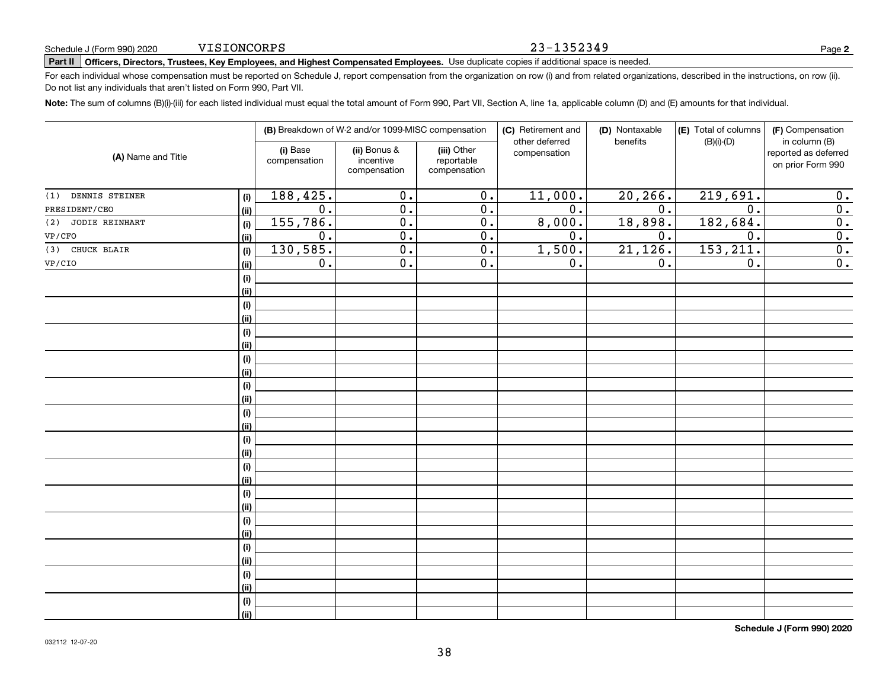Schedule J (Form 990) 2020 VISIONCORPS 23-1352349

**Part II** **Officers, Directors, Trustees, Key Employees, and Highest Compensated Employees.** Use duplicate copies if additional space is needed.

For each individual whose compensation must be reported on Schedule J, report compensation from the organization on row (i) and from related organizations, described in the instructions, on row (ii). Do not list any individuals that aren't listed on Form 990, Part VII.

**Note:** The sum of columns (B)(i)-(iii) for each listed individual must equal the total amount of Form 990, Part VII, Section A, line 1a, applicable column (D) and (E) amounts for that individual.

| (A) Name and Title | | (B) Breakdown of W-2 and/or 1099-MISC compensation | | | (C) Retirement and other deferred compensation | (D) Nontaxable benefits | (E) Total of columns (B)(i)-(D) | (F) Compensation in column (B) reported as deferred on prior Form 990 |
|---|---|---|---|---|---|---|---|---|
| | | (i) Base compensation | (ii) Bonus & incentive compensation | (iii) Other reportable compensation | | | | |
| (1) DENNIS STEINER | (i) | 188,425. | 0. | 0. | 11,000. | 20,266. | 219,691. | 0. |
| PRESIDENT/CEO | (ii) | 0. | 0. | 0. | 0. | 0. | 0. | 0. |
| (2) JODIE REINHART | (i) | 155,786. | 0. | 0. | 8,000. | 18,898. | 182,684. | 0. |
| VP/CFO | (ii) | 0. | 0. | 0. | 0. | 0. | 0. | 0. |
| (3) CHUCK BLAIR | (i) | 130,585. | 0. | 0. | 1,500. | 21,126. | 153,211. | 0. |
| VP/CIO | (ii) | 0. | 0. | 0. | 0. | 0. | 0. | 0. |

**Schedule J (Form 990) 2020**

032112 12-07-20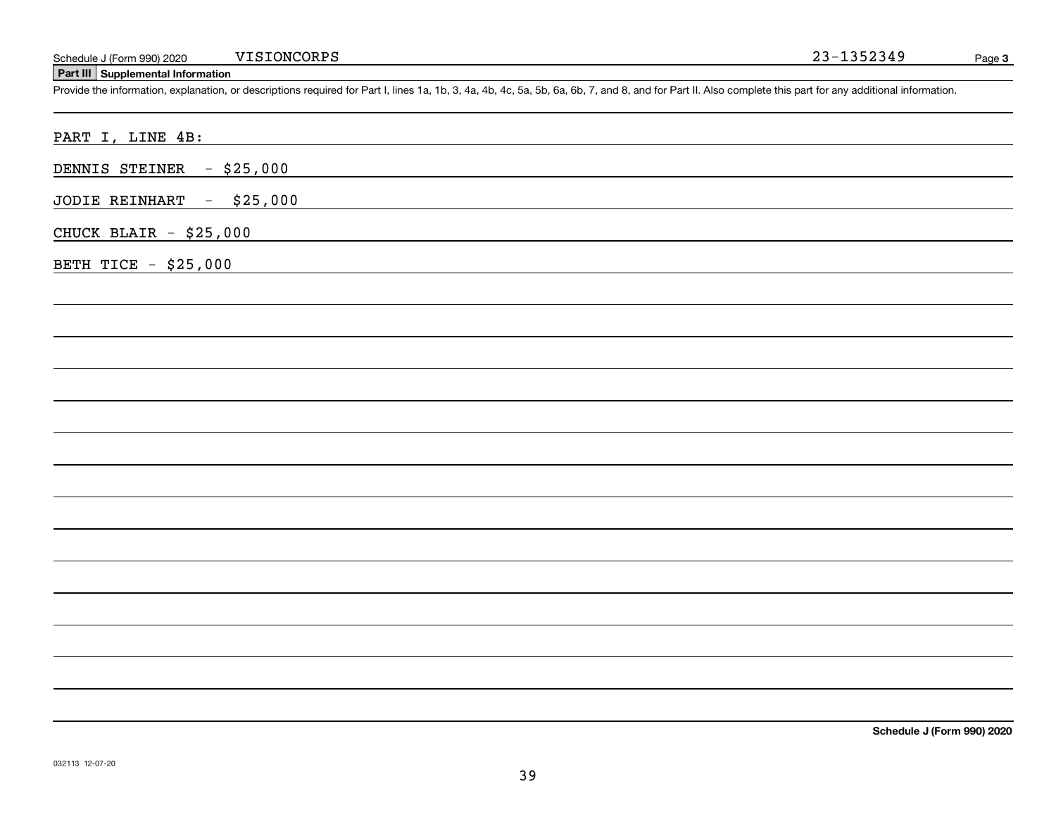Schedule J (Form 990) 2020 VISIONCORPS 23-1352349

## Part III Supplemental Information

Provide the information, explanation, or descriptions required for Part I, lines 1a, 1b, 3, 4a, 4b, 4c, 5a, 5b, 6a, 6b, 7, and 8, and for Part II. Also complete this part for any additional information.

PART I, LINE 4B:

DENNIS STEINER - $25,000

JODIE REINHART - $25,000

CHUCK BLAIR - $25,000

BETH TICE - $25,000

Schedule J (Form 990) 2020

032113 12-07-20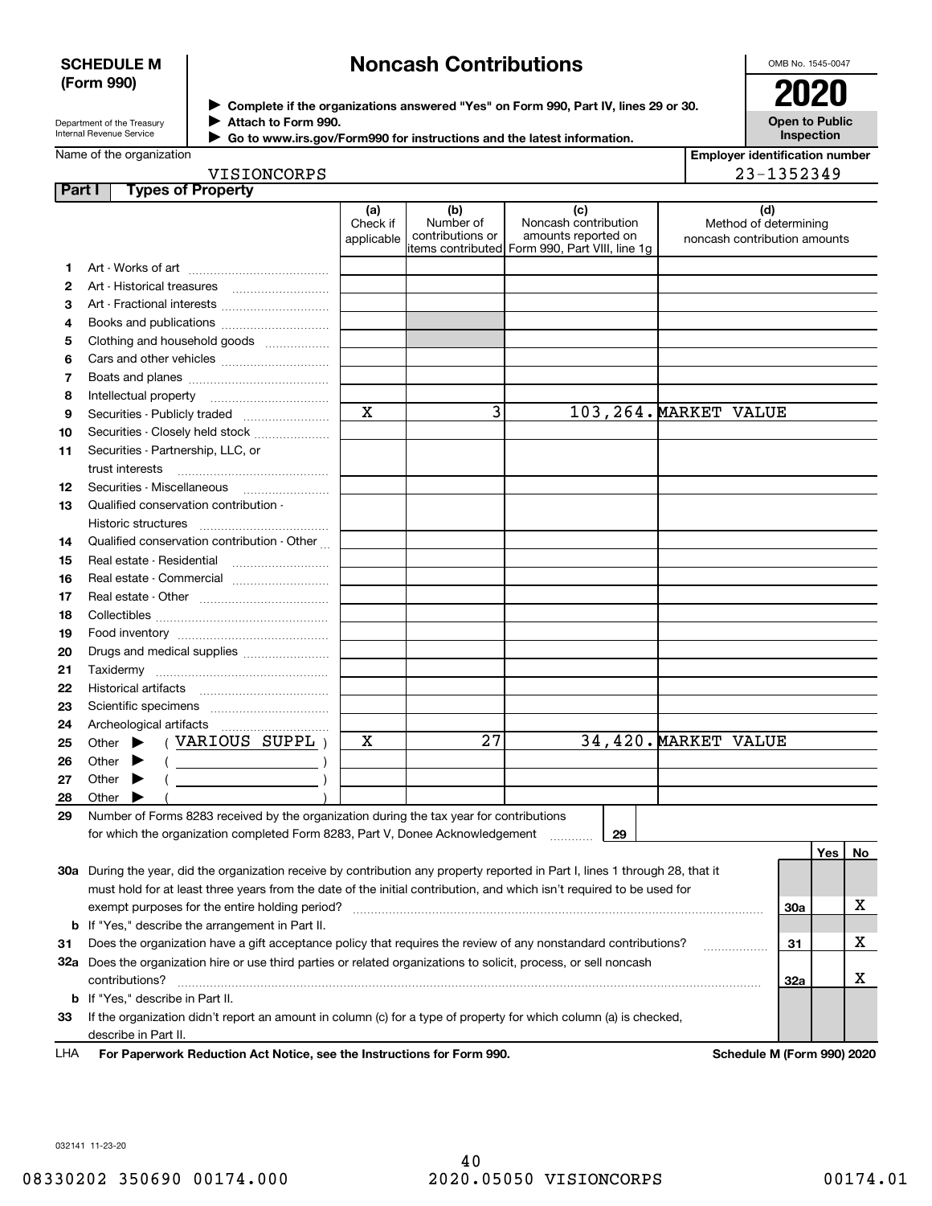**SCHEDULE M (Form 990)**

Department of the Treasury
Internal Revenue Service

# Noncash Contributions

▶ Complete if the organizations answered "Yes" on Form 990, Part IV, lines 29 or 30.
▶ Attach to Form 990.
▶ Go to www.irs.gov/Form990 for instructions and the latest information.

OMB No. 1545-0047

**2020**

**Open to Public Inspection**

Name of the organization: VISIONCORPS

Employer identification number: 23-1352349

**Part I Types of Property**

| | | (a) Check if applicable | (b) Number of contributions or items contributed | (c) Noncash contribution amounts reported on Form 990, Part VIII, line 1g | (d) Method of determining noncash contribution amounts |
|---|---|---|---|---|---|
| 1 | Art - Works of art | | | | |
| 2 | Art - Historical treasures | | | | |
| 3 | Art - Fractional interests | | | | |
| 4 | Books and publications | | | | |
| 5 | Clothing and household goods | | | | |
| 6 | Cars and other vehicles | | | | |
| 7 | Boats and planes | | | | |
| 8 | Intellectual property | | | | |
| 9 | Securities - Publicly traded | X | 3 | 103,264. | MARKET VALUE |
| 10 | Securities - Closely held stock | | | | |
| 11 | Securities - Partnership, LLC, or trust interests | | | | |
| 12 | Securities - Miscellaneous | | | | |
| 13 | Qualified conservation contribution - Historic structures | | | | |
| 14 | Qualified conservation contribution - Other | | | | |
| 15 | Real estate - Residential | | | | |
| 16 | Real estate - Commercial | | | | |
| 17 | Real estate - Other | | | | |
| 18 | Collectibles | | | | |
| 19 | Food inventory | | | | |
| 20 | Drugs and medical supplies | | | | |
| 21 | Taxidermy | | | | |
| 22 | Historical artifacts | | | | |
| 23 | Scientific specimens | | | | |
| 24 | Archeological artifacts | | | | |
| 25 | Other ▶ ( VARIOUS SUPPL ) | X | 27 | 34,420. | MARKET VALUE |
| 26 | Other ▶ ( ) | | | | |
| 27 | Other ▶ ( ) | | | | |
| 28 | Other ▶ ( ) | | | | |

29 Number of Forms 8283 received by the organization during the tax year for contributions for which the organization completed Form 8283, Part V, Donee Acknowledgement ..... **29**

| | | | Yes | No |
|---|---|---|---|---|
| 30a | During the year, did the organization receive by contribution any property reported in Part I, lines 1 through 28, that it must hold for at least three years from the date of the initial contribution, and which isn't required to be used for exempt purposes for the entire holding period? | 30a | | X |
| b | If "Yes," describe the arrangement in Part II. | | | |
| 31 | Does the organization have a gift acceptance policy that requires the review of any nonstandard contributions? | 31 | | X |
| 32a | Does the organization hire or use third parties or related organizations to solicit, process, or sell noncash contributions? | 32a | | X |
| b | If "Yes," describe in Part II. | | | |
| 33 | If the organization didn't report an amount in column (c) for a type of property for which column (a) is checked, describe in Part II. | | | |

LHA **For Paperwork Reduction Act Notice, see the Instructions for Form 990.** **Schedule M (Form 990) 2020**

032141 11-23-20

08330202 350690 00174.000 2020.05050 VISIONCORPS 00174.01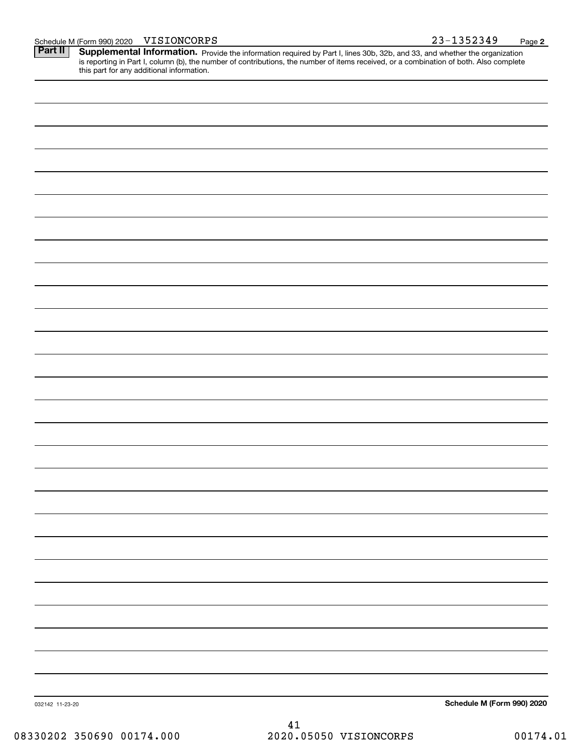Schedule M (Form 990) 2020 VISIONCORPS 23-1352349 Page 2

## Part II Supplemental Information.

Provide the information required by Part I, lines 30b, 32b, and 33, and whether the organization is reporting in Part I, column (b), the number of contributions, the number of items received, or a combination of both. Also complete this part for any additional information.

032142 11-23-20

**Schedule M (Form 990) 2020**

08330202 350690 00174.000 2020.05050 VISIONCORPS 00174.01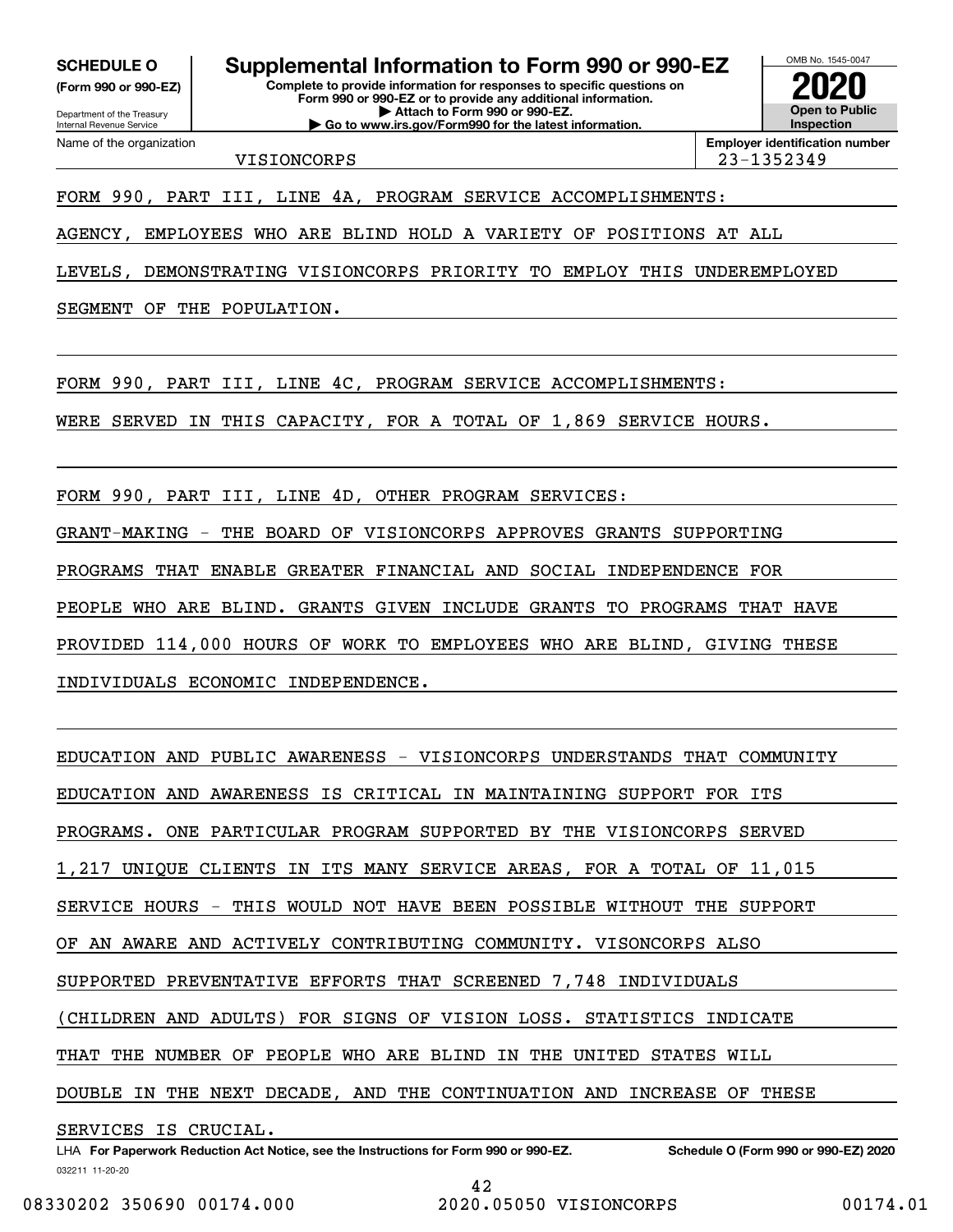**SCHEDULE O** **(Form 990 or 990-EZ)**

Department of the Treasury
Internal Revenue Service

# Supplemental Information to Form 990 or 990-EZ

**Complete to provide information for responses to specific questions on Form 990 or 990-EZ or to provide any additional information.**
**▶ Attach to Form 990 or 990-EZ.**
**▶ Go to www.irs.gov/Form990 for the latest information.**

OMB No. 1545-0047

**2020**

**Open to Public Inspection**

Name of the organization: VISIONCORPS

**Employer identification number**: 23-1352349

FORM 990, PART III, LINE 4A, PROGRAM SERVICE ACCOMPLISHMENTS:

AGENCY, EMPLOYEES WHO ARE BLIND HOLD A VARIETY OF POSITIONS AT ALL LEVELS, DEMONSTRATING VISIONCORPS PRIORITY TO EMPLOY THIS UNDEREMPLOYED SEGMENT OF THE POPULATION.

FORM 990, PART III, LINE 4C, PROGRAM SERVICE ACCOMPLISHMENTS:

WERE SERVED IN THIS CAPACITY, FOR A TOTAL OF 1,869 SERVICE HOURS.

FORM 990, PART III, LINE 4D, OTHER PROGRAM SERVICES:

GRANT-MAKING - THE BOARD OF VISIONCORPS APPROVES GRANTS SUPPORTING PROGRAMS THAT ENABLE GREATER FINANCIAL AND SOCIAL INDEPENDENCE FOR PEOPLE WHO ARE BLIND. GRANTS GIVEN INCLUDE GRANTS TO PROGRAMS THAT HAVE PROVIDED 114,000 HOURS OF WORK TO EMPLOYEES WHO ARE BLIND, GIVING THESE INDIVIDUALS ECONOMIC INDEPENDENCE.

EDUCATION AND PUBLIC AWARENESS - VISIONCORPS UNDERSTANDS THAT COMMUNITY EDUCATION AND AWARENESS IS CRITICAL IN MAINTAINING SUPPORT FOR ITS PROGRAMS. ONE PARTICULAR PROGRAM SUPPORTED BY THE VISIONCORPS SERVED 1,217 UNIQUE CLIENTS IN ITS MANY SERVICE AREAS, FOR A TOTAL OF 11,015 SERVICE HOURS - THIS WOULD NOT HAVE BEEN POSSIBLE WITHOUT THE SUPPORT OF AN AWARE AND ACTIVELY CONTRIBUTING COMMUNITY. VISONCORPS ALSO SUPPORTED PREVENTATIVE EFFORTS THAT SCREENED 7,748 INDIVIDUALS (CHILDREN AND ADULTS) FOR SIGNS OF VISION LOSS. STATISTICS INDICATE THAT THE NUMBER OF PEOPLE WHO ARE BLIND IN THE UNITED STATES WILL DOUBLE IN THE NEXT DECADE, AND THE CONTINUATION AND INCREASE OF THESE SERVICES IS CRUCIAL.

LHA **For Paperwork Reduction Act Notice, see the Instructions for Form 990 or 990-EZ.** **Schedule O (Form 990 or 990-EZ) 2020**

032211 11-20-20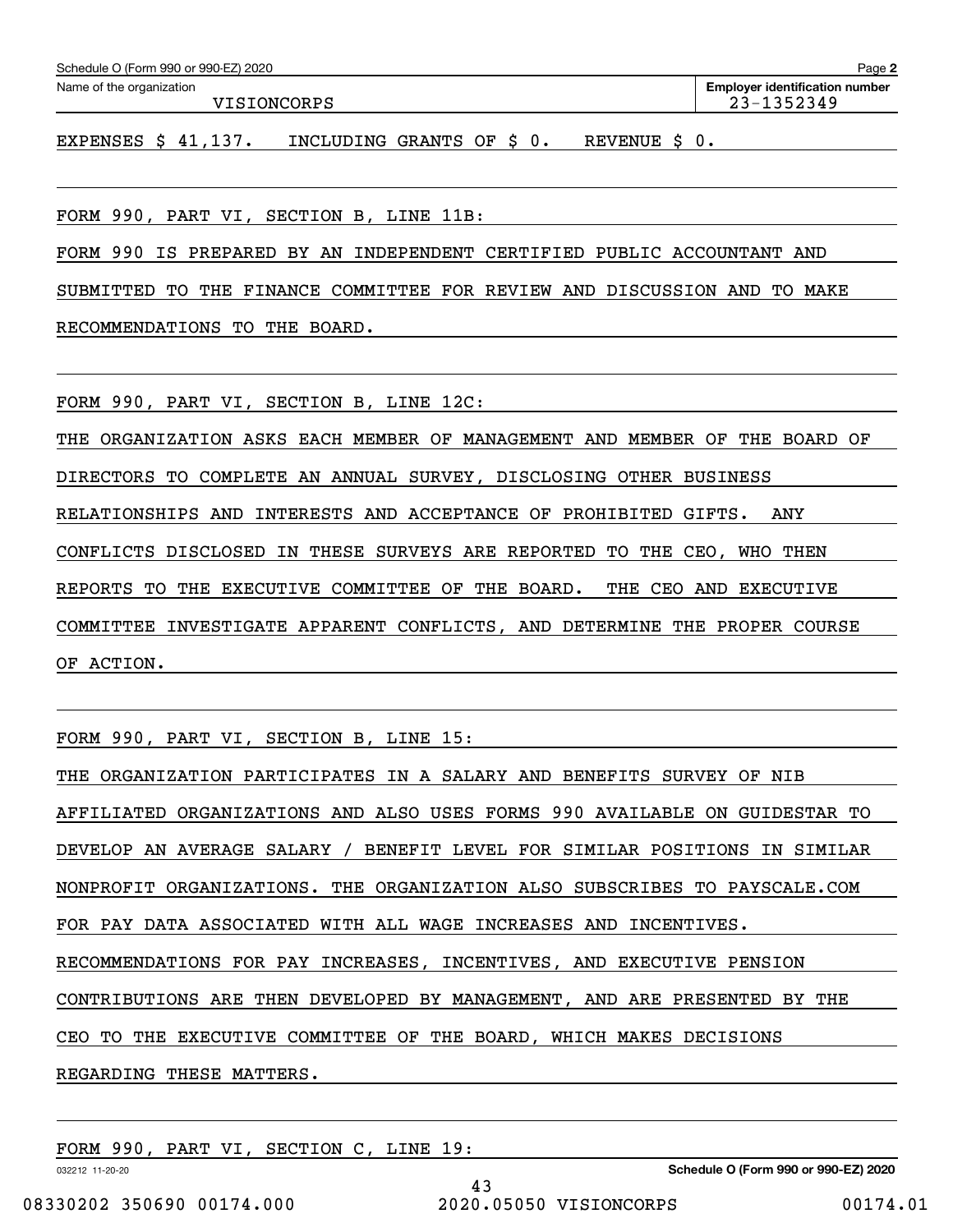Schedule O (Form 990 or 990-EZ) 2020 Page **2**

Name of the organization: VISIONCORPS

**Employer identification number** 23-1352349

EXPENSES $ 41,137. INCLUDING GRANTS OF $ 0. REVENUE $ 0.

FORM 990, PART VI, SECTION B, LINE 11B:

FORM 990 IS PREPARED BY AN INDEPENDENT CERTIFIED PUBLIC ACCOUNTANT AND SUBMITTED TO THE FINANCE COMMITTEE FOR REVIEW AND DISCUSSION AND TO MAKE RECOMMENDATIONS TO THE BOARD.

FORM 990, PART VI, SECTION B, LINE 12C:

THE ORGANIZATION ASKS EACH MEMBER OF MANAGEMENT AND MEMBER OF THE BOARD OF DIRECTORS TO COMPLETE AN ANNUAL SURVEY, DISCLOSING OTHER BUSINESS RELATIONSHIPS AND INTERESTS AND ACCEPTANCE OF PROHIBITED GIFTS. ANY CONFLICTS DISCLOSED IN THESE SURVEYS ARE REPORTED TO THE CEO, WHO THEN REPORTS TO THE EXECUTIVE COMMITTEE OF THE BOARD. THE CEO AND EXECUTIVE COMMITTEE INVESTIGATE APPARENT CONFLICTS, AND DETERMINE THE PROPER COURSE OF ACTION.

FORM 990, PART VI, SECTION B, LINE 15:

THE ORGANIZATION PARTICIPATES IN A SALARY AND BENEFITS SURVEY OF NIB AFFILIATED ORGANIZATIONS AND ALSO USES FORMS 990 AVAILABLE ON GUIDESTAR TO DEVELOP AN AVERAGE SALARY / BENEFIT LEVEL FOR SIMILAR POSITIONS IN SIMILAR NONPROFIT ORGANIZATIONS. THE ORGANIZATION ALSO SUBSCRIBES TO PAYSCALE.COM FOR PAY DATA ASSOCIATED WITH ALL WAGE INCREASES AND INCENTIVES. RECOMMENDATIONS FOR PAY INCREASES, INCENTIVES, AND EXECUTIVE PENSION CONTRIBUTIONS ARE THEN DEVELOPED BY MANAGEMENT, AND ARE PRESENTED BY THE CEO TO THE EXECUTIVE COMMITTEE OF THE BOARD, WHICH MAKES DECISIONS REGARDING THESE MATTERS.

FORM 990, PART VI, SECTION C, LINE 19: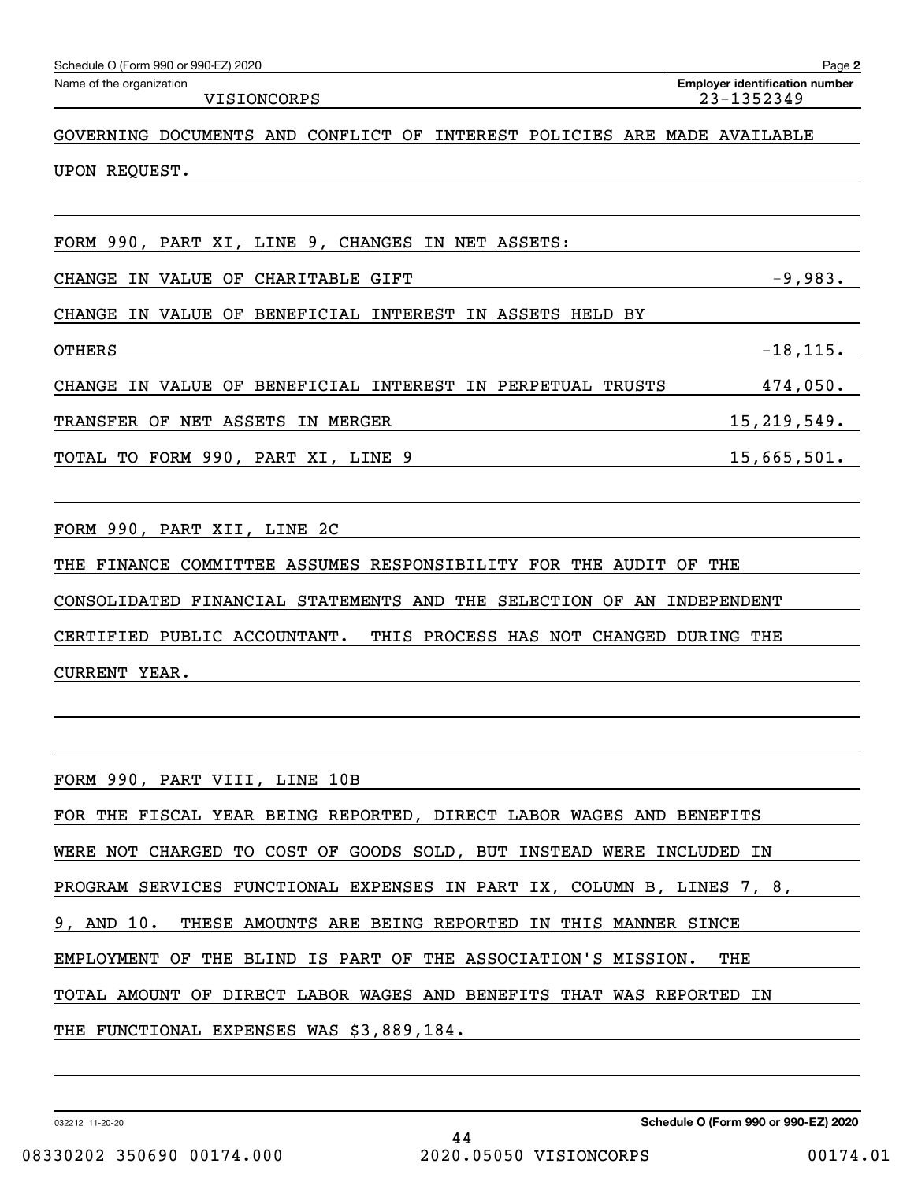Schedule O (Form 990 or 990-EZ) 2020 Page **2**

| Name of the organization | Employer identification number |
|---|---|
| VISIONCORPS | 23-1352349 |

GOVERNING DOCUMENTS AND CONFLICT OF INTEREST POLICIES ARE MADE AVAILABLE UPON REQUEST.

FORM 990, PART XI, LINE 9, CHANGES IN NET ASSETS:

| | |
|---|---|
| CHANGE IN VALUE OF CHARITABLE GIFT | -9,983. |
| CHANGE IN VALUE OF BENEFICIAL INTEREST IN ASSETS HELD BY OTHERS | -18,115. |
| CHANGE IN VALUE OF BENEFICIAL INTEREST IN PERPETUAL TRUSTS | 474,050. |
| TRANSFER OF NET ASSETS IN MERGER | 15,219,549. |
| TOTAL TO FORM 990, PART XI, LINE 9 | 15,665,501. |

FORM 990, PART XII, LINE 2C

THE FINANCE COMMITTEE ASSUMES RESPONSIBILITY FOR THE AUDIT OF THE CONSOLIDATED FINANCIAL STATEMENTS AND THE SELECTION OF AN INDEPENDENT CERTIFIED PUBLIC ACCOUNTANT. THIS PROCESS HAS NOT CHANGED DURING THE CURRENT YEAR.

FORM 990, PART VIII, LINE 10B

FOR THE FISCAL YEAR BEING REPORTED, DIRECT LABOR WAGES AND BENEFITS WERE NOT CHARGED TO COST OF GOODS SOLD, BUT INSTEAD WERE INCLUDED IN PROGRAM SERVICES FUNCTIONAL EXPENSES IN PART IX, COLUMN B, LINES 7, 8, 9, AND 10. THESE AMOUNTS ARE BEING REPORTED IN THIS MANNER SINCE EMPLOYMENT OF THE BLIND IS PART OF THE ASSOCIATION'S MISSION. THE TOTAL AMOUNT OF DIRECT LABOR WAGES AND BENEFITS THAT WAS REPORTED IN THE FUNCTIONAL EXPENSES WAS $3,889,184.

032212 11-20-20 **Schedule O (Form 990 or 990-EZ) 2020**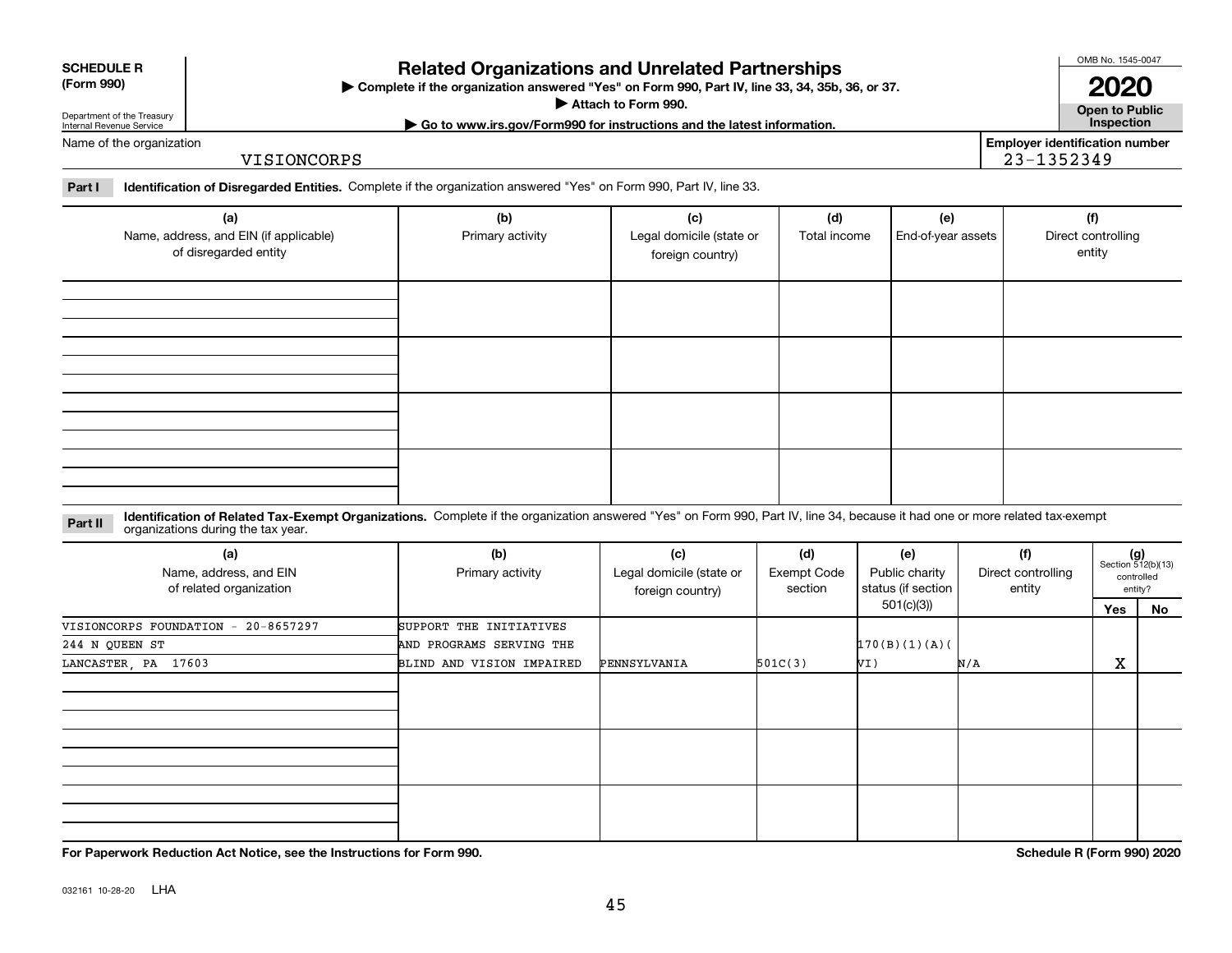**SCHEDULE R (Form 990)**

Department of the Treasury
Internal Revenue Service

# Related Organizations and Unrelated Partnerships

▶ Complete if the organization answered "Yes" on Form 990, Part IV, line 33, 34, 35b, 36, or 37.

▶ Attach to Form 990.

▶ Go to www.irs.gov/Form990 for instructions and the latest information.

OMB No. 1545-0047

**2020**

**Open to Public Inspection**

Name of the organization: VISIONCORPS

Employer identification number: 23-1352349

**Part I** **Identification of Disregarded Entities.** Complete if the organization answered "Yes" on Form 990, Part IV, line 33.

| (a) Name, address, and EIN (if applicable) of disregarded entity | (b) Primary activity | (c) Legal domicile (state or foreign country) | (d) Total income | (e) End-of-year assets | (f) Direct controlling entity |
|---|---|---|---|---|---|
| | | | | | |
| | | | | | |
| | | | | | |
| | | | | | |

**Part II** **Identification of Related Tax-Exempt Organizations.** Complete if the organization answered "Yes" on Form 990, Part IV, line 34, because it had one or more related tax-exempt organizations during the tax year.

| (a) Name, address, and EIN of related organization | (b) Primary activity | (c) Legal domicile (state or foreign country) | (d) Exempt Code section | (e) Public charity status (if section 501(c)(3)) | (f) Direct controlling entity | (g) Section 512(b)(13) controlled entity? Yes | No |
|---|---|---|---|---|---|---|---|
| VISIONCORPS FOUNDATION - 20-8657297<br>244 N QUEEN ST<br>LANCASTER, PA 17603 | SUPPORT THE INITIATIVES AND PROGRAMS SERVING THE BLIND AND VISION IMPAIRED | PENNSYLVANIA | 501C(3) | 170(B)(1)(A)(VI) | N/A | X | |
| | | | | | | | |
| | | | | | | | |
| | | | | | | | |

**For Paperwork Reduction Act Notice, see the Instructions for Form 990.**

**Schedule R (Form 990) 2020**

032161 10-28-20 LHA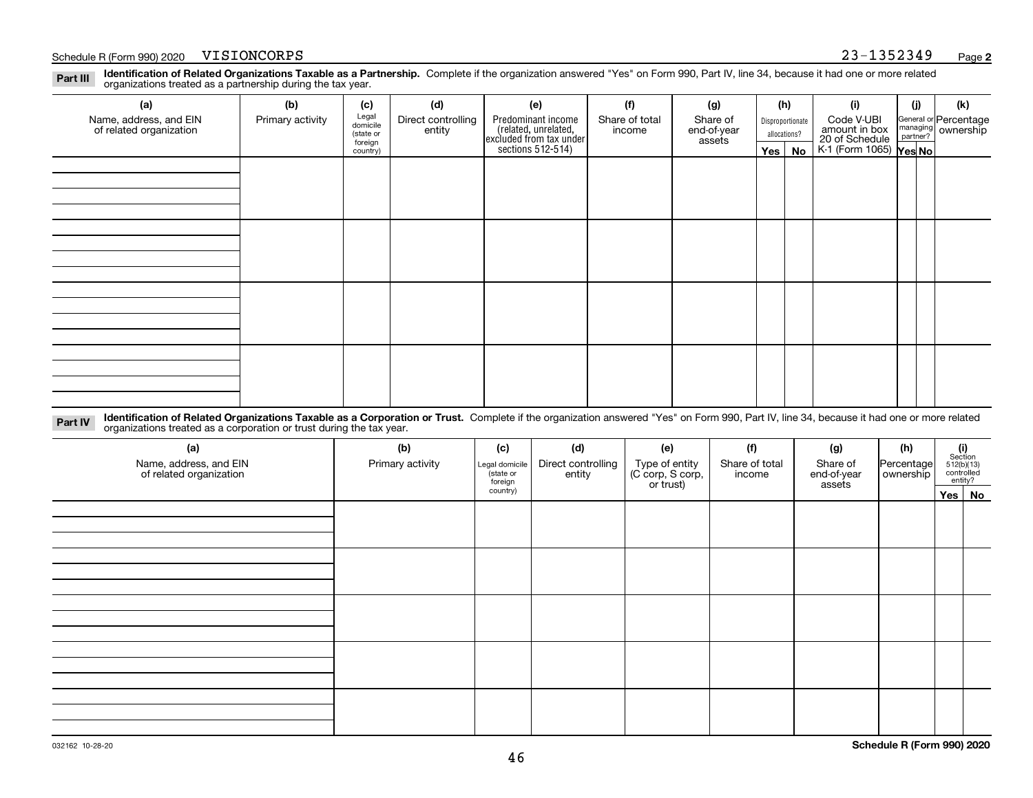Schedule R (Form 990) 2020 VISIONCORPS 23-1352349

## Part III Identification of Related Organizations Taxable as a Partnership.

Complete if the organization answered "Yes" on Form 990, Part IV, line 34, because it had one or more related organizations treated as a partnership during the tax year.

| (a) Name, address, and EIN of related organization | (b) Primary activity | (c) Legal domicile (state or foreign country) | (d) Direct controlling entity | (e) Predominant income (related, unrelated, excluded from tax under sections 512-514) | (f) Share of total income | (g) Share of end-of-year assets | (h) Disproportionate allocations? Yes | No | (i) Code V-UBI amount in box 20 of Schedule K-1 (Form 1065) | (j) General or managing partner? Yes | No | (k) Percentage ownership |
|---|---|---|---|---|---|---|---|---|---|---|---|---|
| | | | | | | | | | | | | |
| | | | | | | | | | | | | |
| | | | | | | | | | | | | |
| | | | | | | | | | | | | |

## Part IV Identification of Related Organizations Taxable as a Corporation or Trust.

Complete if the organization answered "Yes" on Form 990, Part IV, line 34, because it had one or more related organizations treated as a corporation or trust during the tax year.

| (a) Name, address, and EIN of related organization | (b) Primary activity | (c) Legal domicile (state or foreign country) | (d) Direct controlling entity | (e) Type of entity (C corp, S corp, or trust) | (f) Share of total income | (g) Share of end-of-year assets | (h) Percentage ownership | (i) Section 512(b)(13) controlled entity? Yes | No |
|---|---|---|---|---|---|---|---|---|---|
| | | | | | | | | | |
| | | | | | | | | | |
| | | | | | | | | | |
| | | | | | | | | | |
| | | | | | | | | | |

032162 10-28-20 Schedule R (Form 990) 2020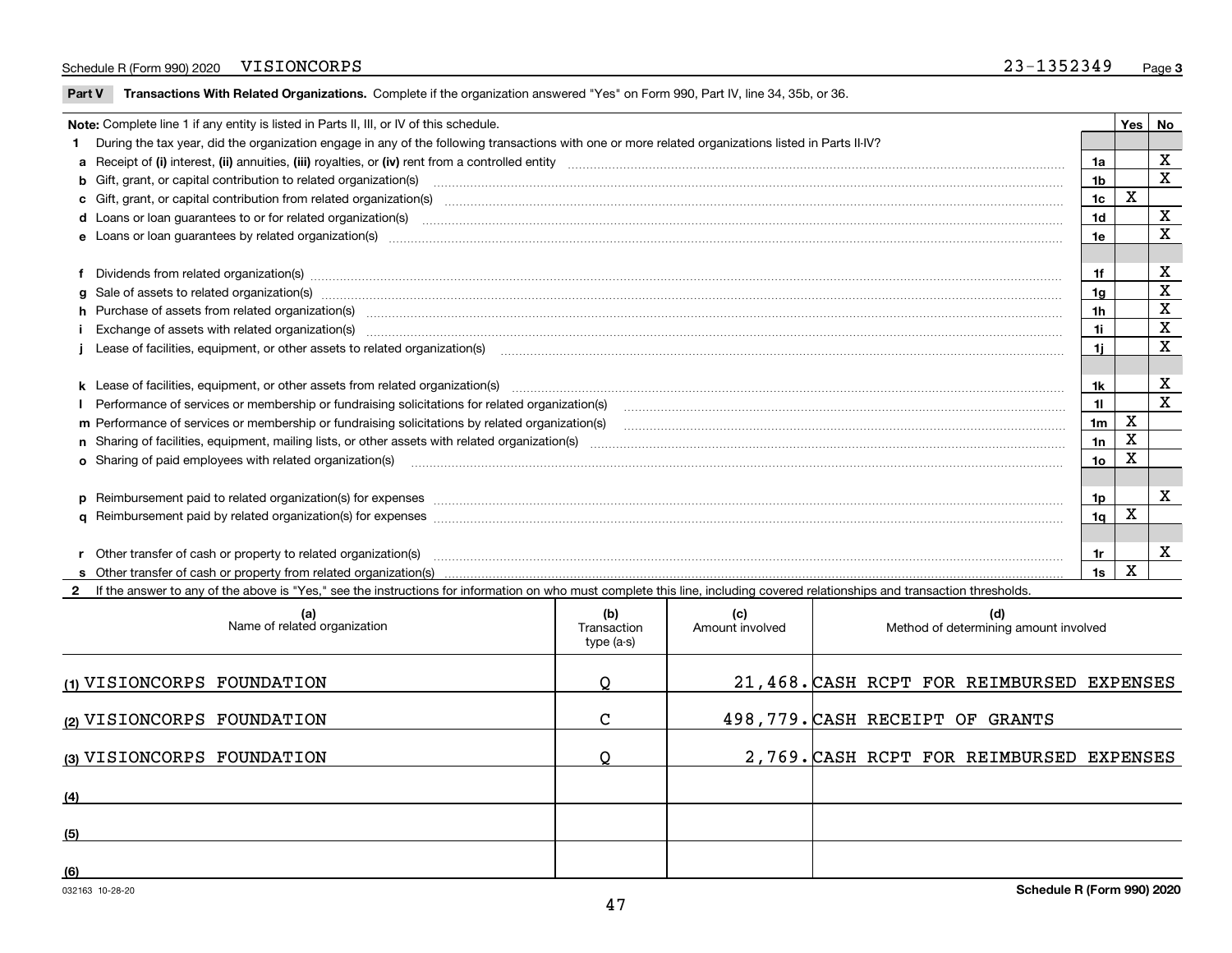Schedule R (Form 990) 2020 VISIONCORPS 23-1352349

## Part V Transactions With Related Organizations. Complete if the organization answered "Yes" on Form 990, Part IV, line 34, 35b, or 36.

| Note: Complete line 1 if any entity is listed in Parts II, III, or IV of this schedule. | | Yes | No |
|---|---|---|---|
| **1** During the tax year, did the organization engage in any of the following transactions with one or more related organizations listed in Parts II-IV? | | | |
| **a** Receipt of **(i)** interest, **(ii)** annuities, **(iii)** royalties, or **(iv)** rent from a controlled entity | 1a | | X |
| **b** Gift, grant, or capital contribution to related organization(s) | 1b | | X |
| **c** Gift, grant, or capital contribution from related organization(s) | 1c | X | |
| **d** Loans or loan guarantees to or for related organization(s) | 1d | | X |
| **e** Loans or loan guarantees by related organization(s) | 1e | | X |
| **f** Dividends from related organization(s) | 1f | | X |
| **g** Sale of assets to related organization(s) | 1g | | X |
| **h** Purchase of assets from related organization(s) | 1h | | X |
| **i** Exchange of assets with related organization(s) | 1i | | X |
| **j** Lease of facilities, equipment, or other assets to related organization(s) | 1j | | X |
| **k** Lease of facilities, equipment, or other assets from related organization(s) | 1k | | X |
| **l** Performance of services or membership or fundraising solicitations for related organization(s) | 1l | | X |
| **m** Performance of services or membership or fundraising solicitations by related organization(s) | 1m | X | |
| **n** Sharing of facilities, equipment, mailing lists, or other assets with related organization(s) | 1n | X | |
| **o** Sharing of paid employees with related organization(s) | 1o | X | |
| **p** Reimbursement paid to related organization(s) for expenses | 1p | | X |
| **q** Reimbursement paid by related organization(s) for expenses | 1q | X | |
| **r** Other transfer of cash or property to related organization(s) | 1r | | X |
| **s** Other transfer of cash or property from related organization(s) | 1s | X | |

**2** If the answer to any of the above is "Yes," see the instructions for information on who must complete this line, including covered relationships and transaction thresholds.

| (a) Name of related organization | (b) Transaction type (a-s) | (c) Amount involved | (d) Method of determining amount involved |
|---|---|---|---|
| (1) VISIONCORPS FOUNDATION | Q | 21,468. | CASH RCPT FOR REIMBURSED EXPENSES |
| (2) VISIONCORPS FOUNDATION | C | 498,779. | CASH RECEIPT OF GRANTS |
| (3) VISIONCORPS FOUNDATION | Q | 2,769. | CASH RCPT FOR REIMBURSED EXPENSES |
| (4) | | | |
| (5) | | | |
| (6) | | | |

032163 10-28-20 **Schedule R (Form 990) 2020**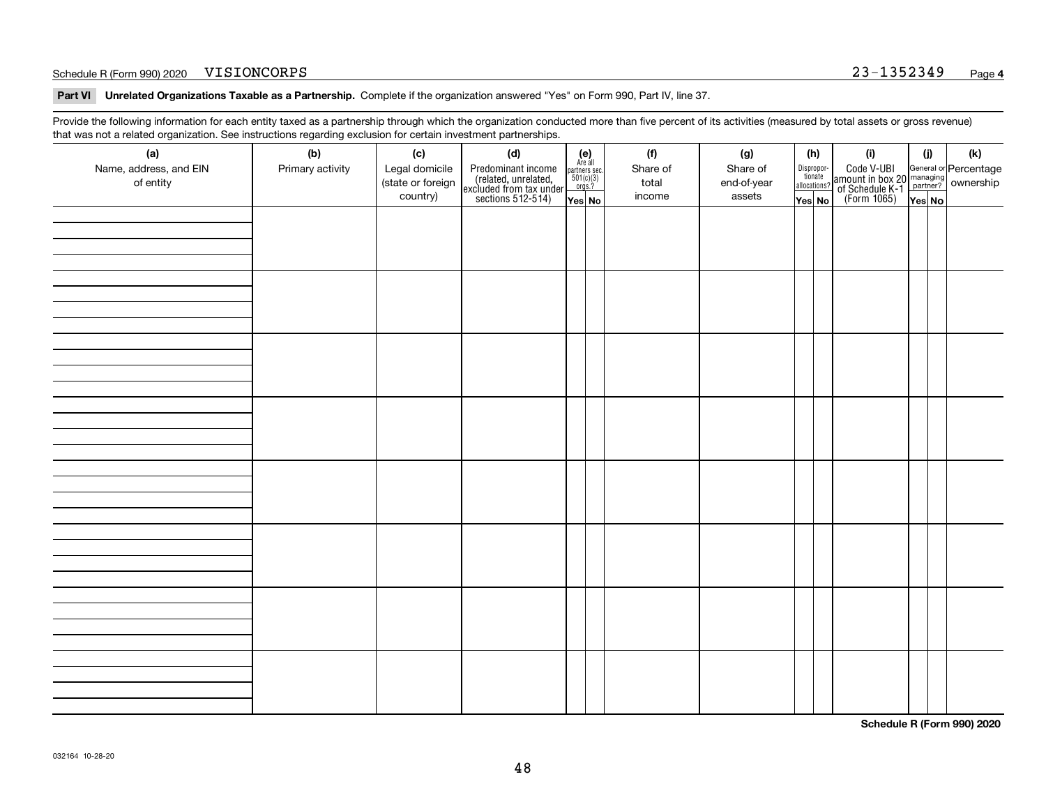Schedule R (Form 990) 2020 VISIONCORPS 23-1352349

**Part VI Unrelated Organizations Taxable as a Partnership.** Complete if the organization answered "Yes" on Form 990, Part IV, line 37.

Provide the following information for each entity taxed as a partnership through which the organization conducted more than five percent of its activities (measured by total assets or gross revenue) that was not a related organization. See instructions regarding exclusion for certain investment partnerships.

| (a) Name, address, and EIN of entity | (b) Primary activity | (c) Legal domicile (state or foreign country) | (d) Predominant income (related, unrelated, excluded from tax under sections 512-514) | (e) Are all partners sec. 501(c)(3) orgs.? Yes | (e) No | (f) Share of total income | (g) Share of end-of-year assets | (h) Disproportionate allocations? Yes | (h) No | (i) Code V-UBI amount in box 20 of Schedule K-1 (Form 1065) | (j) General or managing partner? Yes | (j) No | (k) Percentage ownership |
|---|---|---|---|---|---|---|---|---|---|---|---|---|---|
| | | | | | | | | | | | | | |
| | | | | | | | | | | | | | |
| | | | | | | | | | | | | | |
| | | | | | | | | | | | | | |
| | | | | | | | | | | | | | |
| | | | | | | | | | | | | | |
| | | | | | | | | | | | | | |
| | | | | | | | | | | | | | |

**Schedule R (Form 990) 2020**

032164 10-28-20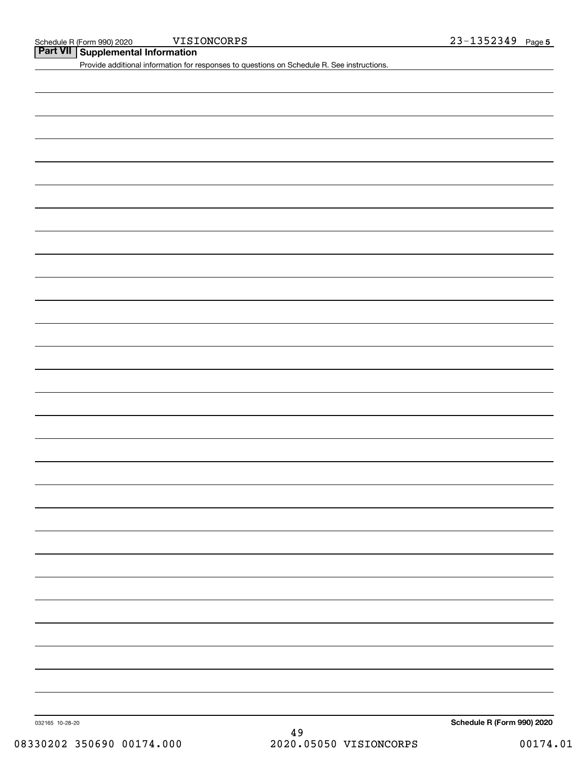Schedule R (Form 990) 2020 VISIONCORPS 23-1352349 Page 5

## Part VII Supplemental Information

Provide additional information for responses to questions on Schedule R. See instructions.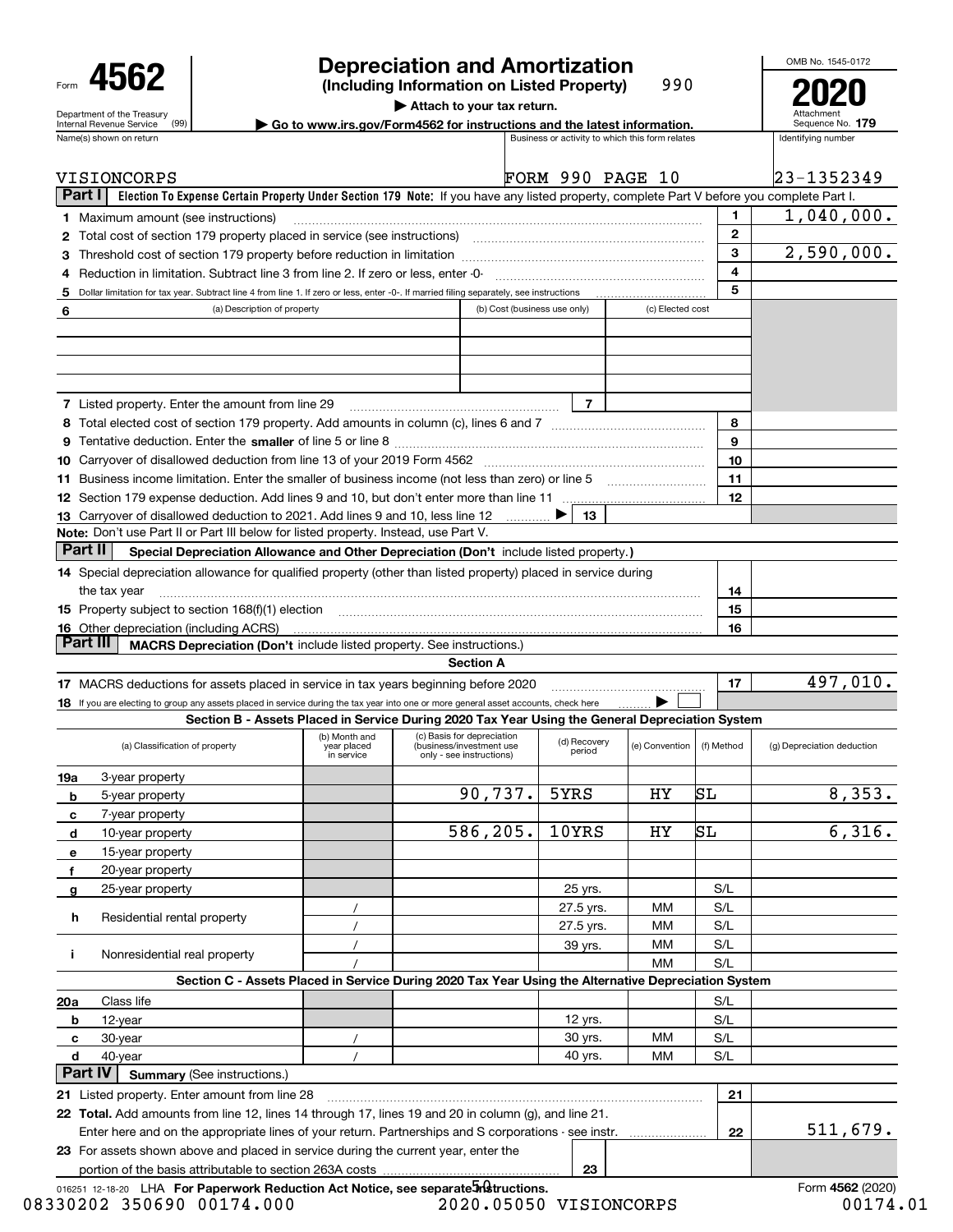Form **4562**

Department of the Treasury
Internal Revenue Service (99)

# Depreciation and Amortization

**(Including Information on Listed Property)** 990

▶ **Attach to your tax return.**

▶ **Go to www.irs.gov/Form4562 for instructions and the latest information.**

OMB No. 1545-0172

**2020**

Attachment Sequence No. **179**

| Name(s) shown on return | Business or activity to which this form relates | Identifying number |
|---|---|---|
| VISIONCORPS | FORM 990 PAGE 10 | 23-1352349 |

## Part I Election To Expense Certain Property Under Section 179 Note: If you have any listed property, complete Part V before you complete Part I.

| | | Line | Amount |
|---|---|---|---|
| **1** | Maximum amount (see instructions) | 1 | 1,040,000. |
| **2** | Total cost of section 179 property placed in service (see instructions) | 2 | |
| **3** | Threshold cost of section 179 property before reduction in limitation | 3 | 2,590,000. |
| **4** | Reduction in limitation. Subtract line 3 from line 2. If zero or less, enter -0- | 4 | |
| **5** | Dollar limitation for tax year. Subtract line 4 from line 1. If zero or less, enter -0-. If married filing separately, see instructions | 5 | |

| **6** (a) Description of property | (b) Cost (business use only) | (c) Elected cost |
|---|---|---|
| | | |
| | | |
| | | |
| | | |

| | | Line | Amount |
|---|---|---|---|
| **7** | Listed property. Enter the amount from line 29 | 7 | |
| **8** | Total elected cost of section 179 property. Add amounts in column (c), lines 6 and 7 | 8 | |
| **9** | Tentative deduction. Enter the **smaller** of line 5 or line 8 | 9 | |
| **10** | Carryover of disallowed deduction from line 13 of your 2019 Form 4562 | 10 | |
| **11** | Business income limitation. Enter the smaller of business income (not less than zero) or line 5 | 11 | |
| **12** | Section 179 expense deduction. Add lines 9 and 10, but don't enter more than line 11 | 12 | |
| **13** | Carryover of disallowed deduction to 2021. Add lines 9 and 10, less line 12 ▶ | 13 | |

**Note:** Don't use Part II or Part III below for listed property. Instead, use Part V.

## Part II Special Depreciation Allowance and Other Depreciation (Don't include listed property.)

| | | Line | Amount |
|---|---|---|---|
| **14** | Special depreciation allowance for qualified property (other than listed property) placed in service during the tax year | 14 | |
| **15** | Property subject to section 168(f)(1) election | 15 | |
| **16** | Other depreciation (including ACRS) | 16 | |

## Part III MACRS Depreciation (Don't include listed property. See instructions.)

### Section A

| | | Line | Amount |
|---|---|---|---|
| **17** | MACRS deductions for assets placed in service in tax years beginning before 2020 | 17 | 497,010. |
| **18** | If you are electing to group any assets placed in service during the tax year into one or more general asset accounts, check here ▶ ☐ | | |

### Section B - Assets Placed in Service During 2020 Tax Year Using the General Depreciation System

| (a) Classification of property | (b) Month and year placed in service | (c) Basis for depreciation (business/investment use only - see instructions) | (d) Recovery period | (e) Convention | (f) Method | (g) Depreciation deduction |
|---|---|---|---|---|---|---|
| **19a** 3-year property | | | | | | |
| **b** 5-year property | | 90,737. | 5YRS | HY | SL | 8,353. |
| **c** 7-year property | | | | | | |
| **d** 10-year property | | 586,205. | 10YRS | HY | SL | 6,316. |
| **e** 15-year property | | | | | | |
| **f** 20-year property | | | | | | |
| **g** 25-year property | | | 25 yrs. | | S/L | |
| **h** Residential rental property | / | | 27.5 yrs. | MM | S/L | |
| | / | | 27.5 yrs. | MM | S/L | |
| **i** Nonresidential real property | / | | 39 yrs. | MM | S/L | |
| | / | | | MM | S/L | |

### Section C - Assets Placed in Service During 2020 Tax Year Using the Alternative Depreciation System

| (a) Classification of property | (b) Month and year placed in service | (c) Basis for depreciation | (d) Recovery period | (e) Convention | (f) Method | (g) Depreciation deduction |
|---|---|---|---|---|---|---|
| **20a** Class life | | | | | S/L | |
| **b** 12-year | | | 12 yrs. | | S/L | |
| **c** 30-year | / | | 30 yrs. | MM | S/L | |
| **d** 40-year | / | | 40 yrs. | MM | S/L | |

## Part IV Summary (See instructions.)

| | | Line | Amount |
|---|---|---|---|
| **21** | Listed property. Enter amount from line 28 | 21 | |
| **22** | **Total.** Add amounts from line 12, lines 14 through 17, lines 19 and 20 in column (g), and line 21. Enter here and on the appropriate lines of your return. Partnerships and S corporations - see instr. | 22 | 511,679. |
| **23** | For assets shown above and placed in service during the current year, enter the portion of the basis attributable to section 263A costs | 23 | |

016251 12-18-20 LHA **For Paperwork Reduction Act Notice, see separate instructions.** Form **4562** (2020)

08330202 350690 00174.000 2020.05050 VISIONCORPS 00174.01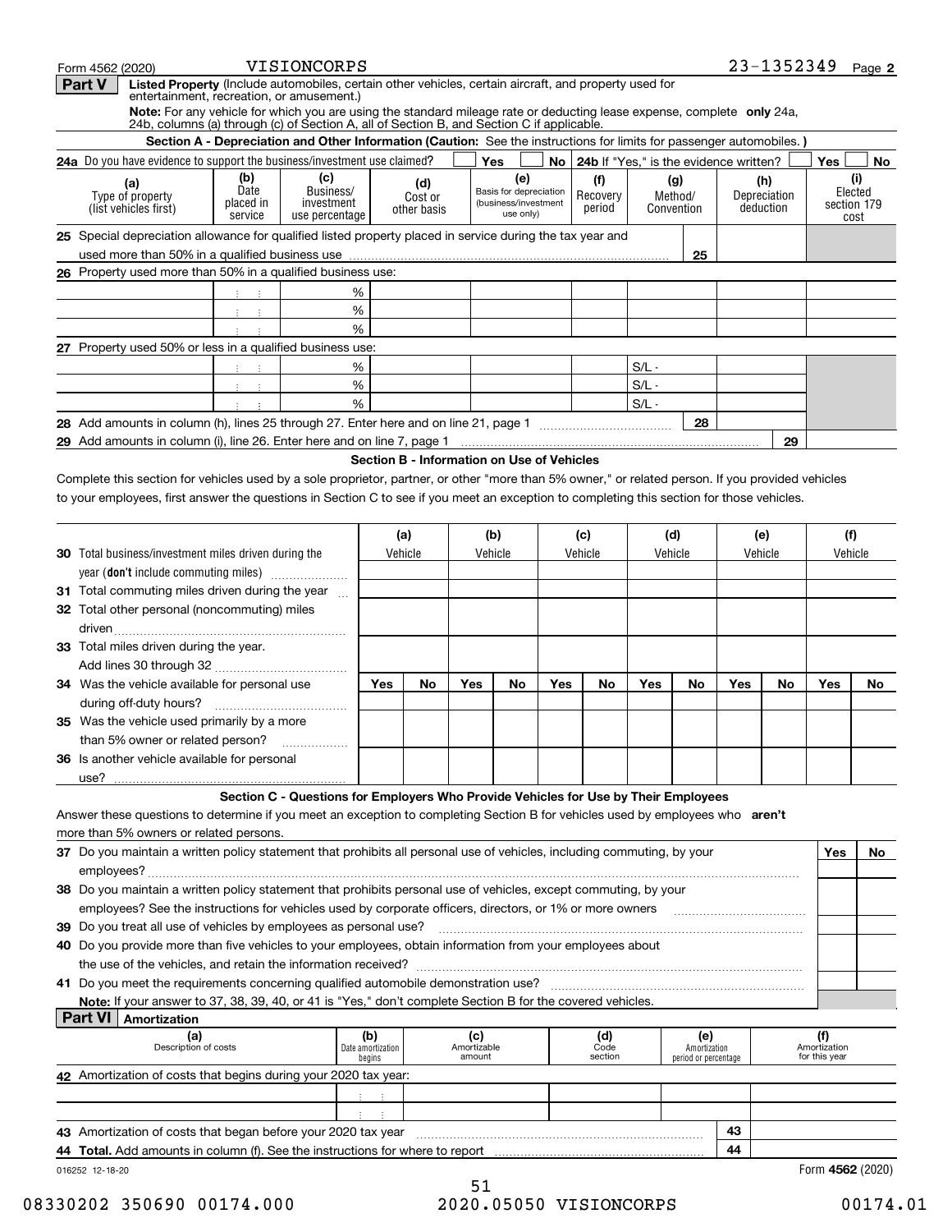Form 4562 (2020) VISIONCORPS 23-1352349 Page **2**

**Part V** **Listed Property** (Include automobiles, certain other vehicles, certain aircraft, and property used for entertainment, recreation, or amusement.)

**Note:** For any vehicle for which you are using the standard mileage rate or deducting lease expense, complete **only** 24a, 24b, columns (a) through (c) of Section A, all of Section B, and Section C if applicable.

**Section A - Depreciation and Other Information (Caution:** See the instructions for limits for passenger automobiles.**)**

**24a** Do you have evidence to support the business/investment use claimed? Yes No **24b** If "Yes," is the evidence written? Yes No

| (a) Type of property (list vehicles first) | (b) Date placed in service | (c) Business/ investment use percentage | (d) Cost or other basis | (e) Basis for depreciation (business/investment use only) | (f) Recovery period | (g) Method/ Convention | (h) Depreciation deduction | (i) Elected section 179 cost |
|---|---|---|---|---|---|---|---|---|
| **25** Special depreciation allowance for qualified listed property placed in service during the tax year and used more than 50% in a qualified business use | | | | | | 25 | | |
| **26** Property used more than 50% in a qualified business use: | | | | | | | | |
| | | % | | | | | | |
| | | % | | | | | | |
| | | % | | | | | | |
| **27** Property used 50% or less in a qualified business use: | | | | | | | | |
| | | % | | | | S/L - | | |
| | | % | | | | S/L - | | |
| | | % | | | | S/L - | | |
| **28** Add amounts in column (h), lines 25 through 27. Enter here and on line 21, page 1 | | | | | | 28 | | |
| **29** Add amounts in column (i), line 26. Enter here and on line 7, page 1 | | | | | | | 29 | |

**Section B - Information on Use of Vehicles**

Complete this section for vehicles used by a sole proprietor, partner, or other "more than 5% owner," or related person. If you provided vehicles to your employees, first answer the questions in Section C to see if you meet an exception to completing this section for those vehicles.

| | (a) Vehicle | | (b) Vehicle | | (c) Vehicle | | (d) Vehicle | | (e) Vehicle | | (f) Vehicle | |
|---|---|---|---|---|---|---|---|---|---|---|---|---|
| **30** Total business/investment miles driven during the year (**don't** include commuting miles) | | | | | | | | | | | | |
| **31** Total commuting miles driven during the year | | | | | | | | | | | | |
| **32** Total other personal (noncommuting) miles driven | | | | | | | | | | | | |
| **33** Total miles driven during the year. Add lines 30 through 32 | | | | | | | | | | | | |
| | **Yes** | **No** | **Yes** | **No** | **Yes** | **No** | **Yes** | **No** | **Yes** | **No** | **Yes** | **No** |
| **34** Was the vehicle available for personal use during off-duty hours? | | | | | | | | | | | | |
| **35** Was the vehicle used primarily by a more than 5% owner or related person? | | | | | | | | | | | | |
| **36** Is another vehicle available for personal use? | | | | | | | | | | | | |

**Section C - Questions for Employers Who Provide Vehicles for Use by Their Employees**

Answer these questions to determine if you meet an exception to completing Section B for vehicles used by employees who **aren't** more than 5% owners or related persons.

| | Yes | No |
|---|---|---|
| **37** Do you maintain a written policy statement that prohibits all personal use of vehicles, including commuting, by your employees? | | |
| **38** Do you maintain a written policy statement that prohibits personal use of vehicles, except commuting, by your employees? See the instructions for vehicles used by corporate officers, directors, or 1% or more owners | | |
| **39** Do you treat all use of vehicles by employees as personal use? | | |
| **40** Do you provide more than five vehicles to your employees, obtain information from your employees about the use of the vehicles, and retain the information received? | | |
| **41** Do you meet the requirements concerning qualified automobile demonstration use? | | |

**Note:** If your answer to 37, 38, 39, 40, or 41 is "Yes," don't complete Section B for the covered vehicles.

**Part VI** **Amortization**

| (a) Description of costs | (b) Date amortization begins | (c) Amortizable amount | (d) Code section | (e) Amortization period or percentage | (f) Amortization for this year |
|---|---|---|---|---|---|
| **42** Amortization of costs that begins during your 2020 tax year: | | | | | |
| | | | | | |
| | | | | | |
| **43** Amortization of costs that began before your 2020 tax year | | | | 43 | |
| **44** **Total.** Add amounts in column (f). See the instructions for where to report | | | | 44 | |

016252 12-18-20 Form **4562** (2020)

08330202 350690 00174.000 2020.05050 VISIONCORPS 00174.01